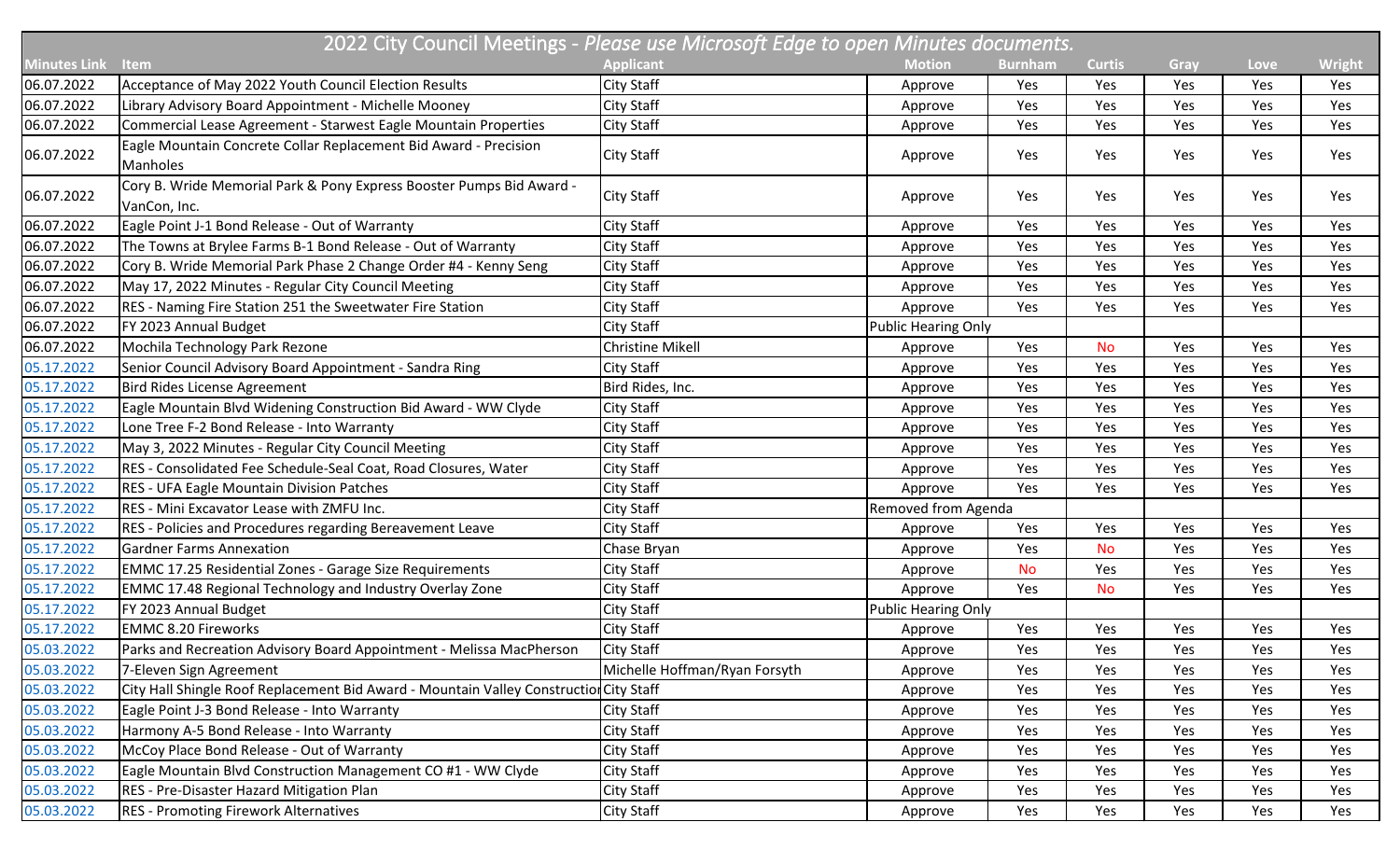# 2022 City Council Meetings - *Please use Microsoft Edge to open Minutes documents.*

| Minutes Link | Item | Applicant | Motion | Burnham | Curtis | Gray | Love | Wright |
|---|---|---|---|---|---|---|---|---|
| 06.07.2022 | Acceptance of May 2022 Youth Council Election Results | City Staff | Approve | Yes | Yes | Yes | Yes | Yes |
| 06.07.2022 | Library Advisory Board Appointment - Michelle Mooney | City Staff | Approve | Yes | Yes | Yes | Yes | Yes |
| 06.07.2022 | Commercial Lease Agreement - Starwest Eagle Mountain Properties | City Staff | Approve | Yes | Yes | Yes | Yes | Yes |
| 06.07.2022 | Eagle Mountain Concrete Collar Replacement Bid Award - Precision Manholes | City Staff | Approve | Yes | Yes | Yes | Yes | Yes |
| 06.07.2022 | Cory B. Wride Memorial Park & Pony Express Booster Pumps Bid Award - VanCon, Inc. | City Staff | Approve | Yes | Yes | Yes | Yes | Yes |
| 06.07.2022 | Eagle Point J-1 Bond Release - Out of Warranty | City Staff | Approve | Yes | Yes | Yes | Yes | Yes |
| 06.07.2022 | The Towns at Brylee Farms B-1 Bond Release - Out of Warranty | City Staff | Approve | Yes | Yes | Yes | Yes | Yes |
| 06.07.2022 | Cory B. Wride Memorial Park Phase 2 Change Order #4 - Kenny Seng | City Staff | Approve | Yes | Yes | Yes | Yes | Yes |
| 06.07.2022 | May 17, 2022 Minutes - Regular City Council Meeting | City Staff | Approve | Yes | Yes | Yes | Yes | Yes |
| 06.07.2022 | RES - Naming Fire Station 251 the Sweetwater Fire Station | City Staff | Approve | Yes | Yes | Yes | Yes | Yes |
| 06.07.2022 | FY 2023 Annual Budget | City Staff | Public Hearing Only | | | | | |
| 06.07.2022 | Mochila Technology Park Rezone | Christine Mikell | Approve | Yes | No | Yes | Yes | Yes |
| 05.17.2022 | Senior Council Advisory Board Appointment - Sandra Ring | City Staff | Approve | Yes | Yes | Yes | Yes | Yes |
| 05.17.2022 | Bird Rides License Agreement | Bird Rides, Inc. | Approve | Yes | Yes | Yes | Yes | Yes |
| 05.17.2022 | Eagle Mountain Blvd Widening Construction Bid Award - WW Clyde | City Staff | Approve | Yes | Yes | Yes | Yes | Yes |
| 05.17.2022 | Lone Tree F-2 Bond Release - Into Warranty | City Staff | Approve | Yes | Yes | Yes | Yes | Yes |
| 05.17.2022 | May 3, 2022 Minutes - Regular City Council Meeting | City Staff | Approve | Yes | Yes | Yes | Yes | Yes |
| 05.17.2022 | RES - Consolidated Fee Schedule-Seal Coat, Road Closures, Water | City Staff | Approve | Yes | Yes | Yes | Yes | Yes |
| 05.17.2022 | RES - UFA Eagle Mountain Division Patches | City Staff | Approve | Yes | Yes | Yes | Yes | Yes |
| 05.17.2022 | RES - Mini Excavator Lease with ZMFU Inc. | City Staff | Removed from Agenda | | | | | |
| 05.17.2022 | RES - Policies and Procedures regarding Bereavement Leave | City Staff | Approve | Yes | Yes | Yes | Yes | Yes |
| 05.17.2022 | Gardner Farms Annexation | Chase Bryan | Approve | Yes | No | Yes | Yes | Yes |
| 05.17.2022 | EMMC 17.25 Residential Zones - Garage Size Requirements | City Staff | Approve | No | Yes | Yes | Yes | Yes |
| 05.17.2022 | EMMC 17.48 Regional Technology and Industry Overlay Zone | City Staff | Approve | Yes | No | Yes | Yes | Yes |
| 05.17.2022 | FY 2023 Annual Budget | City Staff | Public Hearing Only | | | | | |
| 05.17.2022 | EMMC 8.20 Fireworks | City Staff | Approve | Yes | Yes | Yes | Yes | Yes |
| 05.03.2022 | Parks and Recreation Advisory Board Appointment - Melissa MacPherson | City Staff | Approve | Yes | Yes | Yes | Yes | Yes |
| 05.03.2022 | 7-Eleven Sign Agreement | Michelle Hoffman/Ryan Forsyth | Approve | Yes | Yes | Yes | Yes | Yes |
| 05.03.2022 | City Hall Shingle Roof Replacement Bid Award - Mountain Valley Construction | City Staff | Approve | Yes | Yes | Yes | Yes | Yes |
| 05.03.2022 | Eagle Point J-3 Bond Release - Into Warranty | City Staff | Approve | Yes | Yes | Yes | Yes | Yes |
| 05.03.2022 | Harmony A-5 Bond Release - Into Warranty | City Staff | Approve | Yes | Yes | Yes | Yes | Yes |
| 05.03.2022 | McCoy Place Bond Release - Out of Warranty | City Staff | Approve | Yes | Yes | Yes | Yes | Yes |
| 05.03.2022 | Eagle Mountain Blvd Construction Management CO #1 - WW Clyde | City Staff | Approve | Yes | Yes | Yes | Yes | Yes |
| 05.03.2022 | RES - Pre-Disaster Hazard Mitigation Plan | City Staff | Approve | Yes | Yes | Yes | Yes | Yes |
| 05.03.2022 | RES - Promoting Firework Alternatives | City Staff | Approve | Yes | Yes | Yes | Yes | Yes |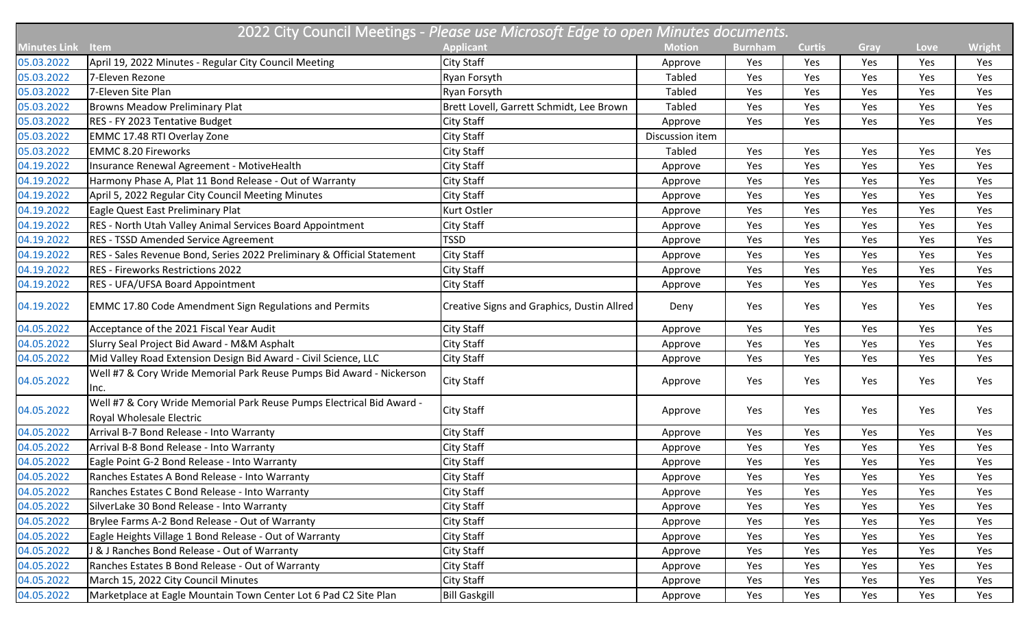| 2022 City Council Meetings - *Please use Microsoft Edge to open Minutes documents.* | | | | | | | | |
|---|---|---|---|---|---|---|---|---|
| **Minutes Link** | **Item** | **Applicant** | **Motion** | **Burnham** | **Curtis** | **Gray** | **Love** | **Wright** |
| 05.03.2022 | April 19, 2022 Minutes - Regular City Council Meeting | City Staff | Approve | Yes | Yes | Yes | Yes | Yes |
| 05.03.2022 | 7-Eleven Rezone | Ryan Forsyth | Tabled | Yes | Yes | Yes | Yes | Yes |
| 05.03.2022 | 7-Eleven Site Plan | Ryan Forsyth | Tabled | Yes | Yes | Yes | Yes | Yes |
| 05.03.2022 | Browns Meadow Preliminary Plat | Brett Lovell, Garrett Schmidt, Lee Brown | Tabled | Yes | Yes | Yes | Yes | Yes |
| 05.03.2022 | RES - FY 2023 Tentative Budget | City Staff | Approve | Yes | Yes | Yes | Yes | Yes |
| 05.03.2022 | EMMC 17.48 RTI Overlay Zone | City Staff | Discussion item | | | | | |
| 05.03.2022 | EMMC 8.20 Fireworks | City Staff | Tabled | Yes | Yes | Yes | Yes | Yes |
| 04.19.2022 | Insurance Renewal Agreement - MotiveHealth | City Staff | Approve | Yes | Yes | Yes | Yes | Yes |
| 04.19.2022 | Harmony Phase A, Plat 11 Bond Release - Out of Warranty | City Staff | Approve | Yes | Yes | Yes | Yes | Yes |
| 04.19.2022 | April 5, 2022 Regular City Council Meeting Minutes | City Staff | Approve | Yes | Yes | Yes | Yes | Yes |
| 04.19.2022 | Eagle Quest East Preliminary Plat | Kurt Ostler | Approve | Yes | Yes | Yes | Yes | Yes |
| 04.19.2022 | RES - North Utah Valley Animal Services Board Appointment | City Staff | Approve | Yes | Yes | Yes | Yes | Yes |
| 04.19.2022 | RES - TSSD Amended Service Agreement | TSSD | Approve | Yes | Yes | Yes | Yes | Yes |
| 04.19.2022 | RES - Sales Revenue Bond, Series 2022 Preliminary & Official Statement | City Staff | Approve | Yes | Yes | Yes | Yes | Yes |
| 04.19.2022 | RES - Fireworks Restrictions 2022 | City Staff | Approve | Yes | Yes | Yes | Yes | Yes |
| 04.19.2022 | RES - UFA/UFSA Board Appointment | City Staff | Approve | Yes | Yes | Yes | Yes | Yes |
| 04.19.2022 | EMMC 17.80 Code Amendment Sign Regulations and Permits | Creative Signs and Graphics, Dustin Allred | Deny | Yes | Yes | Yes | Yes | Yes |
| 04.05.2022 | Acceptance of the 2021 Fiscal Year Audit | City Staff | Approve | Yes | Yes | Yes | Yes | Yes |
| 04.05.2022 | Slurry Seal Project Bid Award - M&M Asphalt | City Staff | Approve | Yes | Yes | Yes | Yes | Yes |
| 04.05.2022 | Mid Valley Road Extension Design Bid Award - Civil Science, LLC | City Staff | Approve | Yes | Yes | Yes | Yes | Yes |
| 04.05.2022 | Well #7 & Cory Wride Memorial Park Reuse Pumps Bid Award - Nickerson Inc. | City Staff | Approve | Yes | Yes | Yes | Yes | Yes |
| 04.05.2022 | Well #7 & Cory Wride Memorial Park Reuse Pumps Electrical Bid Award - Royal Wholesale Electric | City Staff | Approve | Yes | Yes | Yes | Yes | Yes |
| 04.05.2022 | Arrival B-7 Bond Release - Into Warranty | City Staff | Approve | Yes | Yes | Yes | Yes | Yes |
| 04.05.2022 | Arrival B-8 Bond Release - Into Warranty | City Staff | Approve | Yes | Yes | Yes | Yes | Yes |
| 04.05.2022 | Eagle Point G-2 Bond Release - Into Warranty | City Staff | Approve | Yes | Yes | Yes | Yes | Yes |
| 04.05.2022 | Ranches Estates A Bond Release - Into Warranty | City Staff | Approve | Yes | Yes | Yes | Yes | Yes |
| 04.05.2022 | Ranches Estates C Bond Release - Into Warranty | City Staff | Approve | Yes | Yes | Yes | Yes | Yes |
| 04.05.2022 | SilverLake 30 Bond Release - Into Warranty | City Staff | Approve | Yes | Yes | Yes | Yes | Yes |
| 04.05.2022 | Brylee Farms A-2 Bond Release - Out of Warranty | City Staff | Approve | Yes | Yes | Yes | Yes | Yes |
| 04.05.2022 | Eagle Heights Village 1 Bond Release - Out of Warranty | City Staff | Approve | Yes | Yes | Yes | Yes | Yes |
| 04.05.2022 | J & J Ranches Bond Release - Out of Warranty | City Staff | Approve | Yes | Yes | Yes | Yes | Yes |
| 04.05.2022 | Ranches Estates B Bond Release - Out of Warranty | City Staff | Approve | Yes | Yes | Yes | Yes | Yes |
| 04.05.2022 | March 15, 2022 City Council Minutes | City Staff | Approve | Yes | Yes | Yes | Yes | Yes |
| 04.05.2022 | Marketplace at Eagle Mountain Town Center Lot 6 Pad C2 Site Plan | Bill Gaskgill | Approve | Yes | Yes | Yes | Yes | Yes |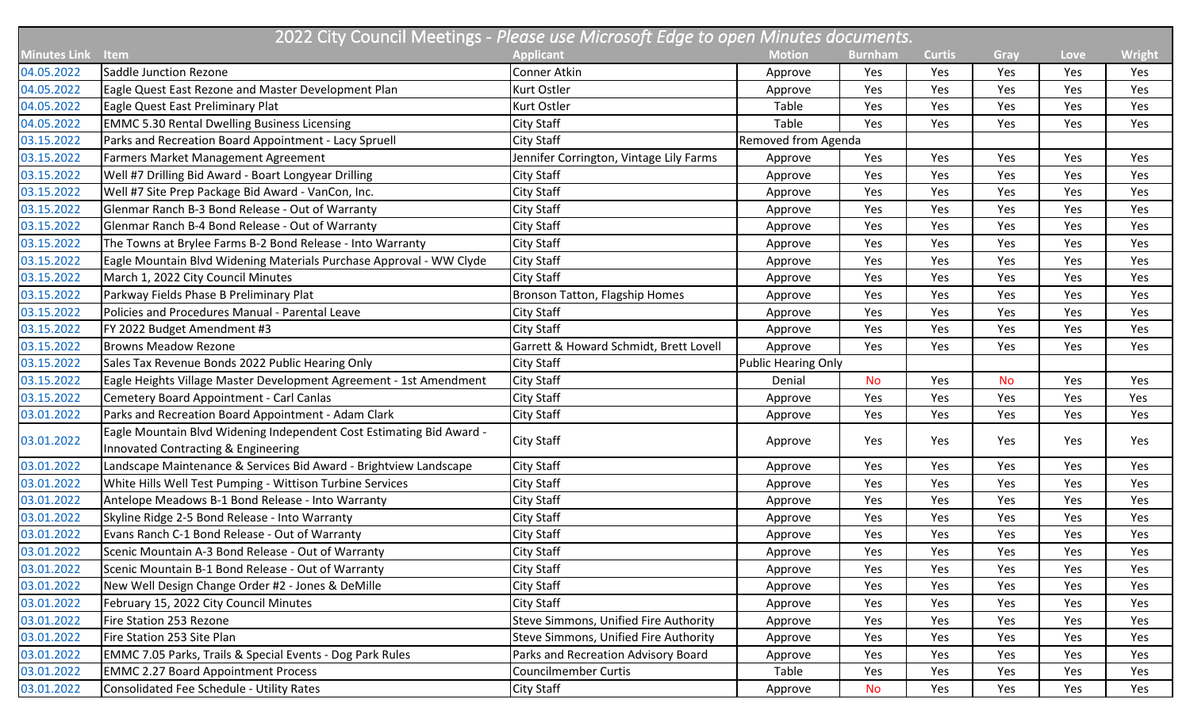# 2022 City Council Meetings - *Please use Microsoft Edge to open Minutes documents.*

| Minutes Link | Item | Applicant | Motion | Burnham | Curtis | Gray | Love | Wright |
|---|---|---|---|---|---|---|---|---|
| 04.05.2022 | Saddle Junction Rezone | Conner Atkin | Approve | Yes | Yes | Yes | Yes | Yes |
| 04.05.2022 | Eagle Quest East Rezone and Master Development Plan | Kurt Ostler | Approve | Yes | Yes | Yes | Yes | Yes |
| 04.05.2022 | Eagle Quest East Preliminary Plat | Kurt Ostler | Table | Yes | Yes | Yes | Yes | Yes |
| 04.05.2022 | EMMC 5.30 Rental Dwelling Business Licensing | City Staff | Table | Yes | Yes | Yes | Yes | Yes |
| 03.15.2022 | Parks and Recreation Board Appointment - Lacy Spruell | City Staff | Removed from Agenda | | | | | |
| 03.15.2022 | Farmers Market Management Agreement | Jennifer Corrington, Vintage Lily Farms | Approve | Yes | Yes | Yes | Yes | Yes |
| 03.15.2022 | Well #7 Drilling Bid Award - Boart Longyear Drilling | City Staff | Approve | Yes | Yes | Yes | Yes | Yes |
| 03.15.2022 | Well #7 Site Prep Package Bid Award - VanCon, Inc. | City Staff | Approve | Yes | Yes | Yes | Yes | Yes |
| 03.15.2022 | Glenmar Ranch B-3 Bond Release - Out of Warranty | City Staff | Approve | Yes | Yes | Yes | Yes | Yes |
| 03.15.2022 | Glenmar Ranch B-4 Bond Release - Out of Warranty | City Staff | Approve | Yes | Yes | Yes | Yes | Yes |
| 03.15.2022 | The Towns at Brylee Farms B-2 Bond Release - Into Warranty | City Staff | Approve | Yes | Yes | Yes | Yes | Yes |
| 03.15.2022 | Eagle Mountain Blvd Widening Materials Purchase Approval - WW Clyde | City Staff | Approve | Yes | Yes | Yes | Yes | Yes |
| 03.15.2022 | March 1, 2022 City Council Minutes | City Staff | Approve | Yes | Yes | Yes | Yes | Yes |
| 03.15.2022 | Parkway Fields Phase B Preliminary Plat | Bronson Tatton, Flagship Homes | Approve | Yes | Yes | Yes | Yes | Yes |
| 03.15.2022 | Policies and Procedures Manual - Parental Leave | City Staff | Approve | Yes | Yes | Yes | Yes | Yes |
| 03.15.2022 | FY 2022 Budget Amendment #3 | City Staff | Approve | Yes | Yes | Yes | Yes | Yes |
| 03.15.2022 | Browns Meadow Rezone | Garrett & Howard Schmidt, Brett Lovell | Approve | Yes | Yes | Yes | Yes | Yes |
| 03.15.2022 | Sales Tax Revenue Bonds 2022 Public Hearing Only | City Staff | Public Hearing Only | | | | | |
| 03.15.2022 | Eagle Heights Village Master Development Agreement - 1st Amendment | City Staff | Denial | No | Yes | No | Yes | Yes |
| 03.15.2022 | Cemetery Board Appointment - Carl Canlas | City Staff | Approve | Yes | Yes | Yes | Yes | Yes |
| 03.01.2022 | Parks and Recreation Board Appointment - Adam Clark | City Staff | Approve | Yes | Yes | Yes | Yes | Yes |
| 03.01.2022 | Eagle Mountain Blvd Widening Independent Cost Estimating Bid Award - Innovated Contracting & Engineering | City Staff | Approve | Yes | Yes | Yes | Yes | Yes |
| 03.01.2022 | Landscape Maintenance & Services Bid Award - Brightview Landscape | City Staff | Approve | Yes | Yes | Yes | Yes | Yes |
| 03.01.2022 | White Hills Well Test Pumping - Wittison Turbine Services | City Staff | Approve | Yes | Yes | Yes | Yes | Yes |
| 03.01.2022 | Antelope Meadows B-1 Bond Release - Into Warranty | City Staff | Approve | Yes | Yes | Yes | Yes | Yes |
| 03.01.2022 | Skyline Ridge 2-5 Bond Release - Into Warranty | City Staff | Approve | Yes | Yes | Yes | Yes | Yes |
| 03.01.2022 | Evans Ranch C-1 Bond Release - Out of Warranty | City Staff | Approve | Yes | Yes | Yes | Yes | Yes |
| 03.01.2022 | Scenic Mountain A-3 Bond Release - Out of Warranty | City Staff | Approve | Yes | Yes | Yes | Yes | Yes |
| 03.01.2022 | Scenic Mountain B-1 Bond Release - Out of Warranty | City Staff | Approve | Yes | Yes | Yes | Yes | Yes |
| 03.01.2022 | New Well Design Change Order #2 - Jones & DeMille | City Staff | Approve | Yes | Yes | Yes | Yes | Yes |
| 03.01.2022 | February 15, 2022 City Council Minutes | City Staff | Approve | Yes | Yes | Yes | Yes | Yes |
| 03.01.2022 | Fire Station 253 Rezone | Steve Simmons, Unified Fire Authority | Approve | Yes | Yes | Yes | Yes | Yes |
| 03.01.2022 | Fire Station 253 Site Plan | Steve Simmons, Unified Fire Authority | Approve | Yes | Yes | Yes | Yes | Yes |
| 03.01.2022 | EMMC 7.05 Parks, Trails & Special Events - Dog Park Rules | Parks and Recreation Advisory Board | Approve | Yes | Yes | Yes | Yes | Yes |
| 03.01.2022 | EMMC 2.27 Board Appointment Process | Councilmember Curtis | Table | Yes | Yes | Yes | Yes | Yes |
| 03.01.2022 | Consolidated Fee Schedule - Utility Rates | City Staff | Approve | No | Yes | Yes | Yes | Yes |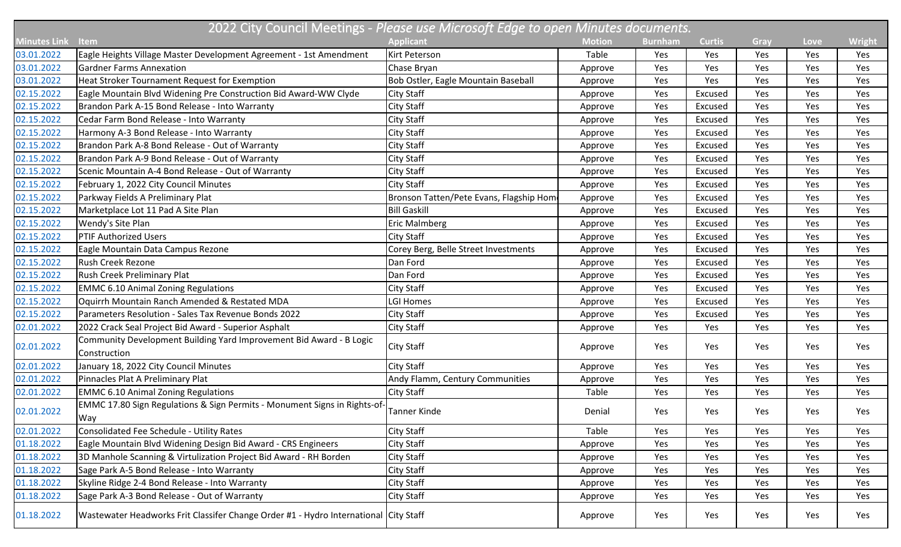| 2022 City Council Meetings - *Please use Microsoft Edge to open Minutes documents.* | | | | | | | | |
|---|---|---|---|---|---|---|---|---|
| **Minutes Link** | **Item** | **Applicant** | **Motion** | **Burnham** | **Curtis** | **Gray** | **Love** | **Wright** |
| 03.01.2022 | Eagle Heights Village Master Development Agreement - 1st Amendment | Kirt Peterson | Table | Yes | Yes | Yes | Yes | Yes |
| 03.01.2022 | Gardner Farms Annexation | Chase Bryan | Approve | Yes | Yes | Yes | Yes | Yes |
| 03.01.2022 | Heat Stroker Tournament Request for Exemption | Bob Ostler, Eagle Mountain Baseball | Approve | Yes | Yes | Yes | Yes | Yes |
| 02.15.2022 | Eagle Mountain Blvd Widening Pre Construction Bid Award-WW Clyde | City Staff | Approve | Yes | Excused | Yes | Yes | Yes |
| 02.15.2022 | Brandon Park A-15 Bond Release - Into Warranty | City Staff | Approve | Yes | Excused | Yes | Yes | Yes |
| 02.15.2022 | Cedar Farm Bond Release - Into Warranty | City Staff | Approve | Yes | Excused | Yes | Yes | Yes |
| 02.15.2022 | Harmony A-3 Bond Release - Into Warranty | City Staff | Approve | Yes | Excused | Yes | Yes | Yes |
| 02.15.2022 | Brandon Park A-8 Bond Release - Out of Warranty | City Staff | Approve | Yes | Excused | Yes | Yes | Yes |
| 02.15.2022 | Brandon Park A-9 Bond Release - Out of Warranty | City Staff | Approve | Yes | Excused | Yes | Yes | Yes |
| 02.15.2022 | Scenic Mountain A-4 Bond Release - Out of Warranty | City Staff | Approve | Yes | Excused | Yes | Yes | Yes |
| 02.15.2022 | February 1, 2022 City Council Minutes | City Staff | Approve | Yes | Excused | Yes | Yes | Yes |
| 02.15.2022 | Parkway Fields A Preliminary Plat | Bronson Tatten/Pete Evans, Flagship Hom | Approve | Yes | Excused | Yes | Yes | Yes |
| 02.15.2022 | Marketplace Lot 11 Pad A Site Plan | Bill Gaskill | Approve | Yes | Excused | Yes | Yes | Yes |
| 02.15.2022 | Wendy's Site Plan | Eric Malmberg | Approve | Yes | Excused | Yes | Yes | Yes |
| 02.15.2022 | PTIF Authorized Users | City Staff | Approve | Yes | Excused | Yes | Yes | Yes |
| 02.15.2022 | Eagle Mountain Data Campus Rezone | Corey Berg, Belle Street Investments | Approve | Yes | Excused | Yes | Yes | Yes |
| 02.15.2022 | Rush Creek Rezone | Dan Ford | Approve | Yes | Excused | Yes | Yes | Yes |
| 02.15.2022 | Rush Creek Preliminary Plat | Dan Ford | Approve | Yes | Excused | Yes | Yes | Yes |
| 02.15.2022 | EMMC 6.10 Animal Zoning Regulations | City Staff | Approve | Yes | Excused | Yes | Yes | Yes |
| 02.15.2022 | Oquirrh Mountain Ranch Amended & Restated MDA | LGI Homes | Approve | Yes | Excused | Yes | Yes | Yes |
| 02.15.2022 | Parameters Resolution - Sales Tax Revenue Bonds 2022 | City Staff | Approve | Yes | Excused | Yes | Yes | Yes |
| 02.01.2022 | 2022 Crack Seal Project Bid Award - Superior Asphalt | City Staff | Approve | Yes | Yes | Yes | Yes | Yes |
| 02.01.2022 | Community Development Building Yard Improvement Bid Award - B Logic Construction | City Staff | Approve | Yes | Yes | Yes | Yes | Yes |
| 02.01.2022 | January 18, 2022 City Council Minutes | City Staff | Approve | Yes | Yes | Yes | Yes | Yes |
| 02.01.2022 | Pinnacles Plat A Preliminary Plat | Andy Flamm, Century Communities | Approve | Yes | Yes | Yes | Yes | Yes |
| 02.01.2022 | EMMC 6.10 Animal Zoning Regulations | City Staff | Table | Yes | Yes | Yes | Yes | Yes |
| 02.01.2022 | EMMC 17.80 Sign Regulations & Sign Permits - Monument Signs in Rights-of-Way | Tanner Kinde | Denial | Yes | Yes | Yes | Yes | Yes |
| 02.01.2022 | Consolidated Fee Schedule - Utility Rates | City Staff | Table | Yes | Yes | Yes | Yes | Yes |
| 01.18.2022 | Eagle Mountain Blvd Widening Design Bid Award - CRS Engineers | City Staff | Approve | Yes | Yes | Yes | Yes | Yes |
| 01.18.2022 | 3D Manhole Scanning & Virtulization Project Bid Award - RH Borden | City Staff | Approve | Yes | Yes | Yes | Yes | Yes |
| 01.18.2022 | Sage Park A-5 Bond Release - Into Warranty | City Staff | Approve | Yes | Yes | Yes | Yes | Yes |
| 01.18.2022 | Skyline Ridge 2-4 Bond Release - Into Warranty | City Staff | Approve | Yes | Yes | Yes | Yes | Yes |
| 01.18.2022 | Sage Park A-3 Bond Release - Out of Warranty | City Staff | Approve | Yes | Yes | Yes | Yes | Yes |
| 01.18.2022 | Wastewater Headworks Frit Classifer Change Order #1 - Hydro International | City Staff | Approve | Yes | Yes | Yes | Yes | Yes |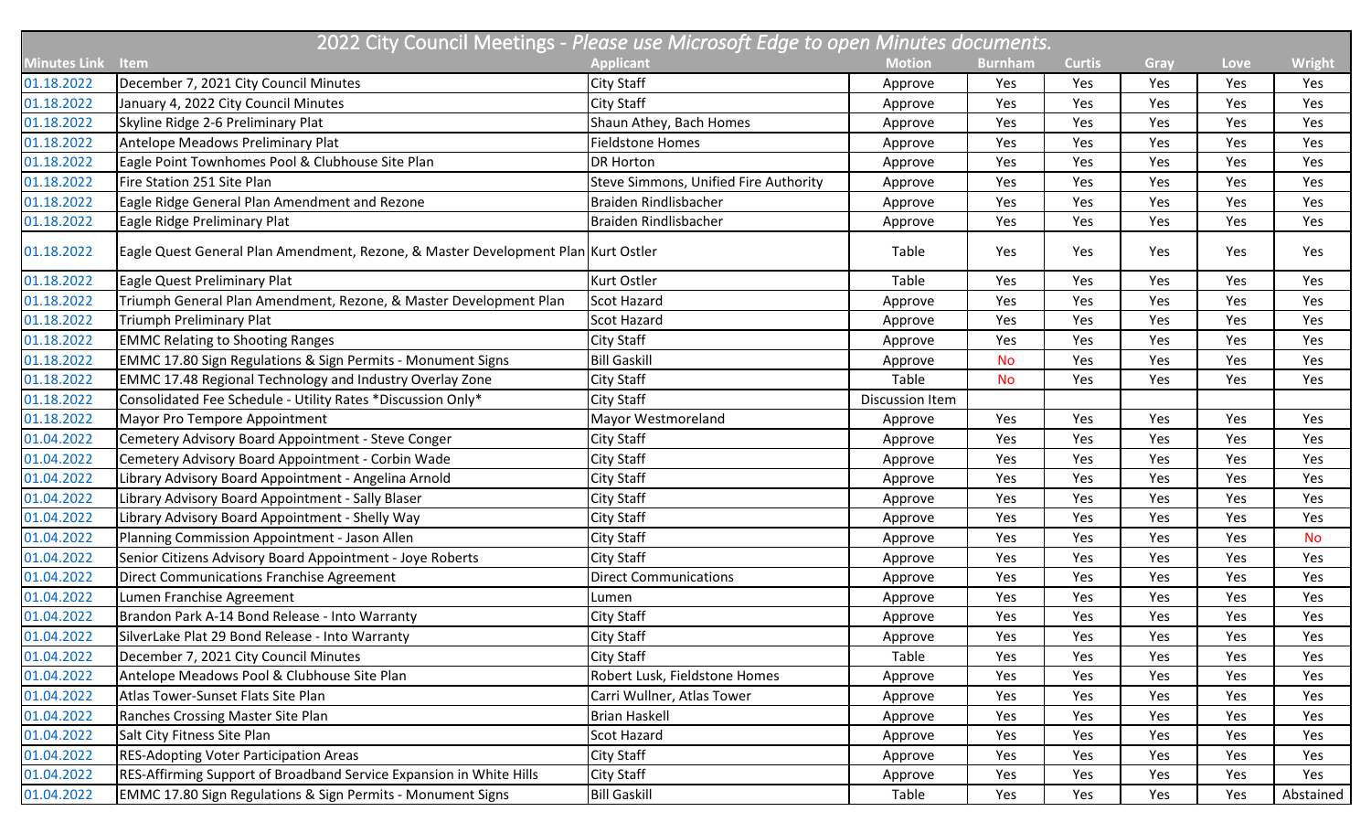# 2022 City Council Meetings - *Please use Microsoft Edge to open Minutes documents.*

| Minutes Link | Item | Applicant | Motion | Burnham | Curtis | Gray | Love | Wright |
|---|---|---|---|---|---|---|---|---|
| 01.18.2022 | December 7, 2021 City Council Minutes | City Staff | Approve | Yes | Yes | Yes | Yes | Yes |
| 01.18.2022 | January 4, 2022 City Council Minutes | City Staff | Approve | Yes | Yes | Yes | Yes | Yes |
| 01.18.2022 | Skyline Ridge 2-6 Preliminary Plat | Shaun Athey, Bach Homes | Approve | Yes | Yes | Yes | Yes | Yes |
| 01.18.2022 | Antelope Meadows Preliminary Plat | Fieldstone Homes | Approve | Yes | Yes | Yes | Yes | Yes |
| 01.18.2022 | Eagle Point Townhomes Pool & Clubhouse Site Plan | DR Horton | Approve | Yes | Yes | Yes | Yes | Yes |
| 01.18.2022 | Fire Station 251 Site Plan | Steve Simmons, Unified Fire Authority | Approve | Yes | Yes | Yes | Yes | Yes |
| 01.18.2022 | Eagle Ridge General Plan Amendment and Rezone | Braiden Rindlisbacher | Approve | Yes | Yes | Yes | Yes | Yes |
| 01.18.2022 | Eagle Ridge Preliminary Plat | Braiden Rindlisbacher | Approve | Yes | Yes | Yes | Yes | Yes |
| 01.18.2022 | Eagle Quest General Plan Amendment, Rezone, & Master Development Plan | Kurt Ostler | Table | Yes | Yes | Yes | Yes | Yes |
| 01.18.2022 | Eagle Quest Preliminary Plat | Kurt Ostler | Table | Yes | Yes | Yes | Yes | Yes |
| 01.18.2022 | Triumph General Plan Amendment, Rezone, & Master Development Plan | Scot Hazard | Approve | Yes | Yes | Yes | Yes | Yes |
| 01.18.2022 | Triumph Preliminary Plat | Scot Hazard | Approve | Yes | Yes | Yes | Yes | Yes |
| 01.18.2022 | EMMC Relating to Shooting Ranges | City Staff | Approve | Yes | Yes | Yes | Yes | Yes |
| 01.18.2022 | EMMC 17.80 Sign Regulations & Sign Permits - Monument Signs | Bill Gaskill | Approve | No | Yes | Yes | Yes | Yes |
| 01.18.2022 | EMMC 17.48 Regional Technology and Industry Overlay Zone | City Staff | Table | No | Yes | Yes | Yes | Yes |
| 01.18.2022 | Consolidated Fee Schedule - Utility Rates *Discussion Only* | City Staff | Discussion Item | | | | | |
| 01.18.2022 | Mayor Pro Tempore Appointment | Mayor Westmoreland | Approve | Yes | Yes | Yes | Yes | Yes |
| 01.04.2022 | Cemetery Advisory Board Appointment - Steve Conger | City Staff | Approve | Yes | Yes | Yes | Yes | Yes |
| 01.04.2022 | Cemetery Advisory Board Appointment - Corbin Wade | City Staff | Approve | Yes | Yes | Yes | Yes | Yes |
| 01.04.2022 | Library Advisory Board Appointment - Angelina Arnold | City Staff | Approve | Yes | Yes | Yes | Yes | Yes |
| 01.04.2022 | Library Advisory Board Appointment - Sally Blaser | City Staff | Approve | Yes | Yes | Yes | Yes | Yes |
| 01.04.2022 | Library Advisory Board Appointment - Shelly Way | City Staff | Approve | Yes | Yes | Yes | Yes | Yes |
| 01.04.2022 | Planning Commission Appointment - Jason Allen | City Staff | Approve | Yes | Yes | Yes | Yes | No |
| 01.04.2022 | Senior Citizens Advisory Board Appointment - Joye Roberts | City Staff | Approve | Yes | Yes | Yes | Yes | Yes |
| 01.04.2022 | Direct Communications Franchise Agreement | Direct Communications | Approve | Yes | Yes | Yes | Yes | Yes |
| 01.04.2022 | Lumen Franchise Agreement | Lumen | Approve | Yes | Yes | Yes | Yes | Yes |
| 01.04.2022 | Brandon Park A-14 Bond Release - Into Warranty | City Staff | Approve | Yes | Yes | Yes | Yes | Yes |
| 01.04.2022 | SilverLake Plat 29 Bond Release - Into Warranty | City Staff | Approve | Yes | Yes | Yes | Yes | Yes |
| 01.04.2022 | December 7, 2021 City Council Minutes | City Staff | Table | Yes | Yes | Yes | Yes | Yes |
| 01.04.2022 | Antelope Meadows Pool & Clubhouse Site Plan | Robert Lusk, Fieldstone Homes | Approve | Yes | Yes | Yes | Yes | Yes |
| 01.04.2022 | Atlas Tower-Sunset Flats Site Plan | Carri Wullner, Atlas Tower | Approve | Yes | Yes | Yes | Yes | Yes |
| 01.04.2022 | Ranches Crossing Master Site Plan | Brian Haskell | Approve | Yes | Yes | Yes | Yes | Yes |
| 01.04.2022 | Salt City Fitness Site Plan | Scot Hazard | Approve | Yes | Yes | Yes | Yes | Yes |
| 01.04.2022 | RES-Adopting Voter Participation Areas | City Staff | Approve | Yes | Yes | Yes | Yes | Yes |
| 01.04.2022 | RES-Affirming Support of Broadband Service Expansion in White Hills | City Staff | Approve | Yes | Yes | Yes | Yes | Yes |
| 01.04.2022 | EMMC 17.80 Sign Regulations & Sign Permits - Monument Signs | Bill Gaskill | Table | Yes | Yes | Yes | Yes | Abstained |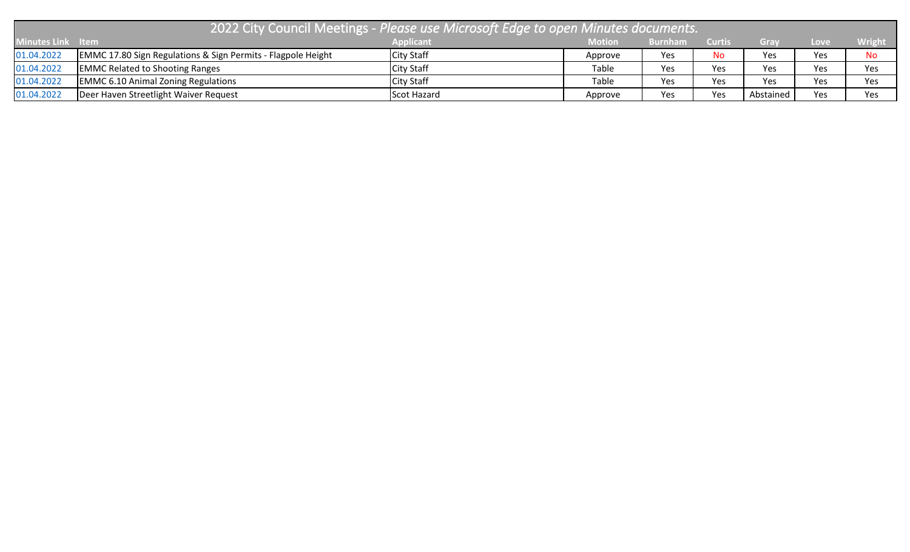| 2022 City Council Meetings - *Please use Microsoft Edge to open Minutes documents.* | | | | | | | | |
|---|---|---|---|---|---|---|---|---|
| **Minutes Link** | **Item** | **Applicant** | **Motion** | **Burnham** | **Curtis** | **Gray** | **Love** | **Wright** |
| 01.04.2022 | EMMC 17.80 Sign Regulations & Sign Permits - Flagpole Height | City Staff | Approve | Yes | No | Yes | Yes | No |
| 01.04.2022 | EMMC Related to Shooting Ranges | City Staff | Table | Yes | Yes | Yes | Yes | Yes |
| 01.04.2022 | EMMC 6.10 Animal Zoning Regulations | City Staff | Table | Yes | Yes | Yes | Yes | Yes |
| 01.04.2022 | Deer Haven Streetlight Waiver Request | Scot Hazard | Approve | Yes | Yes | Abstained | Yes | Yes |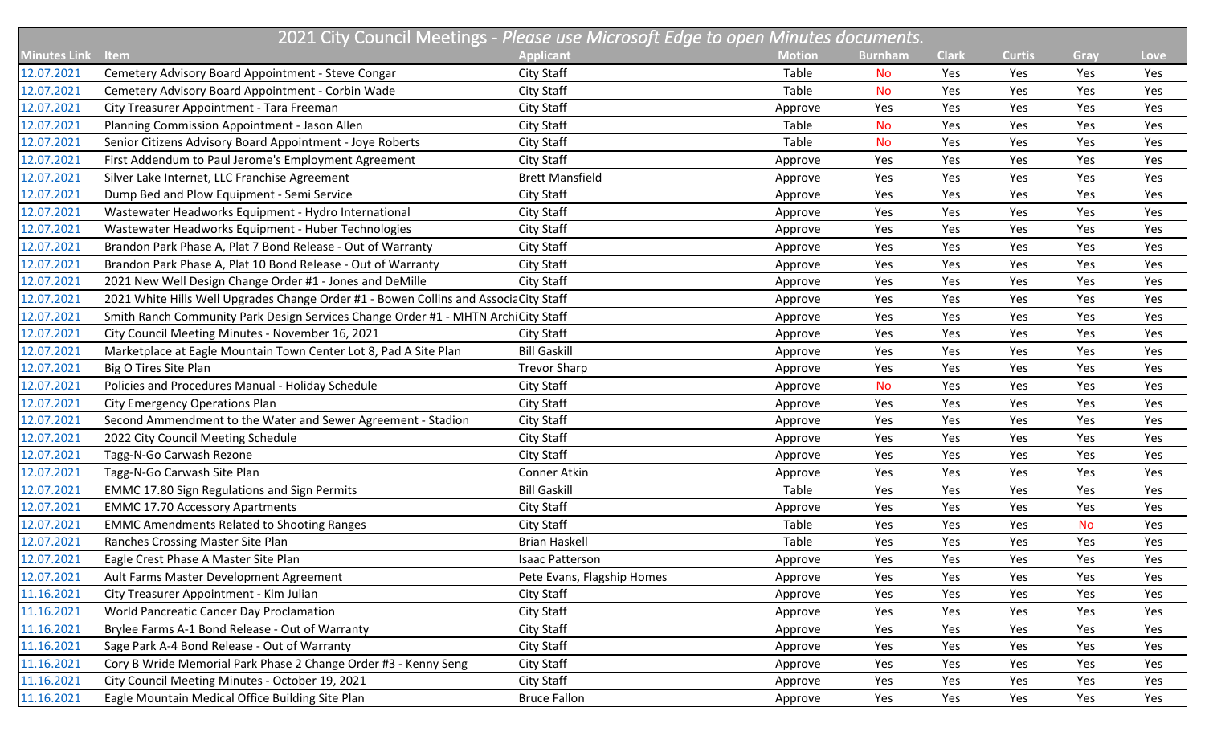# 2021 City Council Meetings - *Please use Microsoft Edge to open Minutes documents.*

| Minutes Link | Item | Applicant | Motion | Burnham | Clark | Curtis | Gray | Love |
|---|---|---|---|---|---|---|---|---|
| 12.07.2021 | Cemetery Advisory Board Appointment - Steve Congar | City Staff | Table | No | Yes | Yes | Yes | Yes |
| 12.07.2021 | Cemetery Advisory Board Appointment - Corbin Wade | City Staff | Table | No | Yes | Yes | Yes | Yes |
| 12.07.2021 | City Treasurer Appointment - Tara Freeman | City Staff | Approve | Yes | Yes | Yes | Yes | Yes |
| 12.07.2021 | Planning Commission Appointment - Jason Allen | City Staff | Table | No | Yes | Yes | Yes | Yes |
| 12.07.2021 | Senior Citizens Advisory Board Appointment - Joye Roberts | City Staff | Table | No | Yes | Yes | Yes | Yes |
| 12.07.2021 | First Addendum to Paul Jerome's Employment Agreement | City Staff | Approve | Yes | Yes | Yes | Yes | Yes |
| 12.07.2021 | Silver Lake Internet, LLC Franchise Agreement | Brett Mansfield | Approve | Yes | Yes | Yes | Yes | Yes |
| 12.07.2021 | Dump Bed and Plow Equipment - Semi Service | City Staff | Approve | Yes | Yes | Yes | Yes | Yes |
| 12.07.2021 | Wastewater Headworks Equipment - Hydro International | City Staff | Approve | Yes | Yes | Yes | Yes | Yes |
| 12.07.2021 | Wastewater Headworks Equipment - Huber Technologies | City Staff | Approve | Yes | Yes | Yes | Yes | Yes |
| 12.07.2021 | Brandon Park Phase A, Plat 7 Bond Release - Out of Warranty | City Staff | Approve | Yes | Yes | Yes | Yes | Yes |
| 12.07.2021 | Brandon Park Phase A, Plat 10 Bond Release - Out of Warranty | City Staff | Approve | Yes | Yes | Yes | Yes | Yes |
| 12.07.2021 | 2021 New Well Design Change Order #1 - Jones and DeMille | City Staff | Approve | Yes | Yes | Yes | Yes | Yes |
| 12.07.2021 | 2021 White Hills Well Upgrades Change Order #1 - Bowen Collins and Associa | City Staff | Approve | Yes | Yes | Yes | Yes | Yes |
| 12.07.2021 | Smith Ranch Community Park Design Services Change Order #1 - MHTN Archi | City Staff | Approve | Yes | Yes | Yes | Yes | Yes |
| 12.07.2021 | City Council Meeting Minutes - November 16, 2021 | City Staff | Approve | Yes | Yes | Yes | Yes | Yes |
| 12.07.2021 | Marketplace at Eagle Mountain Town Center Lot 8, Pad A Site Plan | Bill Gaskill | Approve | Yes | Yes | Yes | Yes | Yes |
| 12.07.2021 | Big O Tires Site Plan | Trevor Sharp | Approve | Yes | Yes | Yes | Yes | Yes |
| 12.07.2021 | Policies and Procedures Manual - Holiday Schedule | City Staff | Approve | No | Yes | Yes | Yes | Yes |
| 12.07.2021 | City Emergency Operations Plan | City Staff | Approve | Yes | Yes | Yes | Yes | Yes |
| 12.07.2021 | Second Ammendment to the Water and Sewer Agreement - Stadion | City Staff | Approve | Yes | Yes | Yes | Yes | Yes |
| 12.07.2021 | 2022 City Council Meeting Schedule | City Staff | Approve | Yes | Yes | Yes | Yes | Yes |
| 12.07.2021 | Tagg-N-Go Carwash Rezone | City Staff | Approve | Yes | Yes | Yes | Yes | Yes |
| 12.07.2021 | Tagg-N-Go Carwash Site Plan | Conner Atkin | Approve | Yes | Yes | Yes | Yes | Yes |
| 12.07.2021 | EMMC 17.80 Sign Regulations and Sign Permits | Bill Gaskill | Table | Yes | Yes | Yes | Yes | Yes |
| 12.07.2021 | EMMC 17.70 Accessory Apartments | City Staff | Approve | Yes | Yes | Yes | Yes | Yes |
| 12.07.2021 | EMMC Amendments Related to Shooting Ranges | City Staff | Table | Yes | Yes | Yes | No | Yes |
| 12.07.2021 | Ranches Crossing Master Site Plan | Brian Haskell | Table | Yes | Yes | Yes | Yes | Yes |
| 12.07.2021 | Eagle Crest Phase A Master Site Plan | Isaac Patterson | Approve | Yes | Yes | Yes | Yes | Yes |
| 12.07.2021 | Ault Farms Master Development Agreement | Pete Evans, Flagship Homes | Approve | Yes | Yes | Yes | Yes | Yes |
| 11.16.2021 | City Treasurer Appointment - Kim Julian | City Staff | Approve | Yes | Yes | Yes | Yes | Yes |
| 11.16.2021 | World Pancreatic Cancer Day Proclamation | City Staff | Approve | Yes | Yes | Yes | Yes | Yes |
| 11.16.2021 | Brylee Farms A-1 Bond Release - Out of Warranty | City Staff | Approve | Yes | Yes | Yes | Yes | Yes |
| 11.16.2021 | Sage Park A-4 Bond Release - Out of Warranty | City Staff | Approve | Yes | Yes | Yes | Yes | Yes |
| 11.16.2021 | Cory B Wride Memorial Park Phase 2 Change Order #3 - Kenny Seng | City Staff | Approve | Yes | Yes | Yes | Yes | Yes |
| 11.16.2021 | City Council Meeting Minutes - October 19, 2021 | City Staff | Approve | Yes | Yes | Yes | Yes | Yes |
| 11.16.2021 | Eagle Mountain Medical Office Building Site Plan | Bruce Fallon | Approve | Yes | Yes | Yes | Yes | Yes |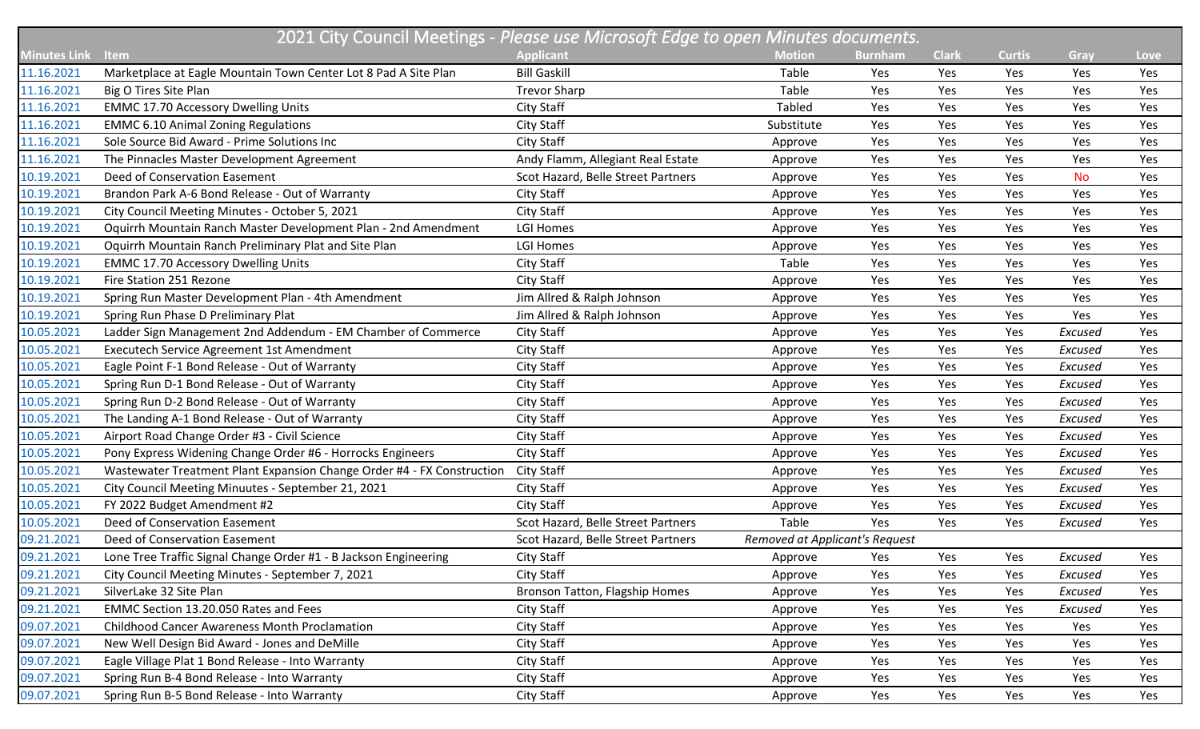| 2021 City Council Meetings - *Please use Microsoft Edge to open Minutes documents.* | | | | | | | | |
|---|---|---|---|---|---|---|---|---|
| **Minutes Link** | **Item** | **Applicant** | **Motion** | **Burnham** | **Clark** | **Curtis** | **Gray** | **Love** |
| 11.16.2021 | Marketplace at Eagle Mountain Town Center Lot 8 Pad A Site Plan | Bill Gaskill | Table | Yes | Yes | Yes | Yes | Yes |
| 11.16.2021 | Big O Tires Site Plan | Trevor Sharp | Table | Yes | Yes | Yes | Yes | Yes |
| 11.16.2021 | EMMC 17.70 Accessory Dwelling Units | City Staff | Tabled | Yes | Yes | Yes | Yes | Yes |
| 11.16.2021 | EMMC 6.10 Animal Zoning Regulations | City Staff | Substitute | Yes | Yes | Yes | Yes | Yes |
| 11.16.2021 | Sole Source Bid Award - Prime Solutions Inc | City Staff | Approve | Yes | Yes | Yes | Yes | Yes |
| 11.16.2021 | The Pinnacles Master Development Agreement | Andy Flamm, Allegiant Real Estate | Approve | Yes | Yes | Yes | Yes | Yes |
| 10.19.2021 | Deed of Conservation Easement | Scot Hazard, Belle Street Partners | Approve | Yes | Yes | Yes | No | Yes |
| 10.19.2021 | Brandon Park A-6 Bond Release - Out of Warranty | City Staff | Approve | Yes | Yes | Yes | Yes | Yes |
| 10.19.2021 | City Council Meeting Minutes - October 5, 2021 | City Staff | Approve | Yes | Yes | Yes | Yes | Yes |
| 10.19.2021 | Oquirrh Mountain Ranch Master Development Plan - 2nd Amendment | LGI Homes | Approve | Yes | Yes | Yes | Yes | Yes |
| 10.19.2021 | Oquirrh Mountain Ranch Preliminary Plat and Site Plan | LGI Homes | Approve | Yes | Yes | Yes | Yes | Yes |
| 10.19.2021 | EMMC 17.70 Accessory Dwelling Units | City Staff | Table | Yes | Yes | Yes | Yes | Yes |
| 10.19.2021 | Fire Station 251 Rezone | City Staff | Approve | Yes | Yes | Yes | Yes | Yes |
| 10.19.2021 | Spring Run Master Development Plan - 4th Amendment | Jim Allred & Ralph Johnson | Approve | Yes | Yes | Yes | Yes | Yes |
| 10.19.2021 | Spring Run Phase D Preliminary Plat | Jim Allred & Ralph Johnson | Approve | Yes | Yes | Yes | Yes | Yes |
| 10.05.2021 | Ladder Sign Management 2nd Addendum - EM Chamber of Commerce | City Staff | Approve | Yes | Yes | Yes | *Excused* | Yes |
| 10.05.2021 | Executech Service Agreement 1st Amendment | City Staff | Approve | Yes | Yes | Yes | *Excused* | Yes |
| 10.05.2021 | Eagle Point F-1 Bond Release - Out of Warranty | City Staff | Approve | Yes | Yes | Yes | *Excused* | Yes |
| 10.05.2021 | Spring Run D-1 Bond Release - Out of Warranty | City Staff | Approve | Yes | Yes | Yes | *Excused* | Yes |
| 10.05.2021 | Spring Run D-2 Bond Release - Out of Warranty | City Staff | Approve | Yes | Yes | Yes | *Excused* | Yes |
| 10.05.2021 | The Landing A-1 Bond Release - Out of Warranty | City Staff | Approve | Yes | Yes | Yes | *Excused* | Yes |
| 10.05.2021 | Airport Road Change Order #3 - Civil Science | City Staff | Approve | Yes | Yes | Yes | *Excused* | Yes |
| 10.05.2021 | Pony Express Widening Change Order #6 - Horrocks Engineers | City Staff | Approve | Yes | Yes | Yes | *Excused* | Yes |
| 10.05.2021 | Wastewater Treatment Plant Expansion Change Order #4 - FX Construction | City Staff | Approve | Yes | Yes | Yes | *Excused* | Yes |
| 10.05.2021 | City Council Meeting Minuutes - September 21, 2021 | City Staff | Approve | Yes | Yes | Yes | *Excused* | Yes |
| 10.05.2021 | FY 2022 Budget Amendment #2 | City Staff | Approve | Yes | Yes | Yes | *Excused* | Yes |
| 10.05.2021 | Deed of Conservation Easement | Scot Hazard, Belle Street Partners | Table | Yes | Yes | Yes | *Excused* | Yes |
| 09.21.2021 | Deed of Conservation Easement | Scot Hazard, Belle Street Partners | *Removed at Applicant's Request* | | | | | |
| 09.21.2021 | Lone Tree Traffic Signal Change Order #1 - B Jackson Engineering | City Staff | Approve | Yes | Yes | Yes | *Excused* | Yes |
| 09.21.2021 | City Council Meeting Minutes - September 7, 2021 | City Staff | Approve | Yes | Yes | Yes | *Excused* | Yes |
| 09.21.2021 | SilverLake 32 Site Plan | Bronson Tatton, Flagship Homes | Approve | Yes | Yes | Yes | *Excused* | Yes |
| 09.21.2021 | EMMC Section 13.20.050 Rates and Fees | City Staff | Approve | Yes | Yes | Yes | *Excused* | Yes |
| 09.07.2021 | Childhood Cancer Awareness Month Proclamation | City Staff | Approve | Yes | Yes | Yes | Yes | Yes |
| 09.07.2021 | New Well Design Bid Award - Jones and DeMille | City Staff | Approve | Yes | Yes | Yes | Yes | Yes |
| 09.07.2021 | Eagle Village Plat 1 Bond Release - Into Warranty | City Staff | Approve | Yes | Yes | Yes | Yes | Yes |
| 09.07.2021 | Spring Run B-4 Bond Release - Into Warranty | City Staff | Approve | Yes | Yes | Yes | Yes | Yes |
| 09.07.2021 | Spring Run B-5 Bond Release - Into Warranty | City Staff | Approve | Yes | Yes | Yes | Yes | Yes |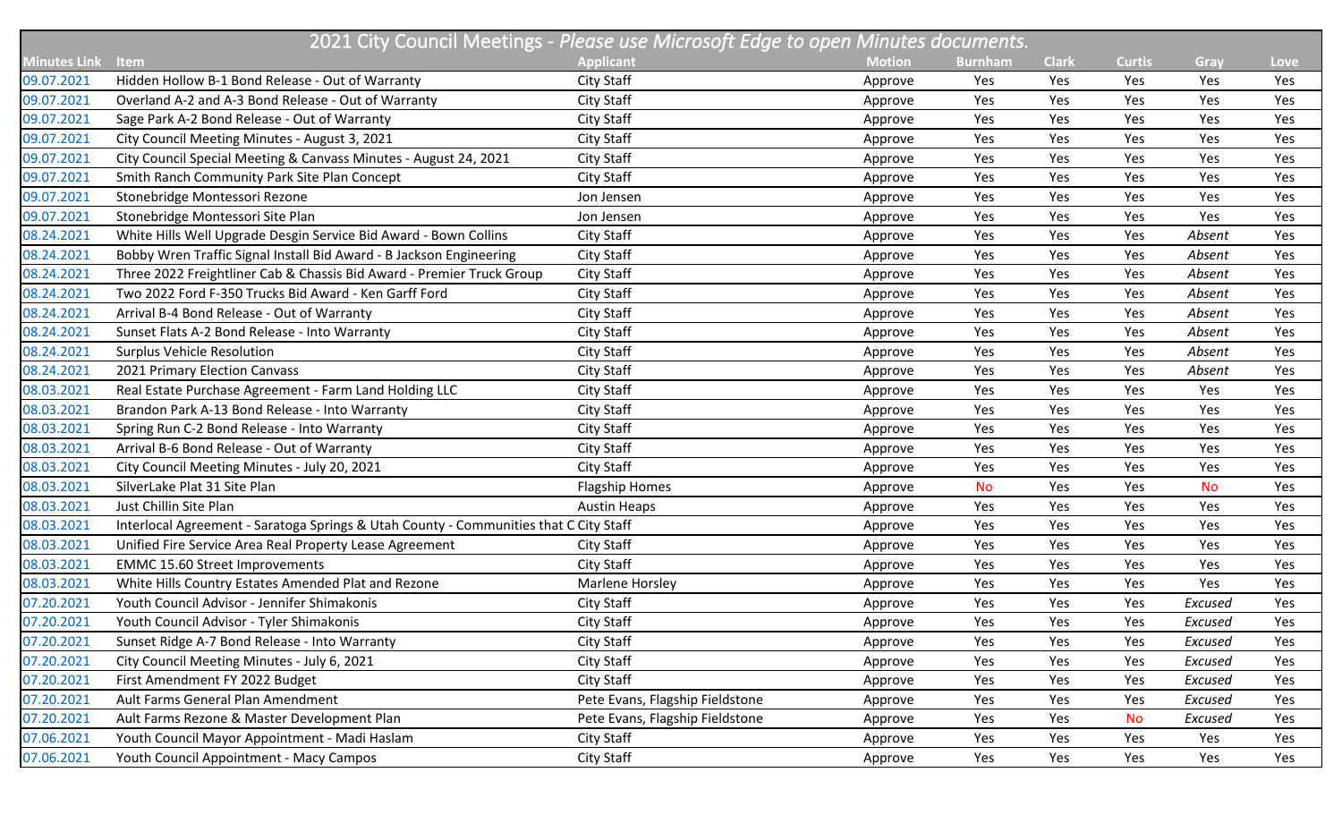## 2021 City Council Meetings - *Please use Microsoft Edge to open Minutes documents.*

| Minutes Link | Item | Applicant | Motion | Burnham | Clark | Curtis | Gray | Love |
|---|---|---|---|---|---|---|---|---|
| 09.07.2021 | Hidden Hollow B-1 Bond Release - Out of Warranty | City Staff | Approve | Yes | Yes | Yes | Yes | Yes |
| 09.07.2021 | Overland A-2 and A-3 Bond Release - Out of Warranty | City Staff | Approve | Yes | Yes | Yes | Yes | Yes |
| 09.07.2021 | Sage Park A-2 Bond Release - Out of Warranty | City Staff | Approve | Yes | Yes | Yes | Yes | Yes |
| 09.07.2021 | City Council Meeting Minutes - August 3, 2021 | City Staff | Approve | Yes | Yes | Yes | Yes | Yes |
| 09.07.2021 | City Council Special Meeting & Canvass Minutes - August 24, 2021 | City Staff | Approve | Yes | Yes | Yes | Yes | Yes |
| 09.07.2021 | Smith Ranch Community Park Site Plan Concept | City Staff | Approve | Yes | Yes | Yes | Yes | Yes |
| 09.07.2021 | Stonebridge Montessori Rezone | Jon Jensen | Approve | Yes | Yes | Yes | Yes | Yes |
| 09.07.2021 | Stonebridge Montessori Site Plan | Jon Jensen | Approve | Yes | Yes | Yes | Yes | Yes |
| 08.24.2021 | White Hills Well Upgrade Desgin Service Bid Award - Bown Collins | City Staff | Approve | Yes | Yes | Yes | *Absent* | Yes |
| 08.24.2021 | Bobby Wren Traffic Signal Install Bid Award - B Jackson Engineering | City Staff | Approve | Yes | Yes | Yes | *Absent* | Yes |
| 08.24.2021 | Three 2022 Freightliner Cab & Chassis Bid Award - Premier Truck Group | City Staff | Approve | Yes | Yes | Yes | *Absent* | Yes |
| 08.24.2021 | Two 2022 Ford F-350 Trucks Bid Award - Ken Garff Ford | City Staff | Approve | Yes | Yes | Yes | *Absent* | Yes |
| 08.24.2021 | Arrival B-4 Bond Release - Out of Warranty | City Staff | Approve | Yes | Yes | Yes | *Absent* | Yes |
| 08.24.2021 | Sunset Flats A-2 Bond Release - Into Warranty | City Staff | Approve | Yes | Yes | Yes | *Absent* | Yes |
| 08.24.2021 | Surplus Vehicle Resolution | City Staff | Approve | Yes | Yes | Yes | *Absent* | Yes |
| 08.24.2021 | 2021 Primary Election Canvass | City Staff | Approve | Yes | Yes | Yes | *Absent* | Yes |
| 08.03.2021 | Real Estate Purchase Agreement - Farm Land Holding LLC | City Staff | Approve | Yes | Yes | Yes | Yes | Yes |
| 08.03.2021 | Brandon Park A-13 Bond Release - Into Warranty | City Staff | Approve | Yes | Yes | Yes | Yes | Yes |
| 08.03.2021 | Spring Run C-2 Bond Release - Into Warranty | City Staff | Approve | Yes | Yes | Yes | Yes | Yes |
| 08.03.2021 | Arrival B-6 Bond Release - Out of Warranty | City Staff | Approve | Yes | Yes | Yes | Yes | Yes |
| 08.03.2021 | City Council Meeting Minutes - July 20, 2021 | City Staff | Approve | Yes | Yes | Yes | Yes | Yes |
| 08.03.2021 | SilverLake Plat 31 Site Plan | Flagship Homes | Approve | No | Yes | Yes | No | Yes |
| 08.03.2021 | Just Chillin Site Plan | Austin Heaps | Approve | Yes | Yes | Yes | Yes | Yes |
| 08.03.2021 | Interlocal Agreement - Saratoga Springs & Utah County - Communities that C | City Staff | Approve | Yes | Yes | Yes | Yes | Yes |
| 08.03.2021 | Unified Fire Service Area Real Property Lease Agreement | City Staff | Approve | Yes | Yes | Yes | Yes | Yes |
| 08.03.2021 | EMMC 15.60 Street Improvements | City Staff | Approve | Yes | Yes | Yes | Yes | Yes |
| 08.03.2021 | White Hills Country Estates Amended Plat and Rezone | Marlene Horsley | Approve | Yes | Yes | Yes | Yes | Yes |
| 07.20.2021 | Youth Council Advisor - Jennifer Shimakonis | City Staff | Approve | Yes | Yes | Yes | *Excused* | Yes |
| 07.20.2021 | Youth Council Advisor - Tyler Shimakonis | City Staff | Approve | Yes | Yes | Yes | *Excused* | Yes |
| 07.20.2021 | Sunset Ridge A-7 Bond Release - Into Warranty | City Staff | Approve | Yes | Yes | Yes | *Excused* | Yes |
| 07.20.2021 | City Council Meeting Minutes - July 6, 2021 | City Staff | Approve | Yes | Yes | Yes | *Excused* | Yes |
| 07.20.2021 | First Amendment FY 2022 Budget | City Staff | Approve | Yes | Yes | Yes | *Excused* | Yes |
| 07.20.2021 | Ault Farms General Plan Amendment | Pete Evans, Flagship Fieldstone | Approve | Yes | Yes | Yes | *Excused* | Yes |
| 07.20.2021 | Ault Farms Rezone & Master Development Plan | Pete Evans, Flagship Fieldstone | Approve | Yes | Yes | No | *Excused* | Yes |
| 07.06.2021 | Youth Council Mayor Appointment - Madi Haslam | City Staff | Approve | Yes | Yes | Yes | Yes | Yes |
| 07.06.2021 | Youth Council Appointment - Macy Campos | City Staff | Approve | Yes | Yes | Yes | Yes | Yes |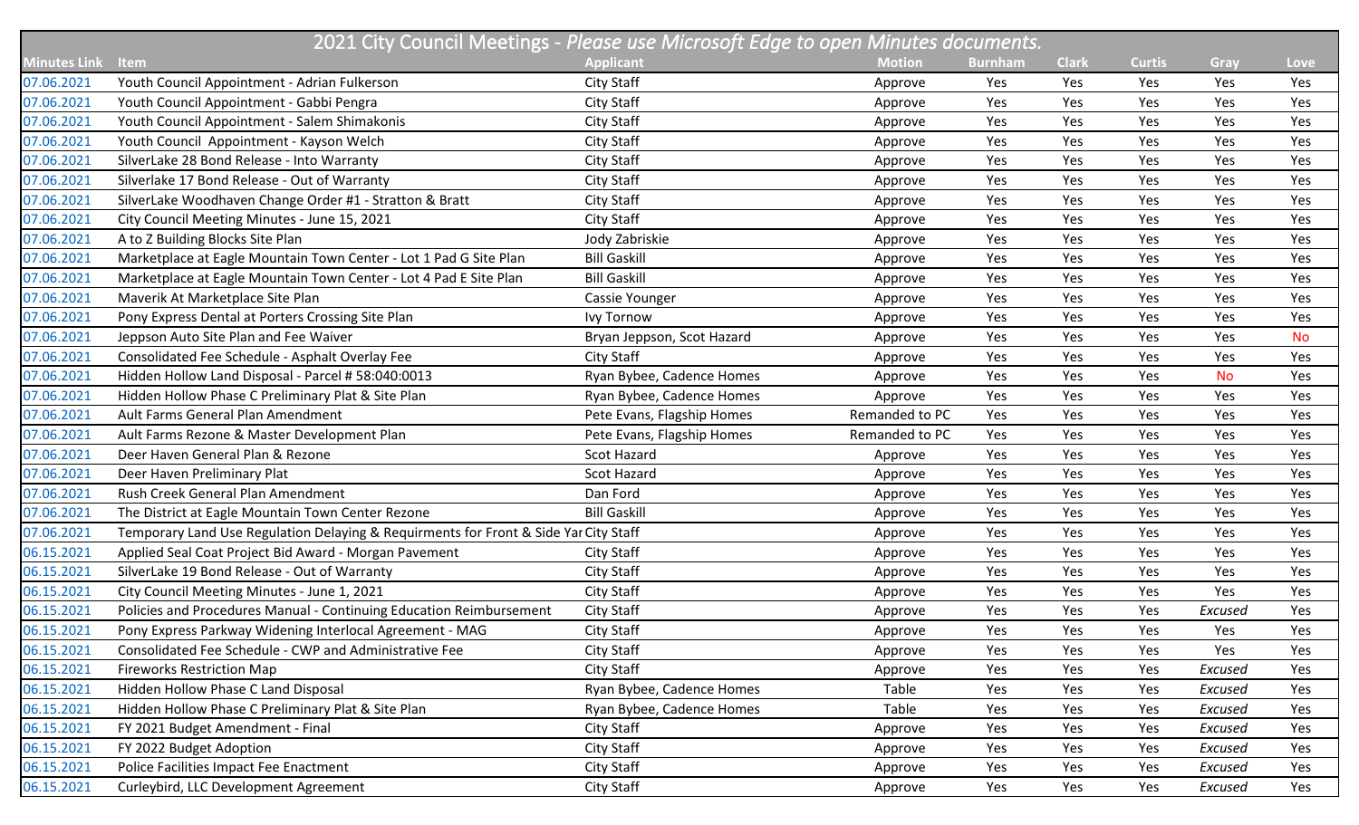| 2021 City Council Meetings - *Please use Microsoft Edge to open Minutes documents.* | | | | | | | | |
|---|---|---|---|---|---|---|---|---|
| **Minutes Link** | **Item** | **Applicant** | **Motion** | **Burnham** | **Clark** | **Curtis** | **Gray** | **Love** |
| 07.06.2021 | Youth Council Appointment - Adrian Fulkerson | City Staff | Approve | Yes | Yes | Yes | Yes | Yes |
| 07.06.2021 | Youth Council Appointment - Gabbi Pengra | City Staff | Approve | Yes | Yes | Yes | Yes | Yes |
| 07.06.2021 | Youth Council Appointment - Salem Shimakonis | City Staff | Approve | Yes | Yes | Yes | Yes | Yes |
| 07.06.2021 | Youth Council Appointment - Kayson Welch | City Staff | Approve | Yes | Yes | Yes | Yes | Yes |
| 07.06.2021 | SilverLake 28 Bond Release - Into Warranty | City Staff | Approve | Yes | Yes | Yes | Yes | Yes |
| 07.06.2021 | Silverlake 17 Bond Release - Out of Warranty | City Staff | Approve | Yes | Yes | Yes | Yes | Yes |
| 07.06.2021 | SilverLake Woodhaven Change Order #1 - Stratton & Bratt | City Staff | Approve | Yes | Yes | Yes | Yes | Yes |
| 07.06.2021 | City Council Meeting Minutes - June 15, 2021 | City Staff | Approve | Yes | Yes | Yes | Yes | Yes |
| 07.06.2021 | A to Z Building Blocks Site Plan | Jody Zabriskie | Approve | Yes | Yes | Yes | Yes | Yes |
| 07.06.2021 | Marketplace at Eagle Mountain Town Center - Lot 1 Pad G Site Plan | Bill Gaskill | Approve | Yes | Yes | Yes | Yes | Yes |
| 07.06.2021 | Marketplace at Eagle Mountain Town Center - Lot 4 Pad E Site Plan | Bill Gaskill | Approve | Yes | Yes | Yes | Yes | Yes |
| 07.06.2021 | Maverik At Marketplace Site Plan | Cassie Younger | Approve | Yes | Yes | Yes | Yes | Yes |
| 07.06.2021 | Pony Express Dental at Porters Crossing Site Plan | Ivy Tornow | Approve | Yes | Yes | Yes | Yes | Yes |
| 07.06.2021 | Jeppson Auto Site Plan and Fee Waiver | Bryan Jeppson, Scot Hazard | Approve | Yes | Yes | Yes | Yes | No |
| 07.06.2021 | Consolidated Fee Schedule - Asphalt Overlay Fee | City Staff | Approve | Yes | Yes | Yes | Yes | Yes |
| 07.06.2021 | Hidden Hollow Land Disposal - Parcel # 58:040:0013 | Ryan Bybee, Cadence Homes | Approve | Yes | Yes | Yes | No | Yes |
| 07.06.2021 | Hidden Hollow Phase C Preliminary Plat & Site Plan | Ryan Bybee, Cadence Homes | Approve | Yes | Yes | Yes | Yes | Yes |
| 07.06.2021 | Ault Farms General Plan Amendment | Pete Evans, Flagship Homes | Remanded to PC | Yes | Yes | Yes | Yes | Yes |
| 07.06.2021 | Ault Farms Rezone & Master Development Plan | Pete Evans, Flagship Homes | Remanded to PC | Yes | Yes | Yes | Yes | Yes |
| 07.06.2021 | Deer Haven General Plan & Rezone | Scot Hazard | Approve | Yes | Yes | Yes | Yes | Yes |
| 07.06.2021 | Deer Haven Preliminary Plat | Scot Hazard | Approve | Yes | Yes | Yes | Yes | Yes |
| 07.06.2021 | Rush Creek General Plan Amendment | Dan Ford | Approve | Yes | Yes | Yes | Yes | Yes |
| 07.06.2021 | The District at Eagle Mountain Town Center Rezone | Bill Gaskill | Approve | Yes | Yes | Yes | Yes | Yes |
| 07.06.2021 | Temporary Land Use Regulation Delaying & Requirments for Front & Side Yar | City Staff | Approve | Yes | Yes | Yes | Yes | Yes |
| 06.15.2021 | Applied Seal Coat Project Bid Award - Morgan Pavement | City Staff | Approve | Yes | Yes | Yes | Yes | Yes |
| 06.15.2021 | SilverLake 19 Bond Release - Out of Warranty | City Staff | Approve | Yes | Yes | Yes | Yes | Yes |
| 06.15.2021 | City Council Meeting Minutes - June 1, 2021 | City Staff | Approve | Yes | Yes | Yes | Yes | Yes |
| 06.15.2021 | Policies and Procedures Manual - Continuing Education Reimbursement | City Staff | Approve | Yes | Yes | Yes | *Excused* | Yes |
| 06.15.2021 | Pony Express Parkway Widening Interlocal Agreement - MAG | City Staff | Approve | Yes | Yes | Yes | Yes | Yes |
| 06.15.2021 | Consolidated Fee Schedule - CWP and Administrative Fee | City Staff | Approve | Yes | Yes | Yes | Yes | Yes |
| 06.15.2021 | Fireworks Restriction Map | City Staff | Approve | Yes | Yes | Yes | *Excused* | Yes |
| 06.15.2021 | Hidden Hollow Phase C Land Disposal | Ryan Bybee, Cadence Homes | Table | Yes | Yes | Yes | *Excused* | Yes |
| 06.15.2021 | Hidden Hollow Phase C Preliminary Plat & Site Plan | Ryan Bybee, Cadence Homes | Table | Yes | Yes | Yes | *Excused* | Yes |
| 06.15.2021 | FY 2021 Budget Amendment - Final | City Staff | Approve | Yes | Yes | Yes | *Excused* | Yes |
| 06.15.2021 | FY 2022 Budget Adoption | City Staff | Approve | Yes | Yes | Yes | *Excused* | Yes |
| 06.15.2021 | Police Facilities Impact Fee Enactment | City Staff | Approve | Yes | Yes | Yes | *Excused* | Yes |
| 06.15.2021 | Curleybird, LLC Development Agreement | City Staff | Approve | Yes | Yes | Yes | *Excused* | Yes |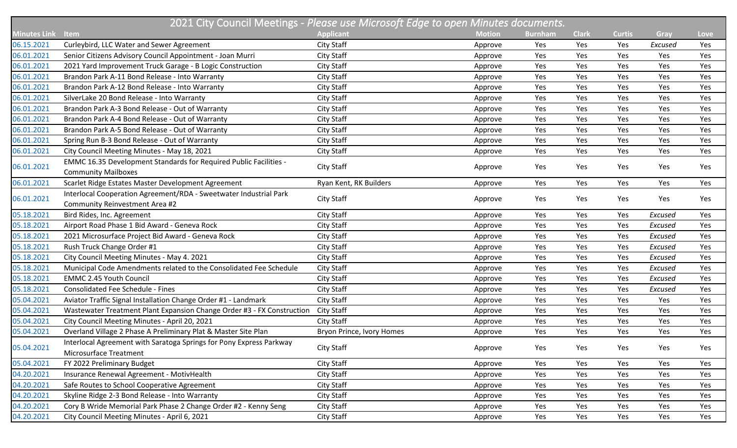| 2021 City Council Meetings - *Please use Microsoft Edge to open Minutes documents.* | | | | | | | | |
|---|---|---|---|---|---|---|---|---|
| **Minutes Link** | **Item** | **Applicant** | **Motion** | **Burnham** | **Clark** | **Curtis** | **Gray** | **Love** |
| 06.15.2021 | Curleybird, LLC Water and Sewer Agreement | City Staff | Approve | Yes | Yes | Yes | *Excused* | Yes |
| 06.01.2021 | Senior Citizens Advisory Council Appointment - Joan Murri | City Staff | Approve | Yes | Yes | Yes | Yes | Yes |
| 06.01.2021 | 2021 Yard Improvement Truck Garage - B Logic Construction | City Staff | Approve | Yes | Yes | Yes | Yes | Yes |
| 06.01.2021 | Brandon Park A-11 Bond Release - Into Warranty | City Staff | Approve | Yes | Yes | Yes | Yes | Yes |
| 06.01.2021 | Brandon Park A-12 Bond Release - Into Warranty | City Staff | Approve | Yes | Yes | Yes | Yes | Yes |
| 06.01.2021 | SilverLake 20 Bond Release - Into Warranty | City Staff | Approve | Yes | Yes | Yes | Yes | Yes |
| 06.01.2021 | Brandon Park A-3 Bond Release - Out of Warranty | City Staff | Approve | Yes | Yes | Yes | Yes | Yes |
| 06.01.2021 | Brandon Park A-4 Bond Release - Out of Warranty | City Staff | Approve | Yes | Yes | Yes | Yes | Yes |
| 06.01.2021 | Brandon Park A-5 Bond Release - Out of Warranty | City Staff | Approve | Yes | Yes | Yes | Yes | Yes |
| 06.01.2021 | Spring Run B-3 Bond Release - Out of Warranty | City Staff | Approve | Yes | Yes | Yes | Yes | Yes |
| 06.01.2021 | City Council Meeting Minutes - May 18, 2021 | City Staff | Approve | Yes | Yes | Yes | Yes | Yes |
| 06.01.2021 | EMMC 16.35 Development Standards for Required Public Facilities - Community Mailboxes | City Staff | Approve | Yes | Yes | Yes | Yes | Yes |
| 06.01.2021 | Scarlet Ridge Estates Master Development Agreement | Ryan Kent, RK Builders | Approve | Yes | Yes | Yes | Yes | Yes |
| 06.01.2021 | Interlocal Cooperation Agreement/RDA - Sweetwater Industrial Park Community Reinvestment Area #2 | City Staff | Approve | Yes | Yes | Yes | Yes | Yes |
| 05.18.2021 | Bird Rides, Inc. Agreement | City Staff | Approve | Yes | Yes | Yes | *Excused* | Yes |
| 05.18.2021 | Airport Road Phase 1 Bid Award - Geneva Rock | City Staff | Approve | Yes | Yes | Yes | *Excused* | Yes |
| 05.18.2021 | 2021 Microsurface Project Bid Award - Geneva Rock | City Staff | Approve | Yes | Yes | Yes | *Excused* | Yes |
| 05.18.2021 | Rush Truck Change Order #1 | City Staff | Approve | Yes | Yes | Yes | *Excused* | Yes |
| 05.18.2021 | City Council Meeting Minutes - May 4. 2021 | City Staff | Approve | Yes | Yes | Yes | *Excused* | Yes |
| 05.18.2021 | Municipal Code Amendments related to the Consolidated Fee Schedule | City Staff | Approve | Yes | Yes | Yes | *Excused* | Yes |
| 05.18.2021 | EMMC 2.45 Youth Council | City Staff | Approve | Yes | Yes | Yes | *Excused* | Yes |
| 05.18.2021 | Consolidated Fee Schedule - Fines | City Staff | Approve | Yes | Yes | Yes | *Excused* | Yes |
| 05.04.2021 | Aviator Traffic Signal Installation Change Order #1 - Landmark | City Staff | Approve | Yes | Yes | Yes | Yes | Yes |
| 05.04.2021 | Wastewater Treatment Plant Expansion Change Order #3 - FX Construction | City Staff | Approve | Yes | Yes | Yes | Yes | Yes |
| 05.04.2021 | City Council Meeting Minutes - April 20, 2021 | City Staff | Approve | Yes | Yes | Yes | Yes | Yes |
| 05.04.2021 | Overland Village 2 Phase A Preliminary Plat & Master Site Plan | Bryon Prince, Ivory Homes | Approve | Yes | Yes | Yes | Yes | Yes |
| 05.04.2021 | Interlocal Agreement with Saratoga Springs for Pony Express Parkway Microsurface Treatment | City Staff | Approve | Yes | Yes | Yes | Yes | Yes |
| 05.04.2021 | FY 2022 Preliminary Budget | City Staff | Approve | Yes | Yes | Yes | Yes | Yes |
| 04.20.2021 | Insurance Renewal Agreement - MotivHealth | City Staff | Approve | Yes | Yes | Yes | Yes | Yes |
| 04.20.2021 | Safe Routes to School Cooperative Agreement | City Staff | Approve | Yes | Yes | Yes | Yes | Yes |
| 04.20.2021 | Skyline Ridge 2-3 Bond Release - Into Warranty | City Staff | Approve | Yes | Yes | Yes | Yes | Yes |
| 04.20.2021 | Cory B Wride Memorial Park Phase 2 Change Order #2 - Kenny Seng | City Staff | Approve | Yes | Yes | Yes | Yes | Yes |
| 04.20.2021 | City Council Meeting Minutes - April 6, 2021 | City Staff | Approve | Yes | Yes | Yes | Yes | Yes |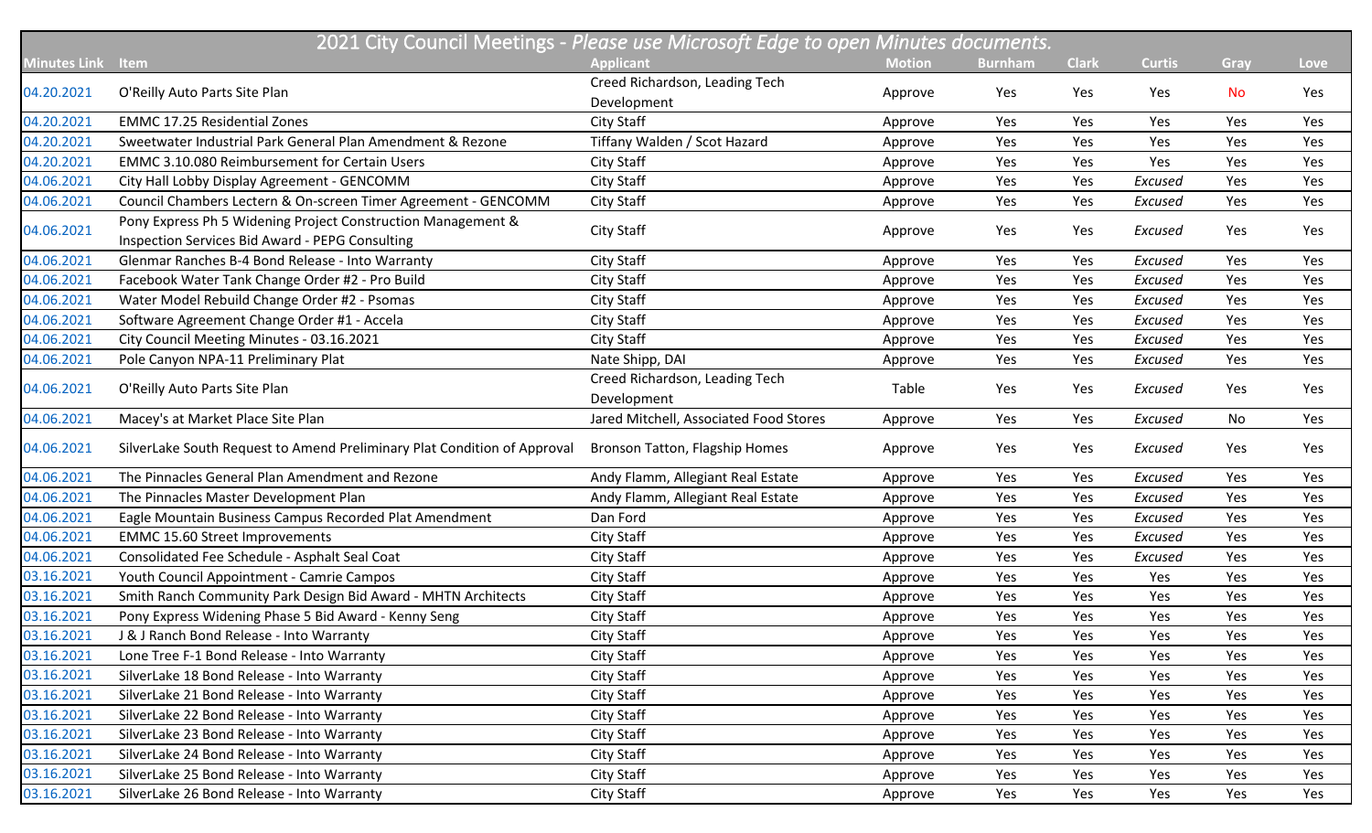| 2021 City Council Meetings - *Please use Microsoft Edge to open Minutes documents.* | | | | | | | | |
|---|---|---|---|---|---|---|---|---|
| **Minutes Link** | **Item** | **Applicant** | **Motion** | **Burnham** | **Clark** | **Curtis** | **Gray** | **Love** |
| 04.20.2021 | O'Reilly Auto Parts Site Plan | Creed Richardson, Leading Tech Development | Approve | Yes | Yes | Yes | No | Yes |
| 04.20.2021 | EMMC 17.25 Residential Zones | City Staff | Approve | Yes | Yes | Yes | Yes | Yes |
| 04.20.2021 | Sweetwater Industrial Park General Plan Amendment & Rezone | Tiffany Walden / Scot Hazard | Approve | Yes | Yes | Yes | Yes | Yes |
| 04.20.2021 | EMMC 3.10.080 Reimbursement for Certain Users | City Staff | Approve | Yes | Yes | Yes | Yes | Yes |
| 04.06.2021 | City Hall Lobby Display Agreement - GENCOMM | City Staff | Approve | Yes | Yes | *Excused* | Yes | Yes |
| 04.06.2021 | Council Chambers Lectern & On-screen Timer Agreement - GENCOMM | City Staff | Approve | Yes | Yes | *Excused* | Yes | Yes |
| 04.06.2021 | Pony Express Ph 5 Widening Project Construction Management & Inspection Services Bid Award - PEPG Consulting | City Staff | Approve | Yes | Yes | *Excused* | Yes | Yes |
| 04.06.2021 | Glenmar Ranches B-4 Bond Release - Into Warranty | City Staff | Approve | Yes | Yes | *Excused* | Yes | Yes |
| 04.06.2021 | Facebook Water Tank Change Order #2 - Pro Build | City Staff | Approve | Yes | Yes | *Excused* | Yes | Yes |
| 04.06.2021 | Water Model Rebuild Change Order #2 - Psomas | City Staff | Approve | Yes | Yes | *Excused* | Yes | Yes |
| 04.06.2021 | Software Agreement Change Order #1 - Accela | City Staff | Approve | Yes | Yes | *Excused* | Yes | Yes |
| 04.06.2021 | City Council Meeting Minutes - 03.16.2021 | City Staff | Approve | Yes | Yes | *Excused* | Yes | Yes |
| 04.06.2021 | Pole Canyon NPA-11 Preliminary Plat | Nate Shipp, DAI | Approve | Yes | Yes | *Excused* | Yes | Yes |
| 04.06.2021 | O'Reilly Auto Parts Site Plan | Creed Richardson, Leading Tech Development | Table | Yes | Yes | *Excused* | Yes | Yes |
| 04.06.2021 | Macey's at Market Place Site Plan | Jared Mitchell, Associated Food Stores | Approve | Yes | Yes | *Excused* | No | Yes |
| 04.06.2021 | SilverLake South Request to Amend Preliminary Plat Condition of Approval | Bronson Tatton, Flagship Homes | Approve | Yes | Yes | *Excused* | Yes | Yes |
| 04.06.2021 | The Pinnacles General Plan Amendment and Rezone | Andy Flamm, Allegiant Real Estate | Approve | Yes | Yes | *Excused* | Yes | Yes |
| 04.06.2021 | The Pinnacles Master Development Plan | Andy Flamm, Allegiant Real Estate | Approve | Yes | Yes | *Excused* | Yes | Yes |
| 04.06.2021 | Eagle Mountain Business Campus Recorded Plat Amendment | Dan Ford | Approve | Yes | Yes | *Excused* | Yes | Yes |
| 04.06.2021 | EMMC 15.60 Street Improvements | City Staff | Approve | Yes | Yes | *Excused* | Yes | Yes |
| 04.06.2021 | Consolidated Fee Schedule - Asphalt Seal Coat | City Staff | Approve | Yes | Yes | *Excused* | Yes | Yes |
| 03.16.2021 | Youth Council Appointment - Camrie Campos | City Staff | Approve | Yes | Yes | Yes | Yes | Yes |
| 03.16.2021 | Smith Ranch Community Park Design Bid Award - MHTN Architects | City Staff | Approve | Yes | Yes | Yes | Yes | Yes |
| 03.16.2021 | Pony Express Widening Phase 5 Bid Award - Kenny Seng | City Staff | Approve | Yes | Yes | Yes | Yes | Yes |
| 03.16.2021 | J & J Ranch Bond Release - Into Warranty | City Staff | Approve | Yes | Yes | Yes | Yes | Yes |
| 03.16.2021 | Lone Tree F-1 Bond Release - Into Warranty | City Staff | Approve | Yes | Yes | Yes | Yes | Yes |
| 03.16.2021 | SilverLake 18 Bond Release - Into Warranty | City Staff | Approve | Yes | Yes | Yes | Yes | Yes |
| 03.16.2021 | SilverLake 21 Bond Release - Into Warranty | City Staff | Approve | Yes | Yes | Yes | Yes | Yes |
| 03.16.2021 | SilverLake 22 Bond Release - Into Warranty | City Staff | Approve | Yes | Yes | Yes | Yes | Yes |
| 03.16.2021 | SilverLake 23 Bond Release - Into Warranty | City Staff | Approve | Yes | Yes | Yes | Yes | Yes |
| 03.16.2021 | SilverLake 24 Bond Release - Into Warranty | City Staff | Approve | Yes | Yes | Yes | Yes | Yes |
| 03.16.2021 | SilverLake 25 Bond Release - Into Warranty | City Staff | Approve | Yes | Yes | Yes | Yes | Yes |
| 03.16.2021 | SilverLake 26 Bond Release - Into Warranty | City Staff | Approve | Yes | Yes | Yes | Yes | Yes |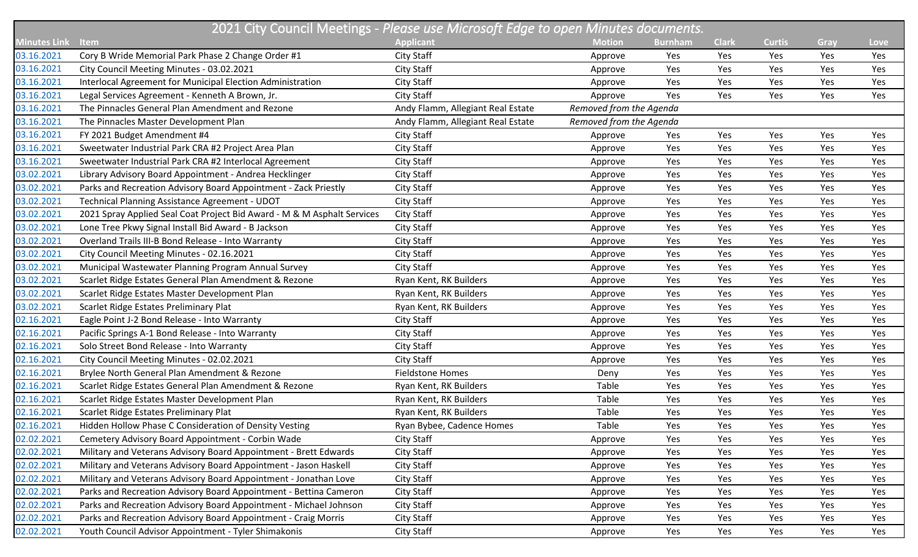# 2021 City Council Meetings - *Please use Microsoft Edge to open Minutes documents.*

| Minutes Link | Item | Applicant | Motion | Burnham | Clark | Curtis | Gray | Love |
|---|---|---|---|---|---|---|---|---|
| 03.16.2021 | Cory B Wride Memorial Park Phase 2 Change Order #1 | City Staff | Approve | Yes | Yes | Yes | Yes | Yes |
| 03.16.2021 | City Council Meeting Minutes - 03.02.2021 | City Staff | Approve | Yes | Yes | Yes | Yes | Yes |
| 03.16.2021 | Interlocal Agreement for Municipal Election Administration | City Staff | Approve | Yes | Yes | Yes | Yes | Yes |
| 03.16.2021 | Legal Services Agreement - Kenneth A Brown, Jr. | City Staff | Approve | Yes | Yes | Yes | Yes | Yes |
| 03.16.2021 | The Pinnacles General Plan Amendment and Rezone | Andy Flamm, Allegiant Real Estate | *Removed from the Agenda* | | | | | |
| 03.16.2021 | The Pinnacles Master Development Plan | Andy Flamm, Allegiant Real Estate | *Removed from the Agenda* | | | | | |
| 03.16.2021 | FY 2021 Budget Amendment #4 | City Staff | Approve | Yes | Yes | Yes | Yes | Yes |
| 03.16.2021 | Sweetwater Industrial Park CRA #2 Project Area Plan | City Staff | Approve | Yes | Yes | Yes | Yes | Yes |
| 03.16.2021 | Sweetwater Industrial Park CRA #2 Interlocal Agreement | City Staff | Approve | Yes | Yes | Yes | Yes | Yes |
| 03.02.2021 | Library Advisory Board Appointment - Andrea Hecklinger | City Staff | Approve | Yes | Yes | Yes | Yes | Yes |
| 03.02.2021 | Parks and Recreation Advisory Board Appointment - Zack Priestly | City Staff | Approve | Yes | Yes | Yes | Yes | Yes |
| 03.02.2021 | Technical Planning Assistance Agreement - UDOT | City Staff | Approve | Yes | Yes | Yes | Yes | Yes |
| 03.02.2021 | 2021 Spray Applied Seal Coat Project Bid Award - M & M Asphalt Services | City Staff | Approve | Yes | Yes | Yes | Yes | Yes |
| 03.02.2021 | Lone Tree Pkwy Signal Install Bid Award - B Jackson | City Staff | Approve | Yes | Yes | Yes | Yes | Yes |
| 03.02.2021 | Overland Trails III-B Bond Release - Into Warranty | City Staff | Approve | Yes | Yes | Yes | Yes | Yes |
| 03.02.2021 | City Council Meeting Minutes - 02.16.2021 | City Staff | Approve | Yes | Yes | Yes | Yes | Yes |
| 03.02.2021 | Municipal Wastewater Planning Program Annual Survey | City Staff | Approve | Yes | Yes | Yes | Yes | Yes |
| 03.02.2021 | Scarlet Ridge Estates General Plan Amendment & Rezone | Ryan Kent, RK Builders | Approve | Yes | Yes | Yes | Yes | Yes |
| 03.02.2021 | Scarlet Ridge Estates Master Development Plan | Ryan Kent, RK Builders | Approve | Yes | Yes | Yes | Yes | Yes |
| 03.02.2021 | Scarlet Ridge Estates Preliminary Plat | Ryan Kent, RK Builders | Approve | Yes | Yes | Yes | Yes | Yes |
| 02.16.2021 | Eagle Point J-2 Bond Release - Into Warranty | City Staff | Approve | Yes | Yes | Yes | Yes | Yes |
| 02.16.2021 | Pacific Springs A-1 Bond Release - Into Warranty | City Staff | Approve | Yes | Yes | Yes | Yes | Yes |
| 02.16.2021 | Solo Street Bond Release - Into Warranty | City Staff | Approve | Yes | Yes | Yes | Yes | Yes |
| 02.16.2021 | City Council Meeting Minutes - 02.02.2021 | City Staff | Approve | Yes | Yes | Yes | Yes | Yes |
| 02.16.2021 | Brylee North General Plan Amendment & Rezone | Fieldstone Homes | Deny | Yes | Yes | Yes | Yes | Yes |
| 02.16.2021 | Scarlet Ridge Estates General Plan Amendment & Rezone | Ryan Kent, RK Builders | Table | Yes | Yes | Yes | Yes | Yes |
| 02.16.2021 | Scarlet Ridge Estates Master Development Plan | Ryan Kent, RK Builders | Table | Yes | Yes | Yes | Yes | Yes |
| 02.16.2021 | Scarlet Ridge Estates Preliminary Plat | Ryan Kent, RK Builders | Table | Yes | Yes | Yes | Yes | Yes |
| 02.16.2021 | Hidden Hollow Phase C Consideration of Density Vesting | Ryan Bybee, Cadence Homes | Table | Yes | Yes | Yes | Yes | Yes |
| 02.02.2021 | Cemetery Advisory Board Appointment - Corbin Wade | City Staff | Approve | Yes | Yes | Yes | Yes | Yes |
| 02.02.2021 | Military and Veterans Advisory Board Appointment - Brett Edwards | City Staff | Approve | Yes | Yes | Yes | Yes | Yes |
| 02.02.2021 | Military and Veterans Advisory Board Appointment - Jason Haskell | City Staff | Approve | Yes | Yes | Yes | Yes | Yes |
| 02.02.2021 | Military and Veterans Advisory Board Appointment - Jonathan Love | City Staff | Approve | Yes | Yes | Yes | Yes | Yes |
| 02.02.2021 | Parks and Recreation Advisory Board Appointment - Bettina Cameron | City Staff | Approve | Yes | Yes | Yes | Yes | Yes |
| 02.02.2021 | Parks and Recreation Advisory Board Appointment - Michael Johnson | City Staff | Approve | Yes | Yes | Yes | Yes | Yes |
| 02.02.2021 | Parks and Recreation Advisory Board Appointment - Craig Morris | City Staff | Approve | Yes | Yes | Yes | Yes | Yes |
| 02.02.2021 | Youth Council Advisor Appointment - Tyler Shimakonis | City Staff | Approve | Yes | Yes | Yes | Yes | Yes |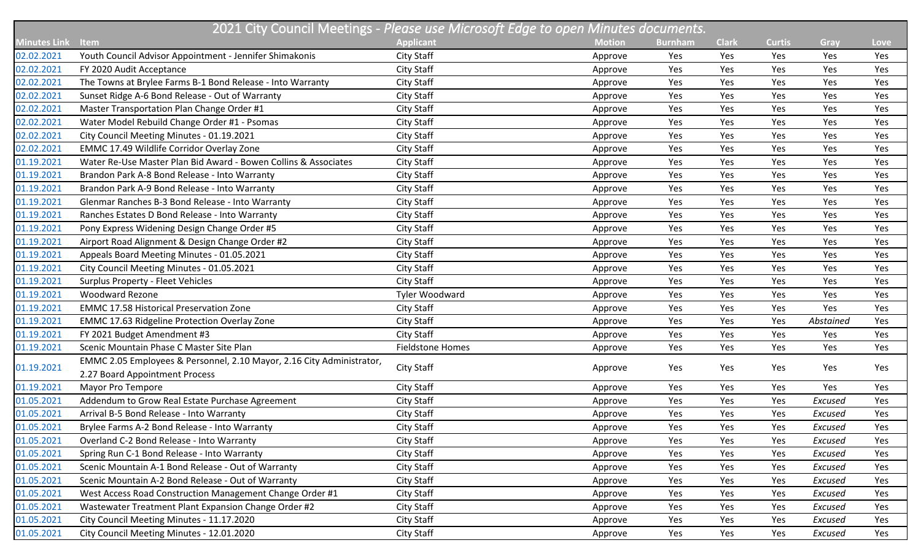| 2021 City Council Meetings - *Please use Microsoft Edge to open Minutes documents.* | | | | | | | | |
|---|---|---|---|---|---|---|---|---|
| **Minutes Link** | **Item** | **Applicant** | **Motion** | **Burnham** | **Clark** | **Curtis** | **Gray** | **Love** |
| 02.02.2021 | Youth Council Advisor Appointment - Jennifer Shimakonis | City Staff | Approve | Yes | Yes | Yes | Yes | Yes |
| 02.02.2021 | FY 2020 Audit Acceptance | City Staff | Approve | Yes | Yes | Yes | Yes | Yes |
| 02.02.2021 | The Towns at Brylee Farms B-1 Bond Release - Into Warranty | City Staff | Approve | Yes | Yes | Yes | Yes | Yes |
| 02.02.2021 | Sunset Ridge A-6 Bond Release - Out of Warranty | City Staff | Approve | Yes | Yes | Yes | Yes | Yes |
| 02.02.2021 | Master Transportation Plan Change Order #1 | City Staff | Approve | Yes | Yes | Yes | Yes | Yes |
| 02.02.2021 | Water Model Rebuild Change Order #1 - Psomas | City Staff | Approve | Yes | Yes | Yes | Yes | Yes |
| 02.02.2021 | City Council Meeting Minutes - 01.19.2021 | City Staff | Approve | Yes | Yes | Yes | Yes | Yes |
| 02.02.2021 | EMMC 17.49 Wildlife Corridor Overlay Zone | City Staff | Approve | Yes | Yes | Yes | Yes | Yes |
| 01.19.2021 | Water Re-Use Master Plan Bid Award - Bowen Collins & Associates | City Staff | Approve | Yes | Yes | Yes | Yes | Yes |
| 01.19.2021 | Brandon Park A-8 Bond Release - Into Warranty | City Staff | Approve | Yes | Yes | Yes | Yes | Yes |
| 01.19.2021 | Brandon Park A-9 Bond Release - Into Warranty | City Staff | Approve | Yes | Yes | Yes | Yes | Yes |
| 01.19.2021 | Glenmar Ranches B-3 Bond Release - Into Warranty | City Staff | Approve | Yes | Yes | Yes | Yes | Yes |
| 01.19.2021 | Ranches Estates D Bond Release - Into Warranty | City Staff | Approve | Yes | Yes | Yes | Yes | Yes |
| 01.19.2021 | Pony Express Widening Design Change Order #5 | City Staff | Approve | Yes | Yes | Yes | Yes | Yes |
| 01.19.2021 | Airport Road Alignment & Design Change Order #2 | City Staff | Approve | Yes | Yes | Yes | Yes | Yes |
| 01.19.2021 | Appeals Board Meeting Minutes - 01.05.2021 | City Staff | Approve | Yes | Yes | Yes | Yes | Yes |
| 01.19.2021 | City Council Meeting Minutes - 01.05.2021 | City Staff | Approve | Yes | Yes | Yes | Yes | Yes |
| 01.19.2021 | Surplus Property - Fleet Vehicles | City Staff | Approve | Yes | Yes | Yes | Yes | Yes |
| 01.19.2021 | Woodward Rezone | Tyler Woodward | Approve | Yes | Yes | Yes | Yes | Yes |
| 01.19.2021 | EMMC 17.58 Historical Preservation Zone | City Staff | Approve | Yes | Yes | Yes | Yes | Yes |
| 01.19.2021 | EMMC 17.63 Ridgeline Protection Overlay Zone | City Staff | Approve | Yes | Yes | Yes | *Abstained* | Yes |
| 01.19.2021 | FY 2021 Budget Amendment #3 | City Staff | Approve | Yes | Yes | Yes | Yes | Yes |
| 01.19.2021 | Scenic Mountain Phase C Master Site Plan | Fieldstone Homes | Approve | Yes | Yes | Yes | Yes | Yes |
| 01.19.2021 | EMMC 2.05 Employees & Personnel, 2.10 Mayor, 2.16 City Administrator, 2.27 Board Appointment Process | City Staff | Approve | Yes | Yes | Yes | Yes | Yes |
| 01.19.2021 | Mayor Pro Tempore | City Staff | Approve | Yes | Yes | Yes | Yes | Yes |
| 01.05.2021 | Addendum to Grow Real Estate Purchase Agreement | City Staff | Approve | Yes | Yes | Yes | *Excused* | Yes |
| 01.05.2021 | Arrival B-5 Bond Release - Into Warranty | City Staff | Approve | Yes | Yes | Yes | *Excused* | Yes |
| 01.05.2021 | Brylee Farms A-2 Bond Release - Into Warranty | City Staff | Approve | Yes | Yes | Yes | *Excused* | Yes |
| 01.05.2021 | Overland C-2 Bond Release - Into Warranty | City Staff | Approve | Yes | Yes | Yes | *Excused* | Yes |
| 01.05.2021 | Spring Run C-1 Bond Release - Into Warranty | City Staff | Approve | Yes | Yes | Yes | *Excused* | Yes |
| 01.05.2021 | Scenic Mountain A-1 Bond Release - Out of Warranty | City Staff | Approve | Yes | Yes | Yes | *Excused* | Yes |
| 01.05.2021 | Scenic Mountain A-2 Bond Release - Out of Warranty | City Staff | Approve | Yes | Yes | Yes | *Excused* | Yes |
| 01.05.2021 | West Access Road Construction Management Change Order #1 | City Staff | Approve | Yes | Yes | Yes | *Excused* | Yes |
| 01.05.2021 | Wastewater Treatment Plant Expansion Change Order #2 | City Staff | Approve | Yes | Yes | Yes | *Excused* | Yes |
| 01.05.2021 | City Council Meeting Minutes - 11.17.2020 | City Staff | Approve | Yes | Yes | Yes | *Excused* | Yes |
| 01.05.2021 | City Council Meeting Minutes - 12.01.2020 | City Staff | Approve | Yes | Yes | Yes | *Excused* | Yes |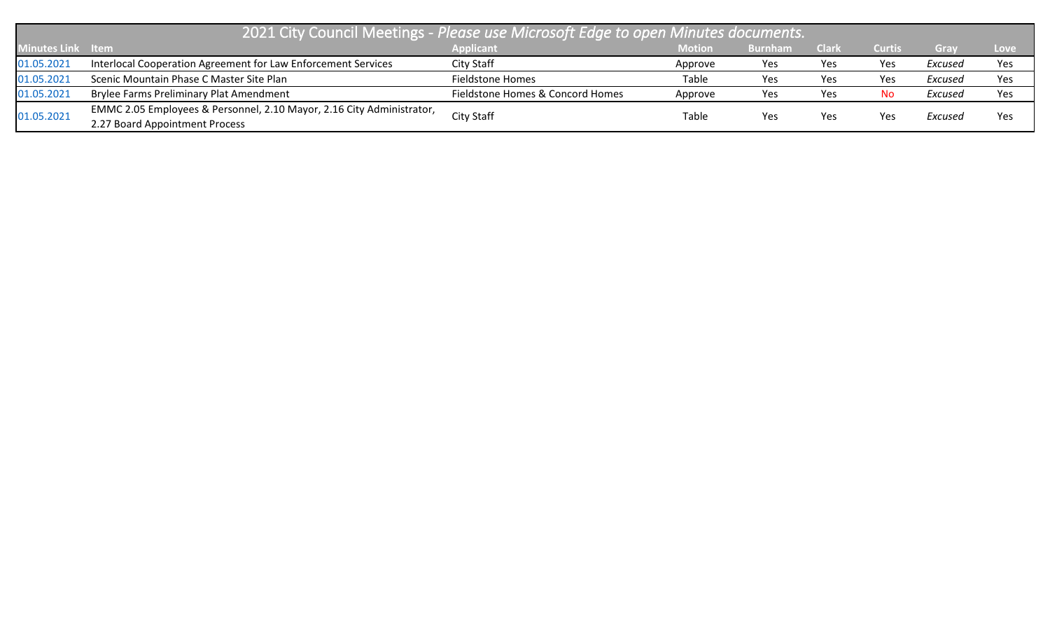| 2021 City Council Meetings - *Please use Microsoft Edge to open Minutes documents.* | | | | | | | | |
|---|---|---|---|---|---|---|---|---|
| **Minutes Link** | **Item** | **Applicant** | **Motion** | **Burnham** | **Clark** | **Curtis** | **Gray** | **Love** |
| 01.05.2021 | Interlocal Cooperation Agreement for Law Enforcement Services | City Staff | Approve | Yes | Yes | Yes | *Excused* | Yes |
| 01.05.2021 | Scenic Mountain Phase C Master Site Plan | Fieldstone Homes | Table | Yes | Yes | Yes | *Excused* | Yes |
| 01.05.2021 | Brylee Farms Preliminary Plat Amendment | Fieldstone Homes & Concord Homes | Approve | Yes | Yes | No | *Excused* | Yes |
| 01.05.2021 | EMMC 2.05 Employees & Personnel, 2.10 Mayor, 2.16 City Administrator, 2.27 Board Appointment Process | City Staff | Table | Yes | Yes | Yes | *Excused* | Yes |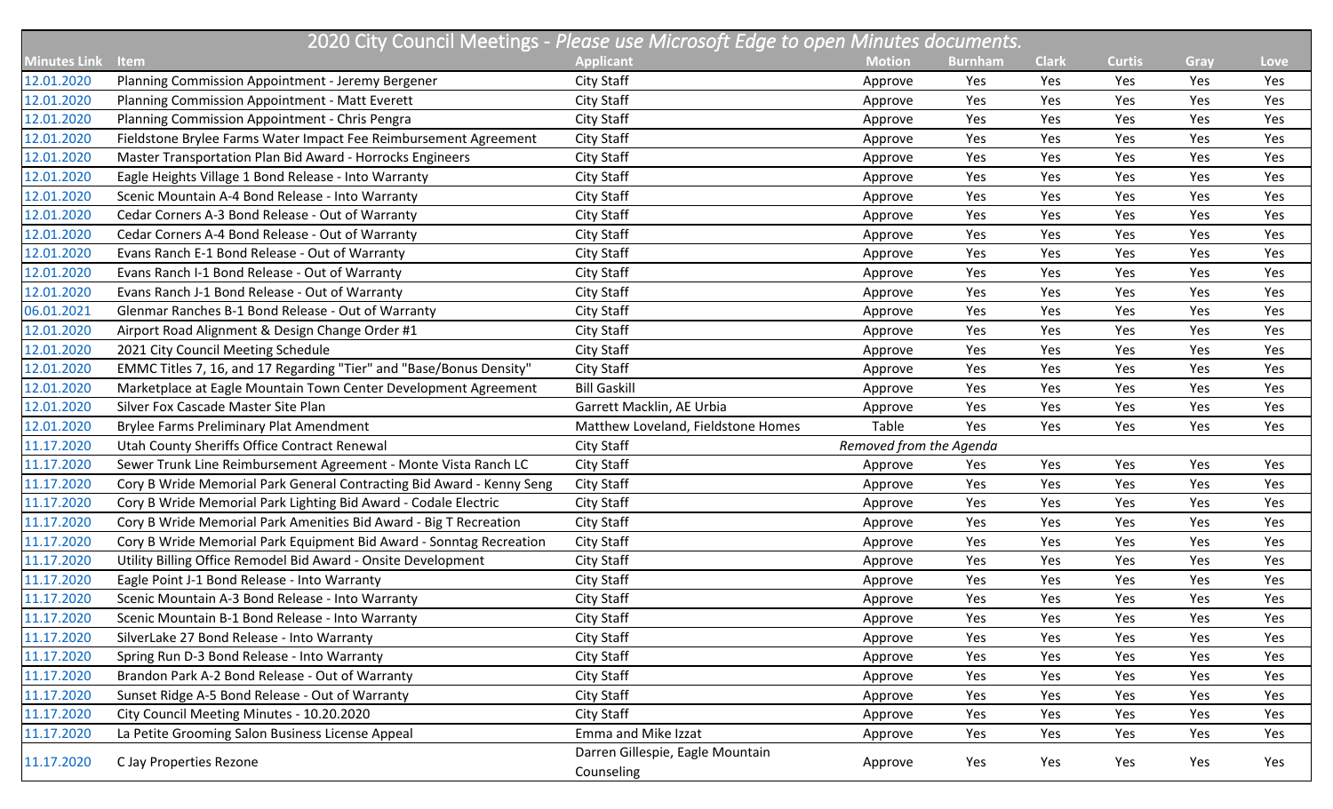| 2020 City Council Meetings - *Please use Microsoft Edge to open Minutes documents.* | | | | | | | | |
|---|---|---|---|---|---|---|---|---|
| **Minutes Link** | **Item** | **Applicant** | **Motion** | **Burnham** | **Clark** | **Curtis** | **Gray** | **Love** |
| 12.01.2020 | Planning Commission Appointment - Jeremy Bergener | City Staff | Approve | Yes | Yes | Yes | Yes | Yes |
| 12.01.2020 | Planning Commission Appointment - Matt Everett | City Staff | Approve | Yes | Yes | Yes | Yes | Yes |
| 12.01.2020 | Planning Commission Appointment - Chris Pengra | City Staff | Approve | Yes | Yes | Yes | Yes | Yes |
| 12.01.2020 | Fieldstone Brylee Farms Water Impact Fee Reimbursement Agreement | City Staff | Approve | Yes | Yes | Yes | Yes | Yes |
| 12.01.2020 | Master Transportation Plan Bid Award - Horrocks Engineers | City Staff | Approve | Yes | Yes | Yes | Yes | Yes |
| 12.01.2020 | Eagle Heights Village 1 Bond Release - Into Warranty | City Staff | Approve | Yes | Yes | Yes | Yes | Yes |
| 12.01.2020 | Scenic Mountain A-4 Bond Release - Into Warranty | City Staff | Approve | Yes | Yes | Yes | Yes | Yes |
| 12.01.2020 | Cedar Corners A-3 Bond Release - Out of Warranty | City Staff | Approve | Yes | Yes | Yes | Yes | Yes |
| 12.01.2020 | Cedar Corners A-4 Bond Release - Out of Warranty | City Staff | Approve | Yes | Yes | Yes | Yes | Yes |
| 12.01.2020 | Evans Ranch E-1 Bond Release - Out of Warranty | City Staff | Approve | Yes | Yes | Yes | Yes | Yes |
| 12.01.2020 | Evans Ranch I-1 Bond Release - Out of Warranty | City Staff | Approve | Yes | Yes | Yes | Yes | Yes |
| 12.01.2020 | Evans Ranch J-1 Bond Release - Out of Warranty | City Staff | Approve | Yes | Yes | Yes | Yes | Yes |
| 06.01.2021 | Glenmar Ranches B-1 Bond Release - Out of Warranty | City Staff | Approve | Yes | Yes | Yes | Yes | Yes |
| 12.01.2020 | Airport Road Alignment & Design Change Order #1 | City Staff | Approve | Yes | Yes | Yes | Yes | Yes |
| 12.01.2020 | 2021 City Council Meeting Schedule | City Staff | Approve | Yes | Yes | Yes | Yes | Yes |
| 12.01.2020 | EMMC Titles 7, 16, and 17 Regarding "Tier" and "Base/Bonus Density" | City Staff | Approve | Yes | Yes | Yes | Yes | Yes |
| 12.01.2020 | Marketplace at Eagle Mountain Town Center Development Agreement | Bill Gaskill | Approve | Yes | Yes | Yes | Yes | Yes |
| 12.01.2020 | Silver Fox Cascade Master Site Plan | Garrett Macklin, AE Urbia | Approve | Yes | Yes | Yes | Yes | Yes |
| 12.01.2020 | Brylee Farms Preliminary Plat Amendment | Matthew Loveland, Fieldstone Homes | Table | Yes | Yes | Yes | Yes | Yes |
| 11.17.2020 | Utah County Sheriffs Office Contract Renewal | City Staff | *Removed from the Agenda* | | | | | |
| 11.17.2020 | Sewer Trunk Line Reimbursement Agreement - Monte Vista Ranch LC | City Staff | Approve | Yes | Yes | Yes | Yes | Yes |
| 11.17.2020 | Cory B Wride Memorial Park General Contracting Bid Award - Kenny Seng | City Staff | Approve | Yes | Yes | Yes | Yes | Yes |
| 11.17.2020 | Cory B Wride Memorial Park Lighting Bid Award - Codale Electric | City Staff | Approve | Yes | Yes | Yes | Yes | Yes |
| 11.17.2020 | Cory B Wride Memorial Park Amenities Bid Award - Big T Recreation | City Staff | Approve | Yes | Yes | Yes | Yes | Yes |
| 11.17.2020 | Cory B Wride Memorial Park Equipment Bid Award - Sonntag Recreation | City Staff | Approve | Yes | Yes | Yes | Yes | Yes |
| 11.17.2020 | Utility Billing Office Remodel Bid Award - Onsite Development | City Staff | Approve | Yes | Yes | Yes | Yes | Yes |
| 11.17.2020 | Eagle Point J-1 Bond Release - Into Warranty | City Staff | Approve | Yes | Yes | Yes | Yes | Yes |
| 11.17.2020 | Scenic Mountain A-3 Bond Release - Into Warranty | City Staff | Approve | Yes | Yes | Yes | Yes | Yes |
| 11.17.2020 | Scenic Mountain B-1 Bond Release - Into Warranty | City Staff | Approve | Yes | Yes | Yes | Yes | Yes |
| 11.17.2020 | SilverLake 27 Bond Release - Into Warranty | City Staff | Approve | Yes | Yes | Yes | Yes | Yes |
| 11.17.2020 | Spring Run D-3 Bond Release - Into Warranty | City Staff | Approve | Yes | Yes | Yes | Yes | Yes |
| 11.17.2020 | Brandon Park A-2 Bond Release - Out of Warranty | City Staff | Approve | Yes | Yes | Yes | Yes | Yes |
| 11.17.2020 | Sunset Ridge A-5 Bond Release - Out of Warranty | City Staff | Approve | Yes | Yes | Yes | Yes | Yes |
| 11.17.2020 | City Council Meeting Minutes - 10.20.2020 | City Staff | Approve | Yes | Yes | Yes | Yes | Yes |
| 11.17.2020 | La Petite Grooming Salon Business License Appeal | Emma and Mike Izzat | Approve | Yes | Yes | Yes | Yes | Yes |
| 11.17.2020 | C Jay Properties Rezone | Darren Gillespie, Eagle Mountain Counseling | Approve | Yes | Yes | Yes | Yes | Yes |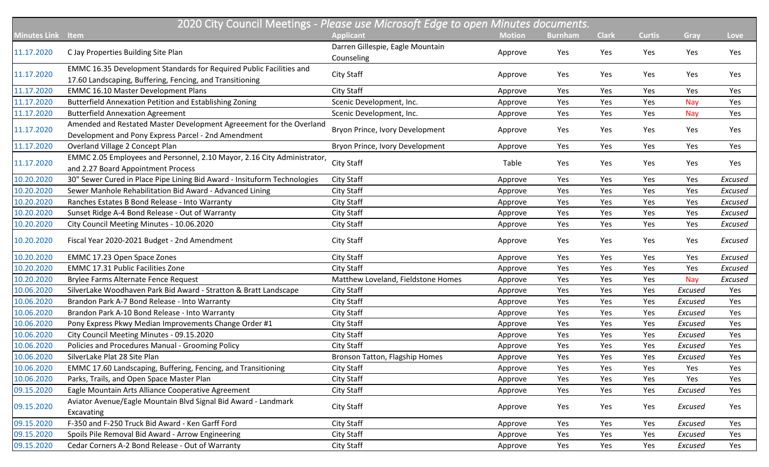| 2020 City Council Meetings - *Please use Microsoft Edge to open Minutes documents.* | | | | | | | | |
|---|---|---|---|---|---|---|---|---|
| **Minutes Link** | **Item** | **Applicant** | **Motion** | **Burnham** | **Clark** | **Curtis** | **Gray** | **Love** |
| 11.17.2020 | C Jay Properties Building Site Plan | Darren Gillespie, Eagle Mountain Counseling | Approve | Yes | Yes | Yes | Yes | Yes |
| 11.17.2020 | EMMC 16.35 Development Standards for Required Public Facilities and 17.60 Landscaping, Buffering, Fencing, and Transitioning | City Staff | Approve | Yes | Yes | Yes | Yes | Yes |
| 11.17.2020 | EMMC 16.10 Master Development Plans | City Staff | Approve | Yes | Yes | Yes | Yes | Yes |
| 11.17.2020 | Butterfield Annexation Petition and Establishing Zoning | Scenic Development, Inc. | Approve | Yes | Yes | Yes | Nay | Yes |
| 11.17.2020 | Butterfield Annexation Agreement | Scenic Development, Inc. | Approve | Yes | Yes | Yes | Nay | Yes |
| 11.17.2020 | Amended and Restated Master Development Agreeement for the Overland Development and Pony Express Parcel - 2nd Amendment | Bryon Prince, Ivory Development | Approve | Yes | Yes | Yes | Yes | Yes |
| 11.17.2020 | Overland Village 2 Concept Plan | Bryon Prince, Ivory Development | Approve | Yes | Yes | Yes | Yes | Yes |
| 11.17.2020 | EMMC 2.05 Employees and Personnel, 2.10 Mayor, 2.16 City Administrator, and 2.27 Board Appointment Process | City Staff | Table | Yes | Yes | Yes | Yes | Yes |
| 10.20.2020 | 30" Sewer Cured in Place Pipe Lining Bid Award - Insituform Technologies | City Staff | Approve | Yes | Yes | Yes | Yes | *Excused* |
| 10.20.2020 | Sewer Manhole Rehabilitation Bid Award - Advanced Lining | City Staff | Approve | Yes | Yes | Yes | Yes | *Excused* |
| 10.20.2020 | Ranches Estates B Bond Release - Into Warranty | City Staff | Approve | Yes | Yes | Yes | Yes | *Excused* |
| 10.20.2020 | Sunset Ridge A-4 Bond Release - Out of Warranty | City Staff | Approve | Yes | Yes | Yes | Yes | *Excused* |
| 10.20.2020 | City Council Meeting Minutes - 10.06.2020 | City Staff | Approve | Yes | Yes | Yes | Yes | *Excused* |
| 10.20.2020 | Fiscal Year 2020-2021 Budget - 2nd Amendment | City Staff | Approve | Yes | Yes | Yes | Yes | *Excused* |
| 10.20.2020 | EMMC 17.23 Open Space Zones | City Staff | Approve | Yes | Yes | Yes | Yes | *Excused* |
| 10.20.2020 | EMMC 17.31 Public Facilities Zone | City Staff | Approve | Yes | Yes | Yes | Yes | *Excused* |
| 10.20.2020 | Brylee Farms Alternate Fence Request | Matthew Loveland, Fieldstone Homes | Approve | Yes | Yes | Yes | Nay | *Excused* |
| 10.06.2020 | SilverLake Woodhaven Park Bid Award - Stratton & Bratt Landscape | City Staff | Approve | Yes | Yes | Yes | *Excused* | Yes |
| 10.06.2020 | Brandon Park A-7 Bond Release - Into Warranty | City Staff | Approve | Yes | Yes | Yes | *Excused* | Yes |
| 10.06.2020 | Brandon Park A-10 Bond Release - Into Warranty | City Staff | Approve | Yes | Yes | Yes | *Excused* | Yes |
| 10.06.2020 | Pony Express Pkwy Median Improvements Change Order #1 | City Staff | Approve | Yes | Yes | Yes | *Excused* | Yes |
| 10.06.2020 | City Council Meeting Minutes - 09.15.2020 | City Staff | Approve | Yes | Yes | Yes | *Excused* | Yes |
| 10.06.2020 | Policies and Procedures Manual - Grooming Policy | City Staff | Approve | Yes | Yes | Yes | *Excused* | Yes |
| 10.06.2020 | SilverLake Plat 28 Site Plan | Bronson Tatton, Flagship Homes | Approve | Yes | Yes | Yes | *Excused* | Yes |
| 10.06.2020 | EMMC 17.60 Landscaping, Buffering, Fencing, and Transitioning | City Staff | Approve | Yes | Yes | Yes | Yes | Yes |
| 10.06.2020 | Parks, Trails, and Open Space Master Plan | City Staff | Approve | Yes | Yes | Yes | Yes | Yes |
| 09.15.2020 | Eagle Mountain Arts Alliance Cooperative Agreement | City Staff | Approve | Yes | Yes | Yes | *Excused* | Yes |
| 09.15.2020 | Aviator Avenue/Eagle Mountain Blvd Signal Bid Award - Landmark Excavating | City Staff | Approve | Yes | Yes | Yes | *Excused* | Yes |
| 09.15.2020 | F-350 and F-250 Truck Bid Award - Ken Garff Ford | City Staff | Approve | Yes | Yes | Yes | *Excused* | Yes |
| 09.15.2020 | Spoils Pile Removal Bid Award - Arrow Engineering | City Staff | Approve | Yes | Yes | Yes | *Excused* | Yes |
| 09.15.2020 | Cedar Corners A-2 Bond Release - Out of Warranty | City Staff | Approve | Yes | Yes | Yes | *Excused* | Yes |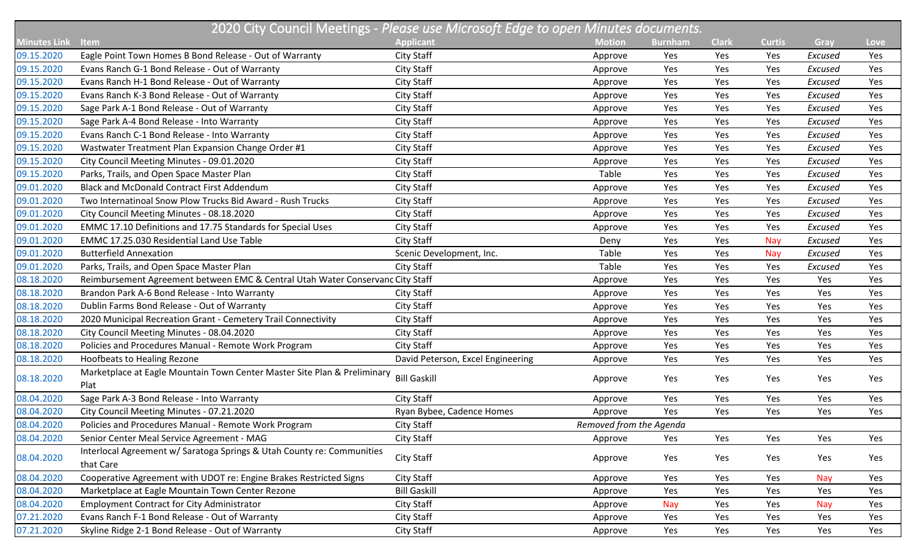| 2020 City Council Meetings - *Please use Microsoft Edge to open Minutes documents.* | | | | | | | | |
|---|---|---|---|---|---|---|---|---|
| **Minutes Link** | **Item** | **Applicant** | **Motion** | **Burnham** | **Clark** | **Curtis** | **Gray** | **Love** |
| 09.15.2020 | Eagle Point Town Homes B Bond Release - Out of Warranty | City Staff | Approve | Yes | Yes | Yes | *Excused* | Yes |
| 09.15.2020 | Evans Ranch G-1 Bond Release - Out of Warranty | City Staff | Approve | Yes | Yes | Yes | *Excused* | Yes |
| 09.15.2020 | Evans Ranch H-1 Bond Release - Out of Warranty | City Staff | Approve | Yes | Yes | Yes | *Excused* | Yes |
| 09.15.2020 | Evans Ranch K-3 Bond Release - Out of Warranty | City Staff | Approve | Yes | Yes | Yes | *Excused* | Yes |
| 09.15.2020 | Sage Park A-1 Bond Release - Out of Warranty | City Staff | Approve | Yes | Yes | Yes | *Excused* | Yes |
| 09.15.2020 | Sage Park A-4 Bond Release - Into Warranty | City Staff | Approve | Yes | Yes | Yes | *Excused* | Yes |
| 09.15.2020 | Evans Ranch C-1 Bond Release - Into Warranty | City Staff | Approve | Yes | Yes | Yes | *Excused* | Yes |
| 09.15.2020 | Wastwater Treatment Plan Expansion Change Order #1 | City Staff | Approve | Yes | Yes | Yes | *Excused* | Yes |
| 09.15.2020 | City Council Meeting Minutes - 09.01.2020 | City Staff | Approve | Yes | Yes | Yes | *Excused* | Yes |
| 09.15.2020 | Parks, Trails, and Open Space Master Plan | City Staff | Table | Yes | Yes | Yes | *Excused* | Yes |
| 09.01.2020 | Black and McDonald Contract First Addendum | City Staff | Approve | Yes | Yes | Yes | *Excused* | Yes |
| 09.01.2020 | Two Internatinoal Snow Plow Trucks Bid Award - Rush Trucks | City Staff | Approve | Yes | Yes | Yes | *Excused* | Yes |
| 09.01.2020 | City Council Meeting Minutes - 08.18.2020 | City Staff | Approve | Yes | Yes | Yes | *Excused* | Yes |
| 09.01.2020 | EMMC 17.10 Definitions and 17.75 Standards for Special Uses | City Staff | Approve | Yes | Yes | Yes | *Excused* | Yes |
| 09.01.2020 | EMMC 17.25.030 Residential Land Use Table | City Staff | Deny | Yes | Yes | Nay | *Excused* | Yes |
| 09.01.2020 | Butterfield Annexation | Scenic Development, Inc. | Table | Yes | Yes | Nay | *Excused* | Yes |
| 09.01.2020 | Parks, Trails, and Open Space Master Plan | City Staff | Table | Yes | Yes | Yes | *Excused* | Yes |
| 08.18.2020 | Reimbursement Agreement between EMC & Central Utah Water Conservanc | City Staff | Approve | Yes | Yes | Yes | Yes | Yes |
| 08.18.2020 | Brandon Park A-6 Bond Release - Into Warranty | City Staff | Approve | Yes | Yes | Yes | Yes | Yes |
| 08.18.2020 | Dublin Farms Bond Release - Out of Warranty | City Staff | Approve | Yes | Yes | Yes | Yes | Yes |
| 08.18.2020 | 2020 Municipal Recreation Grant - Cemetery Trail Connectivity | City Staff | Approve | Yes | Yes | Yes | Yes | Yes |
| 08.18.2020 | City Council Meeting Minutes - 08.04.2020 | City Staff | Approve | Yes | Yes | Yes | Yes | Yes |
| 08.18.2020 | Policies and Procedures Manual - Remote Work Program | City Staff | Approve | Yes | Yes | Yes | Yes | Yes |
| 08.18.2020 | Hoofbeats to Healing Rezone | David Peterson, Excel Engineering | Approve | Yes | Yes | Yes | Yes | Yes |
| 08.18.2020 | Marketplace at Eagle Mountain Town Center Master Site Plan & Preliminary Plat | Bill Gaskill | Approve | Yes | Yes | Yes | Yes | Yes |
| 08.04.2020 | Sage Park A-3 Bond Release - Into Warranty | City Staff | Approve | Yes | Yes | Yes | Yes | Yes |
| 08.04.2020 | City Council Meeting Minutes - 07.21.2020 | Ryan Bybee, Cadence Homes | Approve | Yes | Yes | Yes | Yes | Yes |
| 08.04.2020 | Policies and Procedures Manual - Remote Work Program | City Staff | *Removed from the Agenda* | | | | | |
| 08.04.2020 | Senior Center Meal Service Agreement - MAG | City Staff | Approve | Yes | Yes | Yes | Yes | Yes |
| 08.04.2020 | Interlocal Agreement w/ Saratoga Springs & Utah County re: Communities that Care | City Staff | Approve | Yes | Yes | Yes | Yes | Yes |
| 08.04.2020 | Cooperative Agreement with UDOT re: Engine Brakes Restricted Signs | City Staff | Approve | Yes | Yes | Yes | Nay | Yes |
| 08.04.2020 | Marketplace at Eagle Mountain Town Center Rezone | Bill Gaskill | Approve | Yes | Yes | Yes | Yes | Yes |
| 08.04.2020 | Employment Contract for City Administrator | City Staff | Approve | Nay | Yes | Yes | Nay | Yes |
| 07.21.2020 | Evans Ranch F-1 Bond Release - Out of Warranty | City Staff | Approve | Yes | Yes | Yes | Yes | Yes |
| 07.21.2020 | Skyline Ridge 2-1 Bond Release - Out of Warranty | City Staff | Approve | Yes | Yes | Yes | Yes | Yes |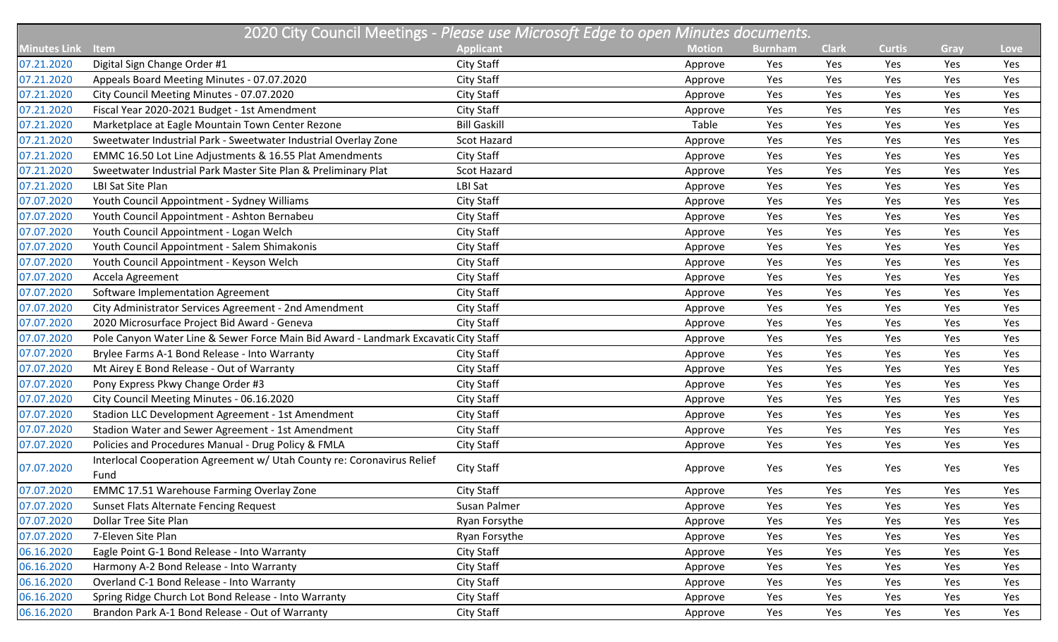| 2020 City Council Meetings - *Please use Microsoft Edge to open Minutes documents.* | | | | | | | | |
|---|---|---|---|---|---|---|---|---|
| **Minutes Link** | **Item** | **Applicant** | **Motion** | **Burnham** | **Clark** | **Curtis** | **Gray** | **Love** |
| 07.21.2020 | Digital Sign Change Order #1 | City Staff | Approve | Yes | Yes | Yes | Yes | Yes |
| 07.21.2020 | Appeals Board Meeting Minutes - 07.07.2020 | City Staff | Approve | Yes | Yes | Yes | Yes | Yes |
| 07.21.2020 | City Council Meeting Minutes - 07.07.2020 | City Staff | Approve | Yes | Yes | Yes | Yes | Yes |
| 07.21.2020 | Fiscal Year 2020-2021 Budget - 1st Amendment | City Staff | Approve | Yes | Yes | Yes | Yes | Yes |
| 07.21.2020 | Marketplace at Eagle Mountain Town Center Rezone | Bill Gaskill | Table | Yes | Yes | Yes | Yes | Yes |
| 07.21.2020 | Sweetwater Industrial Park - Sweetwater Industrial Overlay Zone | Scot Hazard | Approve | Yes | Yes | Yes | Yes | Yes |
| 07.21.2020 | EMMC 16.50 Lot Line Adjustments & 16.55 Plat Amendments | City Staff | Approve | Yes | Yes | Yes | Yes | Yes |
| 07.21.2020 | Sweetwater Industrial Park Master Site Plan & Preliminary Plat | Scot Hazard | Approve | Yes | Yes | Yes | Yes | Yes |
| 07.21.2020 | LBI Sat Site Plan | LBI Sat | Approve | Yes | Yes | Yes | Yes | Yes |
| 07.07.2020 | Youth Council Appointment - Sydney Williams | City Staff | Approve | Yes | Yes | Yes | Yes | Yes |
| 07.07.2020 | Youth Council Appointment - Ashton Bernabeu | City Staff | Approve | Yes | Yes | Yes | Yes | Yes |
| 07.07.2020 | Youth Council Appointment - Logan Welch | City Staff | Approve | Yes | Yes | Yes | Yes | Yes |
| 07.07.2020 | Youth Council Appointment - Salem Shimakonis | City Staff | Approve | Yes | Yes | Yes | Yes | Yes |
| 07.07.2020 | Youth Council Appointment - Keyson Welch | City Staff | Approve | Yes | Yes | Yes | Yes | Yes |
| 07.07.2020 | Accela Agreement | City Staff | Approve | Yes | Yes | Yes | Yes | Yes |
| 07.07.2020 | Software Implementation Agreement | City Staff | Approve | Yes | Yes | Yes | Yes | Yes |
| 07.07.2020 | City Administrator Services Agreement - 2nd Amendment | City Staff | Approve | Yes | Yes | Yes | Yes | Yes |
| 07.07.2020 | 2020 Microsurface Project Bid Award - Geneva | City Staff | Approve | Yes | Yes | Yes | Yes | Yes |
| 07.07.2020 | Pole Canyon Water Line & Sewer Force Main Bid Award - Landmark Excavati | City Staff | Approve | Yes | Yes | Yes | Yes | Yes |
| 07.07.2020 | Brylee Farms A-1 Bond Release - Into Warranty | City Staff | Approve | Yes | Yes | Yes | Yes | Yes |
| 07.07.2020 | Mt Airey E Bond Release - Out of Warranty | City Staff | Approve | Yes | Yes | Yes | Yes | Yes |
| 07.07.2020 | Pony Express Pkwy Change Order #3 | City Staff | Approve | Yes | Yes | Yes | Yes | Yes |
| 07.07.2020 | City Council Meeting Minutes - 06.16.2020 | City Staff | Approve | Yes | Yes | Yes | Yes | Yes |
| 07.07.2020 | Stadion LLC Development Agreement - 1st Amendment | City Staff | Approve | Yes | Yes | Yes | Yes | Yes |
| 07.07.2020 | Stadion Water and Sewer Agreement - 1st Amendment | City Staff | Approve | Yes | Yes | Yes | Yes | Yes |
| 07.07.2020 | Policies and Procedures Manual - Drug Policy & FMLA | City Staff | Approve | Yes | Yes | Yes | Yes | Yes |
| 07.07.2020 | Interlocal Cooperation Agreement w/ Utah County re: Coronavirus Relief Fund | City Staff | Approve | Yes | Yes | Yes | Yes | Yes |
| 07.07.2020 | EMMC 17.51 Warehouse Farming Overlay Zone | City Staff | Approve | Yes | Yes | Yes | Yes | Yes |
| 07.07.2020 | Sunset Flats Alternate Fencing Request | Susan Palmer | Approve | Yes | Yes | Yes | Yes | Yes |
| 07.07.2020 | Dollar Tree Site Plan | Ryan Forsythe | Approve | Yes | Yes | Yes | Yes | Yes |
| 07.07.2020 | 7-Eleven Site Plan | Ryan Forsythe | Approve | Yes | Yes | Yes | Yes | Yes |
| 06.16.2020 | Eagle Point G-1 Bond Release - Into Warranty | City Staff | Approve | Yes | Yes | Yes | Yes | Yes |
| 06.16.2020 | Harmony A-2 Bond Release - Into Warranty | City Staff | Approve | Yes | Yes | Yes | Yes | Yes |
| 06.16.2020 | Overland C-1 Bond Release - Into Warranty | City Staff | Approve | Yes | Yes | Yes | Yes | Yes |
| 06.16.2020 | Spring Ridge Church Lot Bond Release - Into Warranty | City Staff | Approve | Yes | Yes | Yes | Yes | Yes |
| 06.16.2020 | Brandon Park A-1 Bond Release - Out of Warranty | City Staff | Approve | Yes | Yes | Yes | Yes | Yes |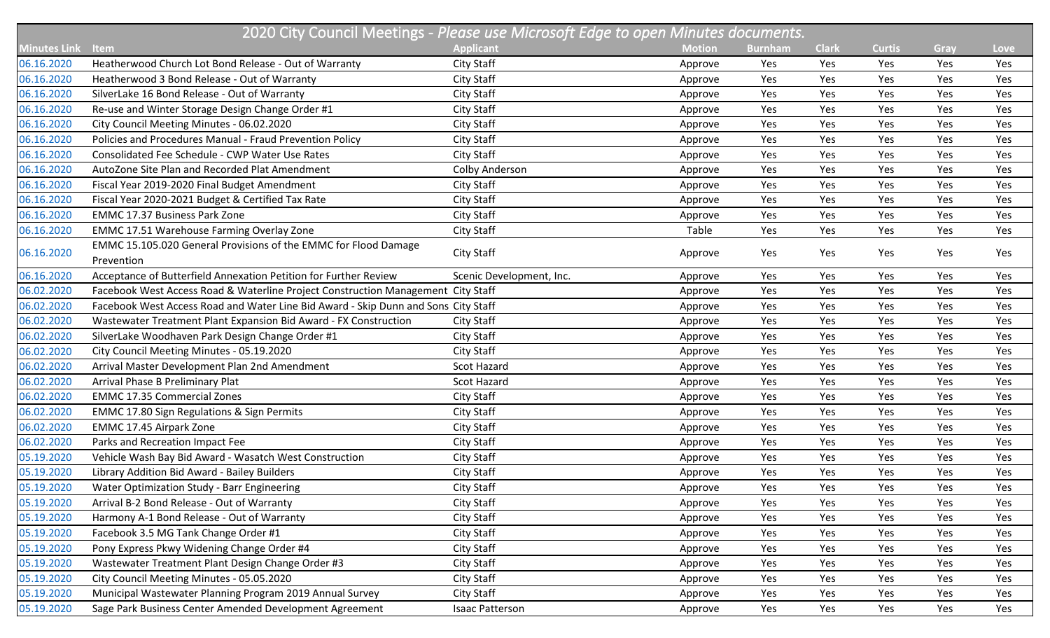| 2020 City Council Meetings - *Please use Microsoft Edge to open Minutes documents.* | | | | | | | | |
|---|---|---|---|---|---|---|---|---|
| **Minutes Link** | **Item** | **Applicant** | **Motion** | **Burnham** | **Clark** | **Curtis** | **Gray** | **Love** |
| 06.16.2020 | Heatherwood Church Lot Bond Release - Out of Warranty | City Staff | Approve | Yes | Yes | Yes | Yes | Yes |
| 06.16.2020 | Heatherwood 3 Bond Release - Out of Warranty | City Staff | Approve | Yes | Yes | Yes | Yes | Yes |
| 06.16.2020 | SilverLake 16 Bond Release - Out of Warranty | City Staff | Approve | Yes | Yes | Yes | Yes | Yes |
| 06.16.2020 | Re-use and Winter Storage Design Change Order #1 | City Staff | Approve | Yes | Yes | Yes | Yes | Yes |
| 06.16.2020 | City Council Meeting Minutes - 06.02.2020 | City Staff | Approve | Yes | Yes | Yes | Yes | Yes |
| 06.16.2020 | Policies and Procedures Manual - Fraud Prevention Policy | City Staff | Approve | Yes | Yes | Yes | Yes | Yes |
| 06.16.2020 | Consolidated Fee Schedule - CWP Water Use Rates | City Staff | Approve | Yes | Yes | Yes | Yes | Yes |
| 06.16.2020 | AutoZone Site Plan and Recorded Plat Amendment | Colby Anderson | Approve | Yes | Yes | Yes | Yes | Yes |
| 06.16.2020 | Fiscal Year 2019-2020 Final Budget Amendment | City Staff | Approve | Yes | Yes | Yes | Yes | Yes |
| 06.16.2020 | Fiscal Year 2020-2021 Budget & Certified Tax Rate | City Staff | Approve | Yes | Yes | Yes | Yes | Yes |
| 06.16.2020 | EMMC 17.37 Business Park Zone | City Staff | Approve | Yes | Yes | Yes | Yes | Yes |
| 06.16.2020 | EMMC 17.51 Warehouse Farming Overlay Zone | City Staff | Table | Yes | Yes | Yes | Yes | Yes |
| 06.16.2020 | EMMC 15.105.020 General Provisions of the EMMC for Flood Damage Prevention | City Staff | Approve | Yes | Yes | Yes | Yes | Yes |
| 06.16.2020 | Acceptance of Butterfield Annexation Petition for Further Review | Scenic Development, Inc. | Approve | Yes | Yes | Yes | Yes | Yes |
| 06.02.2020 | Facebook West Access Road & Waterline Project Construction Management | City Staff | Approve | Yes | Yes | Yes | Yes | Yes |
| 06.02.2020 | Facebook West Access Road and Water Line Bid Award - Skip Dunn and Sons | City Staff | Approve | Yes | Yes | Yes | Yes | Yes |
| 06.02.2020 | Wastewater Treatment Plant Expansion Bid Award - FX Construction | City Staff | Approve | Yes | Yes | Yes | Yes | Yes |
| 06.02.2020 | SilverLake Woodhaven Park Design Change Order #1 | City Staff | Approve | Yes | Yes | Yes | Yes | Yes |
| 06.02.2020 | City Council Meeting Minutes - 05.19.2020 | City Staff | Approve | Yes | Yes | Yes | Yes | Yes |
| 06.02.2020 | Arrival Master Development Plan 2nd Amendment | Scot Hazard | Approve | Yes | Yes | Yes | Yes | Yes |
| 06.02.2020 | Arrival Phase B Preliminary Plat | Scot Hazard | Approve | Yes | Yes | Yes | Yes | Yes |
| 06.02.2020 | EMMC 17.35 Commercial Zones | City Staff | Approve | Yes | Yes | Yes | Yes | Yes |
| 06.02.2020 | EMMC 17.80 Sign Regulations & Sign Permits | City Staff | Approve | Yes | Yes | Yes | Yes | Yes |
| 06.02.2020 | EMMC 17.45 Airpark Zone | City Staff | Approve | Yes | Yes | Yes | Yes | Yes |
| 06.02.2020 | Parks and Recreation Impact Fee | City Staff | Approve | Yes | Yes | Yes | Yes | Yes |
| 05.19.2020 | Vehicle Wash Bay Bid Award - Wasatch West Construction | City Staff | Approve | Yes | Yes | Yes | Yes | Yes |
| 05.19.2020 | Library Addition Bid Award - Bailey Builders | City Staff | Approve | Yes | Yes | Yes | Yes | Yes |
| 05.19.2020 | Water Optimization Study - Barr Engineering | City Staff | Approve | Yes | Yes | Yes | Yes | Yes |
| 05.19.2020 | Arrival B-2 Bond Release - Out of Warranty | City Staff | Approve | Yes | Yes | Yes | Yes | Yes |
| 05.19.2020 | Harmony A-1 Bond Release - Out of Warranty | City Staff | Approve | Yes | Yes | Yes | Yes | Yes |
| 05.19.2020 | Facebook 3.5 MG Tank Change Order #1 | City Staff | Approve | Yes | Yes | Yes | Yes | Yes |
| 05.19.2020 | Pony Express Pkwy Widening Change Order #4 | City Staff | Approve | Yes | Yes | Yes | Yes | Yes |
| 05.19.2020 | Wastewater Treatment Plant Design Change Order #3 | City Staff | Approve | Yes | Yes | Yes | Yes | Yes |
| 05.19.2020 | City Council Meeting Minutes - 05.05.2020 | City Staff | Approve | Yes | Yes | Yes | Yes | Yes |
| 05.19.2020 | Municipal Wastewater Planning Program 2019 Annual Survey | City Staff | Approve | Yes | Yes | Yes | Yes | Yes |
| 05.19.2020 | Sage Park Business Center Amended Development Agreement | Isaac Patterson | Approve | Yes | Yes | Yes | Yes | Yes |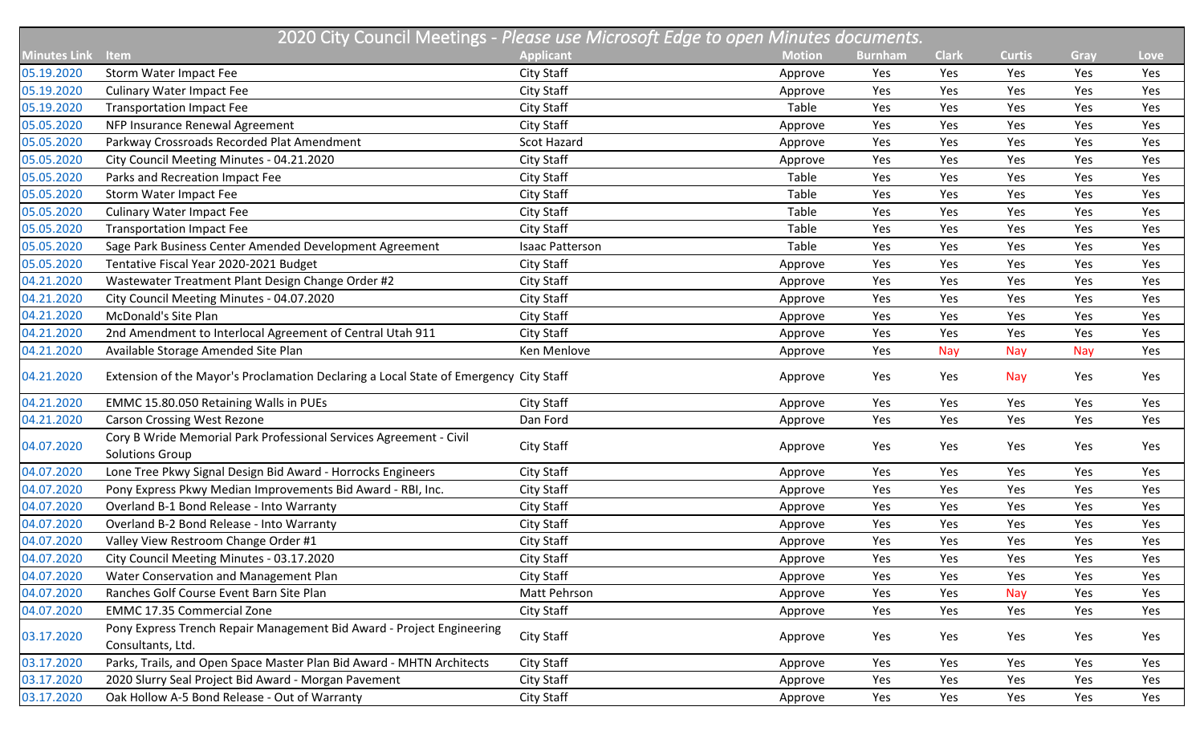| 2020 City Council Meetings - *Please use Microsoft Edge to open Minutes documents.* | | | | | | | | |
|---|---|---|---|---|---|---|---|---|
| **Minutes Link** | **Item** | **Applicant** | **Motion** | **Burnham** | **Clark** | **Curtis** | **Gray** | **Love** |
| 05.19.2020 | Storm Water Impact Fee | City Staff | Approve | Yes | Yes | Yes | Yes | Yes |
| 05.19.2020 | Culinary Water Impact Fee | City Staff | Approve | Yes | Yes | Yes | Yes | Yes |
| 05.19.2020 | Transportation Impact Fee | City Staff | Table | Yes | Yes | Yes | Yes | Yes |
| 05.05.2020 | NFP Insurance Renewal Agreement | City Staff | Approve | Yes | Yes | Yes | Yes | Yes |
| 05.05.2020 | Parkway Crossroads Recorded Plat Amendment | Scot Hazard | Approve | Yes | Yes | Yes | Yes | Yes |
| 05.05.2020 | City Council Meeting Minutes - 04.21.2020 | City Staff | Approve | Yes | Yes | Yes | Yes | Yes |
| 05.05.2020 | Parks and Recreation Impact Fee | City Staff | Table | Yes | Yes | Yes | Yes | Yes |
| 05.05.2020 | Storm Water Impact Fee | City Staff | Table | Yes | Yes | Yes | Yes | Yes |
| 05.05.2020 | Culinary Water Impact Fee | City Staff | Table | Yes | Yes | Yes | Yes | Yes |
| 05.05.2020 | Transportation Impact Fee | City Staff | Table | Yes | Yes | Yes | Yes | Yes |
| 05.05.2020 | Sage Park Business Center Amended Development Agreement | Isaac Patterson | Table | Yes | Yes | Yes | Yes | Yes |
| 05.05.2020 | Tentative Fiscal Year 2020-2021 Budget | City Staff | Approve | Yes | Yes | Yes | Yes | Yes |
| 04.21.2020 | Wastewater Treatment Plant Design Change Order #2 | City Staff | Approve | Yes | Yes | Yes | Yes | Yes |
| 04.21.2020 | City Council Meeting Minutes - 04.07.2020 | City Staff | Approve | Yes | Yes | Yes | Yes | Yes |
| 04.21.2020 | McDonald's Site Plan | City Staff | Approve | Yes | Yes | Yes | Yes | Yes |
| 04.21.2020 | 2nd Amendment to Interlocal Agreement of Central Utah 911 | City Staff | Approve | Yes | Yes | Yes | Yes | Yes |
| 04.21.2020 | Available Storage Amended Site Plan | Ken Menlove | Approve | Yes | Nay | Nay | Nay | Yes |
| 04.21.2020 | Extension of the Mayor's Proclamation Declaring a Local State of Emergency | City Staff | Approve | Yes | Yes | Nay | Yes | Yes |
| 04.21.2020 | EMMC 15.80.050 Retaining Walls in PUEs | City Staff | Approve | Yes | Yes | Yes | Yes | Yes |
| 04.21.2020 | Carson Crossing West Rezone | Dan Ford | Approve | Yes | Yes | Yes | Yes | Yes |
| 04.07.2020 | Cory B Wride Memorial Park Professional Services Agreement - Civil Solutions Group | City Staff | Approve | Yes | Yes | Yes | Yes | Yes |
| 04.07.2020 | Lone Tree Pkwy Signal Design Bid Award - Horrocks Engineers | City Staff | Approve | Yes | Yes | Yes | Yes | Yes |
| 04.07.2020 | Pony Express Pkwy Median Improvements Bid Award - RBI, Inc. | City Staff | Approve | Yes | Yes | Yes | Yes | Yes |
| 04.07.2020 | Overland B-1 Bond Release - Into Warranty | City Staff | Approve | Yes | Yes | Yes | Yes | Yes |
| 04.07.2020 | Overland B-2 Bond Release - Into Warranty | City Staff | Approve | Yes | Yes | Yes | Yes | Yes |
| 04.07.2020 | Valley View Restroom Change Order #1 | City Staff | Approve | Yes | Yes | Yes | Yes | Yes |
| 04.07.2020 | City Council Meeting Minutes - 03.17.2020 | City Staff | Approve | Yes | Yes | Yes | Yes | Yes |
| 04.07.2020 | Water Conservation and Management Plan | City Staff | Approve | Yes | Yes | Yes | Yes | Yes |
| 04.07.2020 | Ranches Golf Course Event Barn Site Plan | Matt Pehrson | Approve | Yes | Yes | Nay | Yes | Yes |
| 04.07.2020 | EMMC 17.35 Commercial Zone | City Staff | Approve | Yes | Yes | Yes | Yes | Yes |
| 03.17.2020 | Pony Express Trench Repair Management Bid Award - Project Engineering Consultants, Ltd. | City Staff | Approve | Yes | Yes | Yes | Yes | Yes |
| 03.17.2020 | Parks, Trails, and Open Space Master Plan Bid Award - MHTN Architects | City Staff | Approve | Yes | Yes | Yes | Yes | Yes |
| 03.17.2020 | 2020 Slurry Seal Project Bid Award - Morgan Pavement | City Staff | Approve | Yes | Yes | Yes | Yes | Yes |
| 03.17.2020 | Oak Hollow A-5 Bond Release - Out of Warranty | City Staff | Approve | Yes | Yes | Yes | Yes | Yes |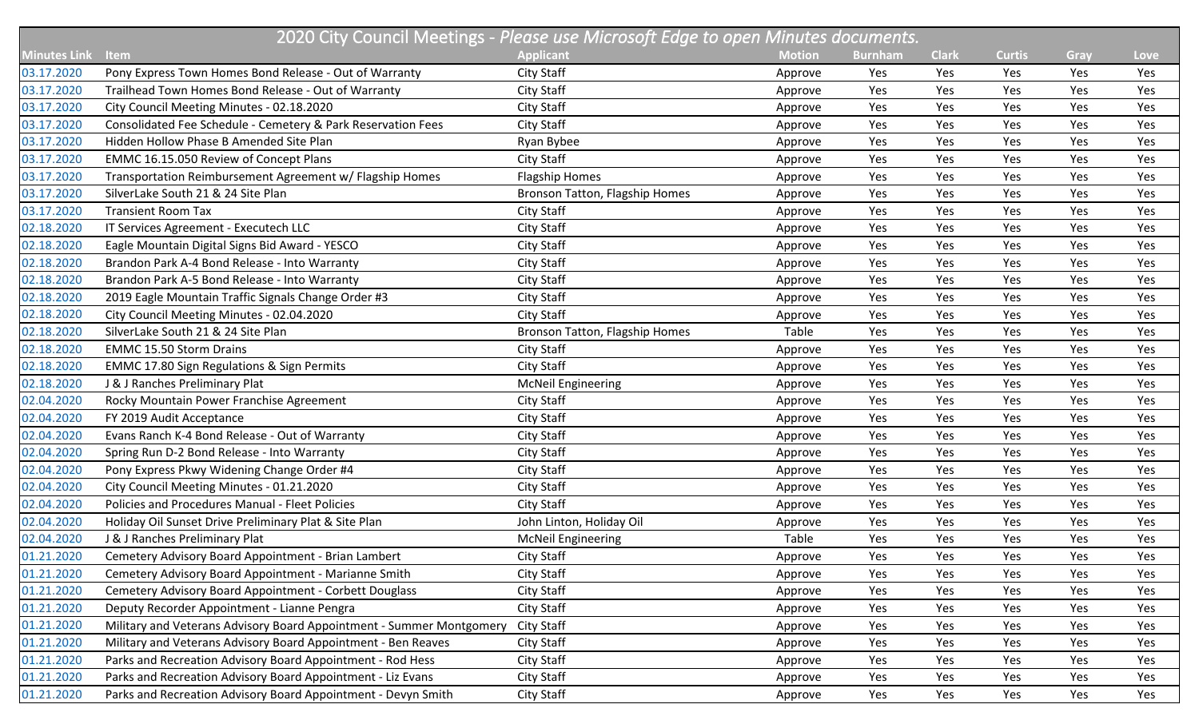| 2020 City Council Meetings - *Please use Microsoft Edge to open Minutes documents.* | | | | | | | | |
|---|---|---|---|---|---|---|---|---|
| **Minutes Link** | **Item** | **Applicant** | **Motion** | **Burnham** | **Clark** | **Curtis** | **Gray** | **Love** |
| 03.17.2020 | Pony Express Town Homes Bond Release - Out of Warranty | City Staff | Approve | Yes | Yes | Yes | Yes | Yes |
| 03.17.2020 | Trailhead Town Homes Bond Release - Out of Warranty | City Staff | Approve | Yes | Yes | Yes | Yes | Yes |
| 03.17.2020 | City Council Meeting Minutes - 02.18.2020 | City Staff | Approve | Yes | Yes | Yes | Yes | Yes |
| 03.17.2020 | Consolidated Fee Schedule - Cemetery & Park Reservation Fees | City Staff | Approve | Yes | Yes | Yes | Yes | Yes |
| 03.17.2020 | Hidden Hollow Phase B Amended Site Plan | Ryan Bybee | Approve | Yes | Yes | Yes | Yes | Yes |
| 03.17.2020 | EMMC 16.15.050 Review of Concept Plans | City Staff | Approve | Yes | Yes | Yes | Yes | Yes |
| 03.17.2020 | Transportation Reimbursement Agreement w/ Flagship Homes | Flagship Homes | Approve | Yes | Yes | Yes | Yes | Yes |
| 03.17.2020 | SilverLake South 21 & 24 Site Plan | Bronson Tatton, Flagship Homes | Approve | Yes | Yes | Yes | Yes | Yes |
| 03.17.2020 | Transient Room Tax | City Staff | Approve | Yes | Yes | Yes | Yes | Yes |
| 02.18.2020 | IT Services Agreement - Executech LLC | City Staff | Approve | Yes | Yes | Yes | Yes | Yes |
| 02.18.2020 | Eagle Mountain Digital Signs Bid Award - YESCO | City Staff | Approve | Yes | Yes | Yes | Yes | Yes |
| 02.18.2020 | Brandon Park A-4 Bond Release - Into Warranty | City Staff | Approve | Yes | Yes | Yes | Yes | Yes |
| 02.18.2020 | Brandon Park A-5 Bond Release - Into Warranty | City Staff | Approve | Yes | Yes | Yes | Yes | Yes |
| 02.18.2020 | 2019 Eagle Mountain Traffic Signals Change Order #3 | City Staff | Approve | Yes | Yes | Yes | Yes | Yes |
| 02.18.2020 | City Council Meeting Minutes - 02.04.2020 | City Staff | Approve | Yes | Yes | Yes | Yes | Yes |
| 02.18.2020 | SilverLake South 21 & 24 Site Plan | Bronson Tatton, Flagship Homes | Table | Yes | Yes | Yes | Yes | Yes |
| 02.18.2020 | EMMC 15.50 Storm Drains | City Staff | Approve | Yes | Yes | Yes | Yes | Yes |
| 02.18.2020 | EMMC 17.80 Sign Regulations & Sign Permits | City Staff | Approve | Yes | Yes | Yes | Yes | Yes |
| 02.18.2020 | J & J Ranches Preliminary Plat | McNeil Engineering | Approve | Yes | Yes | Yes | Yes | Yes |
| 02.04.2020 | Rocky Mountain Power Franchise Agreement | City Staff | Approve | Yes | Yes | Yes | Yes | Yes |
| 02.04.2020 | FY 2019 Audit Acceptance | City Staff | Approve | Yes | Yes | Yes | Yes | Yes |
| 02.04.2020 | Evans Ranch K-4 Bond Release - Out of Warranty | City Staff | Approve | Yes | Yes | Yes | Yes | Yes |
| 02.04.2020 | Spring Run D-2 Bond Release - Into Warranty | City Staff | Approve | Yes | Yes | Yes | Yes | Yes |
| 02.04.2020 | Pony Express Pkwy Widening Change Order #4 | City Staff | Approve | Yes | Yes | Yes | Yes | Yes |
| 02.04.2020 | City Council Meeting Minutes - 01.21.2020 | City Staff | Approve | Yes | Yes | Yes | Yes | Yes |
| 02.04.2020 | Policies and Procedures Manual - Fleet Policies | City Staff | Approve | Yes | Yes | Yes | Yes | Yes |
| 02.04.2020 | Holiday Oil Sunset Drive Preliminary Plat & Site Plan | John Linton, Holiday Oil | Approve | Yes | Yes | Yes | Yes | Yes |
| 02.04.2020 | J & J Ranches Preliminary Plat | McNeil Engineering | Table | Yes | Yes | Yes | Yes | Yes |
| 01.21.2020 | Cemetery Advisory Board Appointment - Brian Lambert | City Staff | Approve | Yes | Yes | Yes | Yes | Yes |
| 01.21.2020 | Cemetery Advisory Board Appointment - Marianne Smith | City Staff | Approve | Yes | Yes | Yes | Yes | Yes |
| 01.21.2020 | Cemetery Advisory Board Appointment - Corbett Douglass | City Staff | Approve | Yes | Yes | Yes | Yes | Yes |
| 01.21.2020 | Deputy Recorder Appointment - Lianne Pengra | City Staff | Approve | Yes | Yes | Yes | Yes | Yes |
| 01.21.2020 | Military and Veterans Advisory Board Appointment - Summer Montgomery | City Staff | Approve | Yes | Yes | Yes | Yes | Yes |
| 01.21.2020 | Military and Veterans Advisory Board Appointment - Ben Reaves | City Staff | Approve | Yes | Yes | Yes | Yes | Yes |
| 01.21.2020 | Parks and Recreation Advisory Board Appointment - Rod Hess | City Staff | Approve | Yes | Yes | Yes | Yes | Yes |
| 01.21.2020 | Parks and Recreation Advisory Board Appointment - Liz Evans | City Staff | Approve | Yes | Yes | Yes | Yes | Yes |
| 01.21.2020 | Parks and Recreation Advisory Board Appointment - Devyn Smith | City Staff | Approve | Yes | Yes | Yes | Yes | Yes |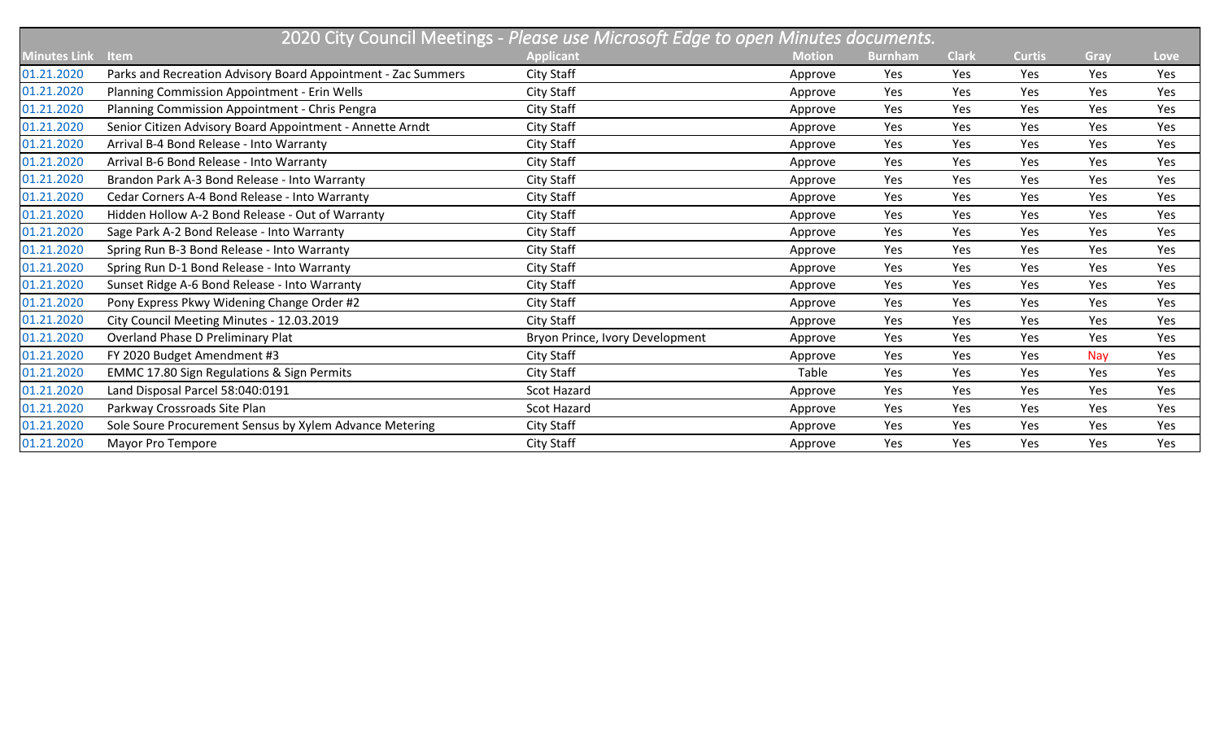| 2020 City Council Meetings - *Please use Microsoft Edge to open Minutes documents.* | | | | | | | | |
|---|---|---|---|---|---|---|---|---|
| **Minutes Link** | **Item** | **Applicant** | **Motion** | **Burnham** | **Clark** | **Curtis** | **Gray** | **Love** |
| 01.21.2020 | Parks and Recreation Advisory Board Appointment - Zac Summers | City Staff | Approve | Yes | Yes | Yes | Yes | Yes |
| 01.21.2020 | Planning Commission Appointment - Erin Wells | City Staff | Approve | Yes | Yes | Yes | Yes | Yes |
| 01.21.2020 | Planning Commission Appointment - Chris Pengra | City Staff | Approve | Yes | Yes | Yes | Yes | Yes |
| 01.21.2020 | Senior Citizen Advisory Board Appointment - Annette Arndt | City Staff | Approve | Yes | Yes | Yes | Yes | Yes |
| 01.21.2020 | Arrival B-4 Bond Release - Into Warranty | City Staff | Approve | Yes | Yes | Yes | Yes | Yes |
| 01.21.2020 | Arrival B-6 Bond Release - Into Warranty | City Staff | Approve | Yes | Yes | Yes | Yes | Yes |
| 01.21.2020 | Brandon Park A-3 Bond Release - Into Warranty | City Staff | Approve | Yes | Yes | Yes | Yes | Yes |
| 01.21.2020 | Cedar Corners A-4 Bond Release - Into Warranty | City Staff | Approve | Yes | Yes | Yes | Yes | Yes |
| 01.21.2020 | Hidden Hollow A-2 Bond Release - Out of Warranty | City Staff | Approve | Yes | Yes | Yes | Yes | Yes |
| 01.21.2020 | Sage Park A-2 Bond Release - Into Warranty | City Staff | Approve | Yes | Yes | Yes | Yes | Yes |
| 01.21.2020 | Spring Run B-3 Bond Release - Into Warranty | City Staff | Approve | Yes | Yes | Yes | Yes | Yes |
| 01.21.2020 | Spring Run D-1 Bond Release - Into Warranty | City Staff | Approve | Yes | Yes | Yes | Yes | Yes |
| 01.21.2020 | Sunset Ridge A-6 Bond Release - Into Warranty | City Staff | Approve | Yes | Yes | Yes | Yes | Yes |
| 01.21.2020 | Pony Express Pkwy Widening Change Order #2 | City Staff | Approve | Yes | Yes | Yes | Yes | Yes |
| 01.21.2020 | City Council Meeting Minutes - 12.03.2019 | City Staff | Approve | Yes | Yes | Yes | Yes | Yes |
| 01.21.2020 | Overland Phase D Preliminary Plat | Bryon Prince, Ivory Development | Approve | Yes | Yes | Yes | Yes | Yes |
| 01.21.2020 | FY 2020 Budget Amendment #3 | City Staff | Approve | Yes | Yes | Yes | Nay | Yes |
| 01.21.2020 | EMMC 17.80 Sign Regulations & Sign Permits | City Staff | Table | Yes | Yes | Yes | Yes | Yes |
| 01.21.2020 | Land Disposal Parcel 58:040:0191 | Scot Hazard | Approve | Yes | Yes | Yes | Yes | Yes |
| 01.21.2020 | Parkway Crossroads Site Plan | Scot Hazard | Approve | Yes | Yes | Yes | Yes | Yes |
| 01.21.2020 | Sole Soure Procurement Sensus by Xylem Advance Metering | City Staff | Approve | Yes | Yes | Yes | Yes | Yes |
| 01.21.2020 | Mayor Pro Tempore | City Staff | Approve | Yes | Yes | Yes | Yes | Yes |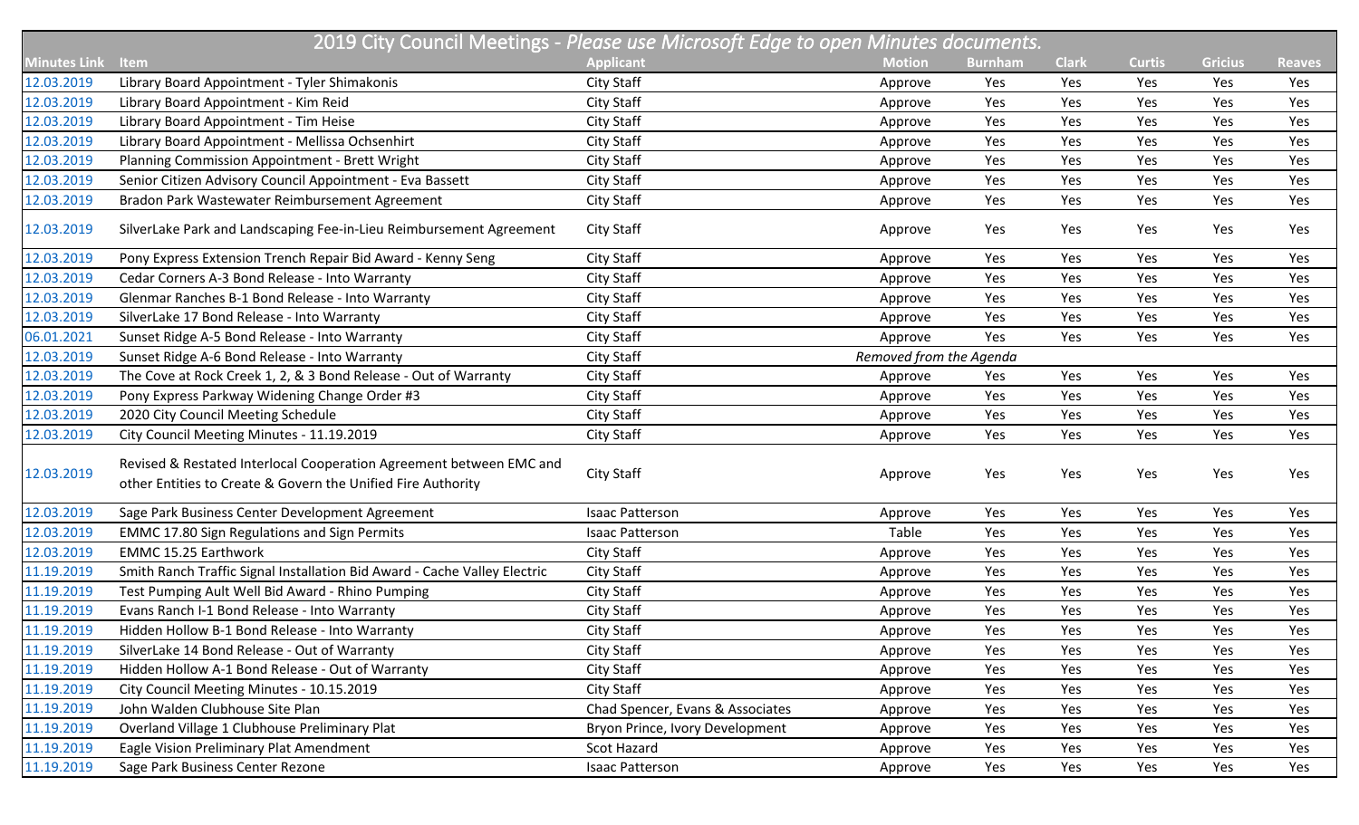| 2019 City Council Meetings - *Please use Microsoft Edge to open Minutes documents.* | | | | | | | | |
|---|---|---|---|---|---|---|---|---|
| **Minutes Link** | **Item** | **Applicant** | **Motion** | **Burnham** | **Clark** | **Curtis** | **Gricius** | **Reaves** |
| 12.03.2019 | Library Board Appointment - Tyler Shimakonis | City Staff | Approve | Yes | Yes | Yes | Yes | Yes |
| 12.03.2019 | Library Board Appointment - Kim Reid | City Staff | Approve | Yes | Yes | Yes | Yes | Yes |
| 12.03.2019 | Library Board Appointment - Tim Heise | City Staff | Approve | Yes | Yes | Yes | Yes | Yes |
| 12.03.2019 | Library Board Appointment - Mellissa Ochsenhirt | City Staff | Approve | Yes | Yes | Yes | Yes | Yes |
| 12.03.2019 | Planning Commission Appointment - Brett Wright | City Staff | Approve | Yes | Yes | Yes | Yes | Yes |
| 12.03.2019 | Senior Citizen Advisory Council Appointment - Eva Bassett | City Staff | Approve | Yes | Yes | Yes | Yes | Yes |
| 12.03.2019 | Bradon Park Wastewater Reimbursement Agreement | City Staff | Approve | Yes | Yes | Yes | Yes | Yes |
| 12.03.2019 | SilverLake Park and Landscaping Fee-in-Lieu Reimbursement Agreement | City Staff | Approve | Yes | Yes | Yes | Yes | Yes |
| 12.03.2019 | Pony Express Extension Trench Repair Bid Award - Kenny Seng | City Staff | Approve | Yes | Yes | Yes | Yes | Yes |
| 12.03.2019 | Cedar Corners A-3 Bond Release - Into Warranty | City Staff | Approve | Yes | Yes | Yes | Yes | Yes |
| 12.03.2019 | Glenmar Ranches B-1 Bond Release - Into Warranty | City Staff | Approve | Yes | Yes | Yes | Yes | Yes |
| 12.03.2019 | SilverLake 17 Bond Release - Into Warranty | City Staff | Approve | Yes | Yes | Yes | Yes | Yes |
| 06.01.2021 | Sunset Ridge A-5 Bond Release - Into Warranty | City Staff | Approve | Yes | Yes | Yes | Yes | Yes |
| 12.03.2019 | Sunset Ridge A-6 Bond Release - Into Warranty | City Staff | *Removed from the Agenda* | | | | | |
| 12.03.2019 | The Cove at Rock Creek 1, 2, & 3 Bond Release - Out of Warranty | City Staff | Approve | Yes | Yes | Yes | Yes | Yes |
| 12.03.2019 | Pony Express Parkway Widening Change Order #3 | City Staff | Approve | Yes | Yes | Yes | Yes | Yes |
| 12.03.2019 | 2020 City Council Meeting Schedule | City Staff | Approve | Yes | Yes | Yes | Yes | Yes |
| 12.03.2019 | City Council Meeting Minutes - 11.19.2019 | City Staff | Approve | Yes | Yes | Yes | Yes | Yes |
| 12.03.2019 | Revised & Restated Interlocal Cooperation Agreement between EMC and other Entities to Create & Govern the Unified Fire Authority | City Staff | Approve | Yes | Yes | Yes | Yes | Yes |
| 12.03.2019 | Sage Park Business Center Development Agreement | Isaac Patterson | Approve | Yes | Yes | Yes | Yes | Yes |
| 12.03.2019 | EMMC 17.80 Sign Regulations and Sign Permits | Isaac Patterson | Table | Yes | Yes | Yes | Yes | Yes |
| 12.03.2019 | EMMC 15.25 Earthwork | City Staff | Approve | Yes | Yes | Yes | Yes | Yes |
| 11.19.2019 | Smith Ranch Traffic Signal Installation Bid Award - Cache Valley Electric | City Staff | Approve | Yes | Yes | Yes | Yes | Yes |
| 11.19.2019 | Test Pumping Ault Well Bid Award - Rhino Pumping | City Staff | Approve | Yes | Yes | Yes | Yes | Yes |
| 11.19.2019 | Evans Ranch I-1 Bond Release - Into Warranty | City Staff | Approve | Yes | Yes | Yes | Yes | Yes |
| 11.19.2019 | Hidden Hollow B-1 Bond Release - Into Warranty | City Staff | Approve | Yes | Yes | Yes | Yes | Yes |
| 11.19.2019 | SilverLake 14 Bond Release - Out of Warranty | City Staff | Approve | Yes | Yes | Yes | Yes | Yes |
| 11.19.2019 | Hidden Hollow A-1 Bond Release - Out of Warranty | City Staff | Approve | Yes | Yes | Yes | Yes | Yes |
| 11.19.2019 | City Council Meeting Minutes - 10.15.2019 | City Staff | Approve | Yes | Yes | Yes | Yes | Yes |
| 11.19.2019 | John Walden Clubhouse Site Plan | Chad Spencer, Evans & Associates | Approve | Yes | Yes | Yes | Yes | Yes |
| 11.19.2019 | Overland Village 1 Clubhouse Preliminary Plat | Bryon Prince, Ivory Development | Approve | Yes | Yes | Yes | Yes | Yes |
| 11.19.2019 | Eagle Vision Preliminary Plat Amendment | Scot Hazard | Approve | Yes | Yes | Yes | Yes | Yes |
| 11.19.2019 | Sage Park Business Center Rezone | Isaac Patterson | Approve | Yes | Yes | Yes | Yes | Yes |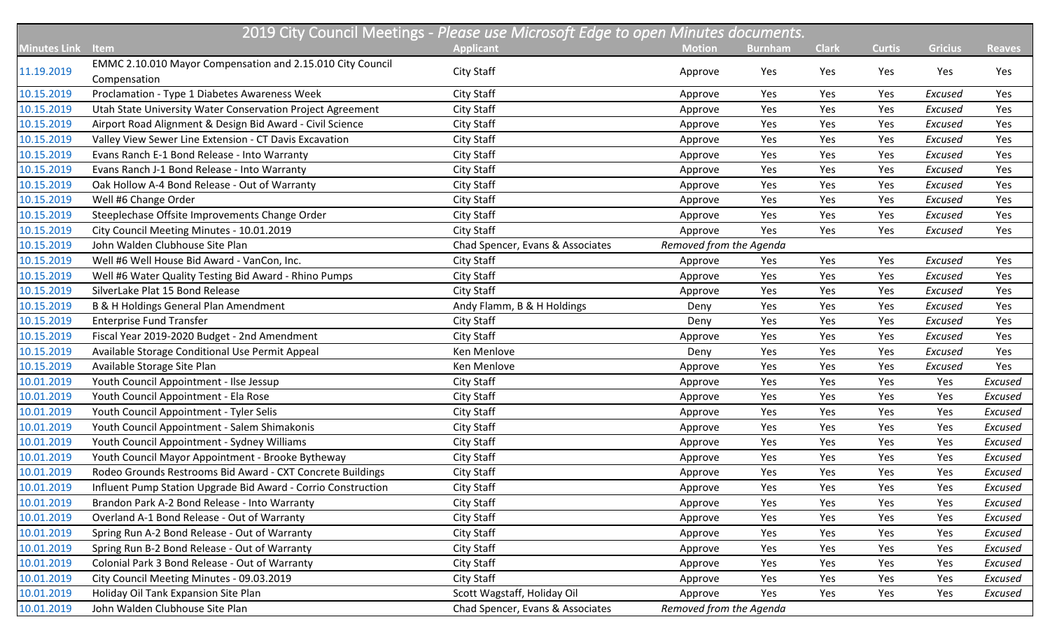| Minutes Link | Item | Applicant | Motion | Burnham | Clark | Curtis | Gricius | Reaves |
|---|---|---|---|---|---|---|---|---|
| 2019 City Council Meetings - *Please use Microsoft Edge to open Minutes documents.* | | | | | | | | |
| 11.19.2019 | EMMC 2.10.010 Mayor Compensation and 2.15.010 City Council Compensation | City Staff | Approve | Yes | Yes | Yes | Yes | Yes |
| 10.15.2019 | Proclamation - Type 1 Diabetes Awareness Week | City Staff | Approve | Yes | Yes | Yes | *Excused* | Yes |
| 10.15.2019 | Utah State University Water Conservation Project Agreement | City Staff | Approve | Yes | Yes | Yes | *Excused* | Yes |
| 10.15.2019 | Airport Road Alignment & Design Bid Award - Civil Science | City Staff | Approve | Yes | Yes | Yes | *Excused* | Yes |
| 10.15.2019 | Valley View Sewer Line Extension - CT Davis Excavation | City Staff | Approve | Yes | Yes | Yes | *Excused* | Yes |
| 10.15.2019 | Evans Ranch E-1 Bond Release - Into Warranty | City Staff | Approve | Yes | Yes | Yes | *Excused* | Yes |
| 10.15.2019 | Evans Ranch J-1 Bond Release - Into Warranty | City Staff | Approve | Yes | Yes | Yes | *Excused* | Yes |
| 10.15.2019 | Oak Hollow A-4 Bond Release - Out of Warranty | City Staff | Approve | Yes | Yes | Yes | *Excused* | Yes |
| 10.15.2019 | Well #6 Change Order | City Staff | Approve | Yes | Yes | Yes | *Excused* | Yes |
| 10.15.2019 | Steeplechase Offsite Improvements Change Order | City Staff | Approve | Yes | Yes | Yes | *Excused* | Yes |
| 10.15.2019 | City Council Meeting Minutes - 10.01.2019 | City Staff | Approve | Yes | Yes | Yes | *Excused* | Yes |
| 10.15.2019 | John Walden Clubhouse Site Plan | Chad Spencer, Evans & Associates | *Removed from the Agenda* | | | | | |
| 10.15.2019 | Well #6 Well House Bid Award - VanCon, Inc. | City Staff | Approve | Yes | Yes | Yes | *Excused* | Yes |
| 10.15.2019 | Well #6 Water Quality Testing Bid Award - Rhino Pumps | City Staff | Approve | Yes | Yes | Yes | *Excused* | Yes |
| 10.15.2019 | SilverLake Plat 15 Bond Release | City Staff | Approve | Yes | Yes | Yes | *Excused* | Yes |
| 10.15.2019 | B & H Holdings General Plan Amendment | Andy Flamm, B & H Holdings | Deny | Yes | Yes | Yes | *Excused* | Yes |
| 10.15.2019 | Enterprise Fund Transfer | City Staff | Deny | Yes | Yes | Yes | *Excused* | Yes |
| 10.15.2019 | Fiscal Year 2019-2020 Budget - 2nd Amendment | City Staff | Approve | Yes | Yes | Yes | *Excused* | Yes |
| 10.15.2019 | Available Storage Conditional Use Permit Appeal | Ken Menlove | Deny | Yes | Yes | Yes | *Excused* | Yes |
| 10.15.2019 | Available Storage Site Plan | Ken Menlove | Approve | Yes | Yes | Yes | *Excused* | Yes |
| 10.01.2019 | Youth Council Appointment - Ilse Jessup | City Staff | Approve | Yes | Yes | Yes | Yes | *Excused* |
| 10.01.2019 | Youth Council Appointment - Ela Rose | City Staff | Approve | Yes | Yes | Yes | Yes | *Excused* |
| 10.01.2019 | Youth Council Appointment - Tyler Selis | City Staff | Approve | Yes | Yes | Yes | Yes | *Excused* |
| 10.01.2019 | Youth Council Appointment - Salem Shimakonis | City Staff | Approve | Yes | Yes | Yes | Yes | *Excused* |
| 10.01.2019 | Youth Council Appointment - Sydney Williams | City Staff | Approve | Yes | Yes | Yes | Yes | *Excused* |
| 10.01.2019 | Youth Council Mayor Appointment - Brooke Bytheway | City Staff | Approve | Yes | Yes | Yes | Yes | *Excused* |
| 10.01.2019 | Rodeo Grounds Restrooms Bid Award - CXT Concrete Buildings | City Staff | Approve | Yes | Yes | Yes | Yes | *Excused* |
| 10.01.2019 | Influent Pump Station Upgrade Bid Award - Corrio Construction | City Staff | Approve | Yes | Yes | Yes | Yes | *Excused* |
| 10.01.2019 | Brandon Park A-2 Bond Release - Into Warranty | City Staff | Approve | Yes | Yes | Yes | Yes | *Excused* |
| 10.01.2019 | Overland A-1 Bond Release - Out of Warranty | City Staff | Approve | Yes | Yes | Yes | Yes | *Excused* |
| 10.01.2019 | Spring Run A-2 Bond Release - Out of Warranty | City Staff | Approve | Yes | Yes | Yes | Yes | *Excused* |
| 10.01.2019 | Spring Run B-2 Bond Release - Out of Warranty | City Staff | Approve | Yes | Yes | Yes | Yes | *Excused* |
| 10.01.2019 | Colonial Park 3 Bond Release - Out of Warranty | City Staff | Approve | Yes | Yes | Yes | Yes | *Excused* |
| 10.01.2019 | City Council Meeting Minutes - 09.03.2019 | City Staff | Approve | Yes | Yes | Yes | Yes | *Excused* |
| 10.01.2019 | Holiday Oil Tank Expansion Site Plan | Scott Wagstaff, Holiday Oil | Approve | Yes | Yes | Yes | Yes | *Excused* |
| 10.01.2019 | John Walden Clubhouse Site Plan | Chad Spencer, Evans & Associates | *Removed from the Agenda* | | | | | |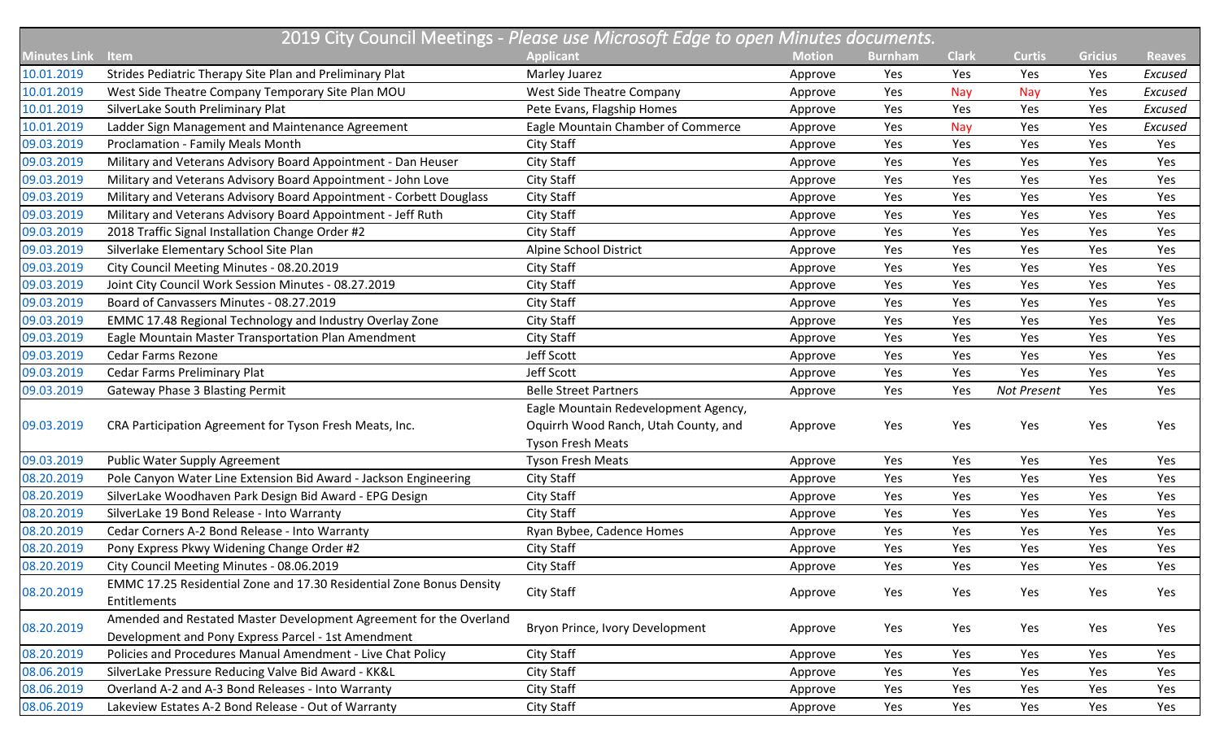# 2019 City Council Meetings - *Please use Microsoft Edge to open Minutes documents.*

| Minutes Link | Item | Applicant | Motion | Burnham | Clark | Curtis | Gricius | Reaves |
|---|---|---|---|---|---|---|---|---|
| 10.01.2019 | Strides Pediatric Therapy Site Plan and Preliminary Plat | Marley Juarez | Approve | Yes | Yes | Yes | Yes | *Excused* |
| 10.01.2019 | West Side Theatre Company Temporary Site Plan MOU | West Side Theatre Company | Approve | Yes | Nay | Nay | Yes | *Excused* |
| 10.01.2019 | SilverLake South Preliminary Plat | Pete Evans, Flagship Homes | Approve | Yes | Yes | Yes | Yes | *Excused* |
| 10.01.2019 | Ladder Sign Management and Maintenance Agreement | Eagle Mountain Chamber of Commerce | Approve | Yes | Nay | Yes | Yes | *Excused* |
| 09.03.2019 | Proclamation - Family Meals Month | City Staff | Approve | Yes | Yes | Yes | Yes | Yes |
| 09.03.2019 | Military and Veterans Advisory Board Appointment - Dan Heuser | City Staff | Approve | Yes | Yes | Yes | Yes | Yes |
| 09.03.2019 | Military and Veterans Advisory Board Appointment - John Love | City Staff | Approve | Yes | Yes | Yes | Yes | Yes |
| 09.03.2019 | Military and Veterans Advisory Board Appointment - Corbett Douglass | City Staff | Approve | Yes | Yes | Yes | Yes | Yes |
| 09.03.2019 | Military and Veterans Advisory Board Appointment - Jeff Ruth | City Staff | Approve | Yes | Yes | Yes | Yes | Yes |
| 09.03.2019 | 2018 Traffic Signal Installation Change Order #2 | City Staff | Approve | Yes | Yes | Yes | Yes | Yes |
| 09.03.2019 | Silverlake Elementary School Site Plan | Alpine School District | Approve | Yes | Yes | Yes | Yes | Yes |
| 09.03.2019 | City Council Meeting Minutes - 08.20.2019 | City Staff | Approve | Yes | Yes | Yes | Yes | Yes |
| 09.03.2019 | Joint City Council Work Session Minutes - 08.27.2019 | City Staff | Approve | Yes | Yes | Yes | Yes | Yes |
| 09.03.2019 | Board of Canvassers Minutes - 08.27.2019 | City Staff | Approve | Yes | Yes | Yes | Yes | Yes |
| 09.03.2019 | EMMC 17.48 Regional Technology and Industry Overlay Zone | City Staff | Approve | Yes | Yes | Yes | Yes | Yes |
| 09.03.2019 | Eagle Mountain Master Transportation Plan Amendment | City Staff | Approve | Yes | Yes | Yes | Yes | Yes |
| 09.03.2019 | Cedar Farms Rezone | Jeff Scott | Approve | Yes | Yes | Yes | Yes | Yes |
| 09.03.2019 | Cedar Farms Preliminary Plat | Jeff Scott | Approve | Yes | Yes | Yes | Yes | Yes |
| 09.03.2019 | Gateway Phase 3 Blasting Permit | Belle Street Partners | Approve | Yes | Yes | *Not Present* | Yes | Yes |
| 09.03.2019 | CRA Participation Agreement for Tyson Fresh Meats, Inc. | Eagle Mountain Redevelopment Agency, Oquirrh Wood Ranch, Utah County, and Tyson Fresh Meats | Approve | Yes | Yes | Yes | Yes | Yes |
| 09.03.2019 | Public Water Supply Agreement | Tyson Fresh Meats | Approve | Yes | Yes | Yes | Yes | Yes |
| 08.20.2019 | Pole Canyon Water Line Extension Bid Award - Jackson Engineering | City Staff | Approve | Yes | Yes | Yes | Yes | Yes |
| 08.20.2019 | SilverLake Woodhaven Park Design Bid Award - EPG Design | City Staff | Approve | Yes | Yes | Yes | Yes | Yes |
| 08.20.2019 | SilverLake 19 Bond Release - Into Warranty | City Staff | Approve | Yes | Yes | Yes | Yes | Yes |
| 08.20.2019 | Cedar Corners A-2 Bond Release - Into Warranty | Ryan Bybee, Cadence Homes | Approve | Yes | Yes | Yes | Yes | Yes |
| 08.20.2019 | Pony Express Pkwy Widening Change Order #2 | City Staff | Approve | Yes | Yes | Yes | Yes | Yes |
| 08.20.2019 | City Council Meeting Minutes - 08.06.2019 | City Staff | Approve | Yes | Yes | Yes | Yes | Yes |
| 08.20.2019 | EMMC 17.25 Residential Zone and 17.30 Residential Zone Bonus Density Entitlements | City Staff | Approve | Yes | Yes | Yes | Yes | Yes |
| 08.20.2019 | Amended and Restated Master Development Agreement for the Overland Development and Pony Express Parcel - 1st Amendment | Bryon Prince, Ivory Development | Approve | Yes | Yes | Yes | Yes | Yes |
| 08.20.2019 | Policies and Procedures Manual Amendment - Live Chat Policy | City Staff | Approve | Yes | Yes | Yes | Yes | Yes |
| 08.06.2019 | SilverLake Pressure Reducing Valve Bid Award - KK&L | City Staff | Approve | Yes | Yes | Yes | Yes | Yes |
| 08.06.2019 | Overland A-2 and A-3 Bond Releases - Into Warranty | City Staff | Approve | Yes | Yes | Yes | Yes | Yes |
| 08.06.2019 | Lakeview Estates A-2 Bond Release - Out of Warranty | City Staff | Approve | Yes | Yes | Yes | Yes | Yes |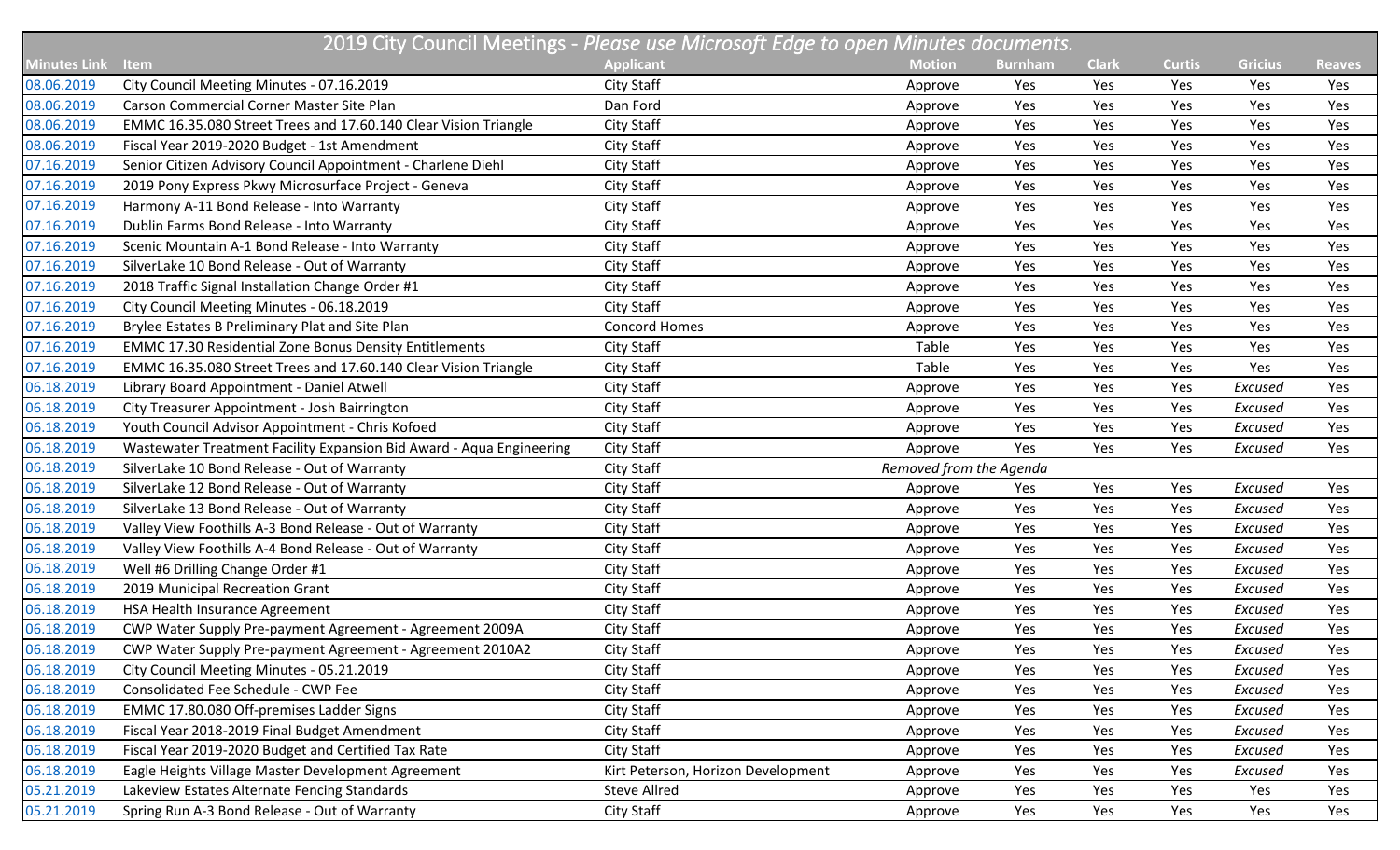| 2019 City Council Meetings - *Please use Microsoft Edge to open Minutes documents.* | | | | | | | | |
|---|---|---|---|---|---|---|---|---|
| **Minutes Link** | **Item** | **Applicant** | **Motion** | **Burnham** | **Clark** | **Curtis** | **Gricius** | **Reaves** |
| 08.06.2019 | City Council Meeting Minutes - 07.16.2019 | City Staff | Approve | Yes | Yes | Yes | Yes | Yes |
| 08.06.2019 | Carson Commercial Corner Master Site Plan | Dan Ford | Approve | Yes | Yes | Yes | Yes | Yes |
| 08.06.2019 | EMMC 16.35.080 Street Trees and 17.60.140 Clear Vision Triangle | City Staff | Approve | Yes | Yes | Yes | Yes | Yes |
| 08.06.2019 | Fiscal Year 2019-2020 Budget - 1st Amendment | City Staff | Approve | Yes | Yes | Yes | Yes | Yes |
| 07.16.2019 | Senior Citizen Advisory Council Appointment - Charlene Diehl | City Staff | Approve | Yes | Yes | Yes | Yes | Yes |
| 07.16.2019 | 2019 Pony Express Pkwy Microsurface Project - Geneva | City Staff | Approve | Yes | Yes | Yes | Yes | Yes |
| 07.16.2019 | Harmony A-11 Bond Release - Into Warranty | City Staff | Approve | Yes | Yes | Yes | Yes | Yes |
| 07.16.2019 | Dublin Farms Bond Release - Into Warranty | City Staff | Approve | Yes | Yes | Yes | Yes | Yes |
| 07.16.2019 | Scenic Mountain A-1 Bond Release - Into Warranty | City Staff | Approve | Yes | Yes | Yes | Yes | Yes |
| 07.16.2019 | SilverLake 10 Bond Release - Out of Warranty | City Staff | Approve | Yes | Yes | Yes | Yes | Yes |
| 07.16.2019 | 2018 Traffic Signal Installation Change Order #1 | City Staff | Approve | Yes | Yes | Yes | Yes | Yes |
| 07.16.2019 | City Council Meeting Minutes - 06.18.2019 | City Staff | Approve | Yes | Yes | Yes | Yes | Yes |
| 07.16.2019 | Brylee Estates B Preliminary Plat and Site Plan | Concord Homes | Approve | Yes | Yes | Yes | Yes | Yes |
| 07.16.2019 | EMMC 17.30 Residential Zone Bonus Density Entitlements | City Staff | Table | Yes | Yes | Yes | Yes | Yes |
| 07.16.2019 | EMMC 16.35.080 Street Trees and 17.60.140 Clear Vision Triangle | City Staff | Table | Yes | Yes | Yes | Yes | Yes |
| 06.18.2019 | Library Board Appointment - Daniel Atwell | City Staff | Approve | Yes | Yes | Yes | *Excused* | Yes |
| 06.18.2019 | City Treasurer Appointment - Josh Bairrington | City Staff | Approve | Yes | Yes | Yes | *Excused* | Yes |
| 06.18.2019 | Youth Council Advisor Appointment - Chris Kofoed | City Staff | Approve | Yes | Yes | Yes | *Excused* | Yes |
| 06.18.2019 | Wastewater Treatment Facility Expansion Bid Award - Aqua Engineering | City Staff | Approve | Yes | Yes | Yes | *Excused* | Yes |
| 06.18.2019 | SilverLake 10 Bond Release - Out of Warranty | City Staff | *Removed from the Agenda* | | | | | |
| 06.18.2019 | SilverLake 12 Bond Release - Out of Warranty | City Staff | Approve | Yes | Yes | Yes | *Excused* | Yes |
| 06.18.2019 | SilverLake 13 Bond Release - Out of Warranty | City Staff | Approve | Yes | Yes | Yes | *Excused* | Yes |
| 06.18.2019 | Valley View Foothills A-3 Bond Release - Out of Warranty | City Staff | Approve | Yes | Yes | Yes | *Excused* | Yes |
| 06.18.2019 | Valley View Foothills A-4 Bond Release - Out of Warranty | City Staff | Approve | Yes | Yes | Yes | *Excused* | Yes |
| 06.18.2019 | Well #6 Drilling Change Order #1 | City Staff | Approve | Yes | Yes | Yes | *Excused* | Yes |
| 06.18.2019 | 2019 Municipal Recreation Grant | City Staff | Approve | Yes | Yes | Yes | *Excused* | Yes |
| 06.18.2019 | HSA Health Insurance Agreement | City Staff | Approve | Yes | Yes | Yes | *Excused* | Yes |
| 06.18.2019 | CWP Water Supply Pre-payment Agreement - Agreement 2009A | City Staff | Approve | Yes | Yes | Yes | *Excused* | Yes |
| 06.18.2019 | CWP Water Supply Pre-payment Agreement - Agreement 2010A2 | City Staff | Approve | Yes | Yes | Yes | *Excused* | Yes |
| 06.18.2019 | City Council Meeting Minutes - 05.21.2019 | City Staff | Approve | Yes | Yes | Yes | *Excused* | Yes |
| 06.18.2019 | Consolidated Fee Schedule - CWP Fee | City Staff | Approve | Yes | Yes | Yes | *Excused* | Yes |
| 06.18.2019 | EMMC 17.80.080 Off-premises Ladder Signs | City Staff | Approve | Yes | Yes | Yes | *Excused* | Yes |
| 06.18.2019 | Fiscal Year 2018-2019 Final Budget Amendment | City Staff | Approve | Yes | Yes | Yes | *Excused* | Yes |
| 06.18.2019 | Fiscal Year 2019-2020 Budget and Certified Tax Rate | City Staff | Approve | Yes | Yes | Yes | *Excused* | Yes |
| 06.18.2019 | Eagle Heights Village Master Development Agreement | Kirt Peterson, Horizon Development | Approve | Yes | Yes | Yes | *Excused* | Yes |
| 05.21.2019 | Lakeview Estates Alternate Fencing Standards | Steve Allred | Approve | Yes | Yes | Yes | Yes | Yes |
| 05.21.2019 | Spring Run A-3 Bond Release - Out of Warranty | City Staff | Approve | Yes | Yes | Yes | Yes | Yes |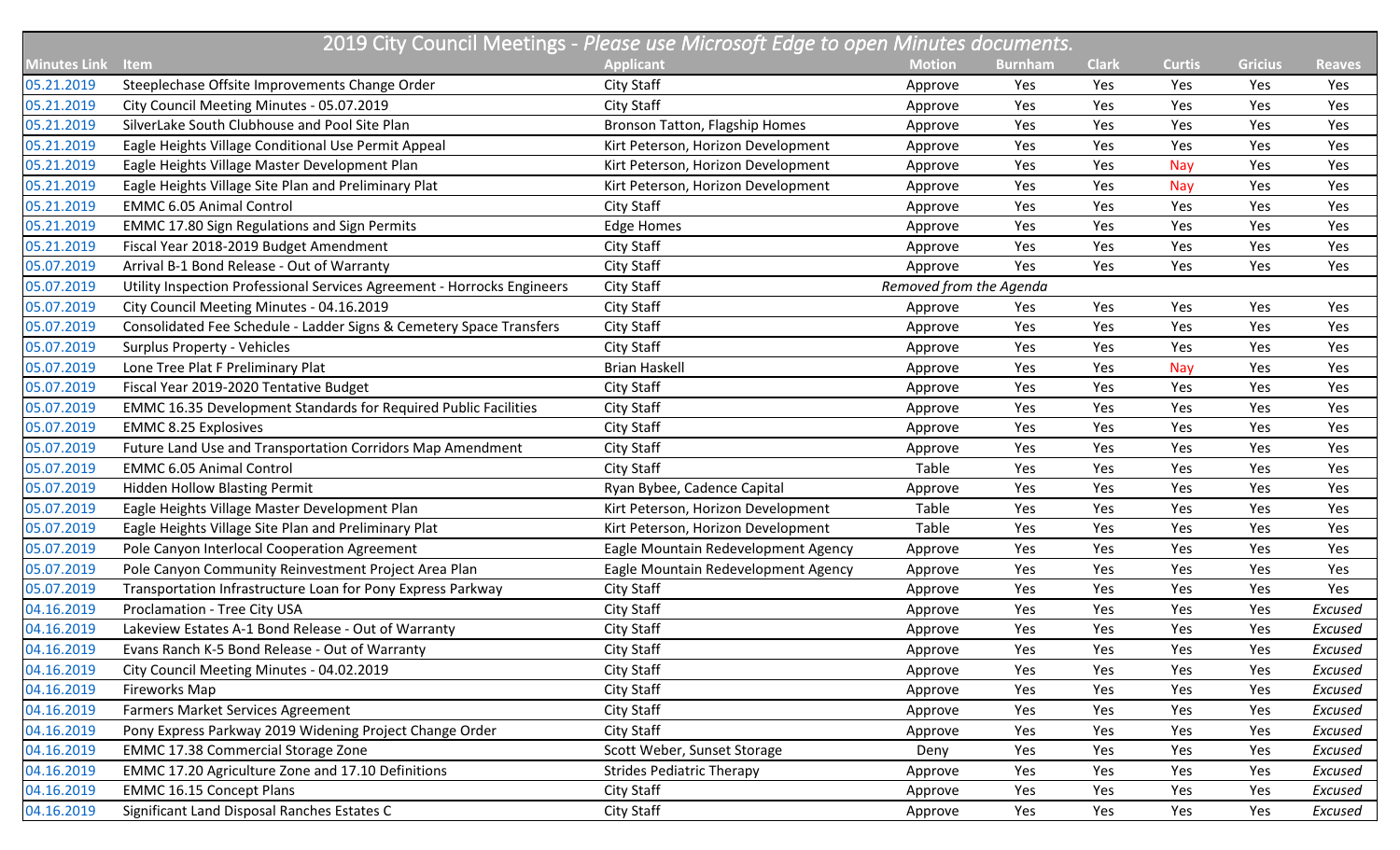# 2019 City Council Meetings - *Please use Microsoft Edge to open Minutes documents.*

| Minutes Link | Item | Applicant | Motion | Burnham | Clark | Curtis | Gricius | Reaves |
|---|---|---|---|---|---|---|---|---|
| 05.21.2019 | Steeplechase Offsite Improvements Change Order | City Staff | Approve | Yes | Yes | Yes | Yes | Yes |
| 05.21.2019 | City Council Meeting Minutes - 05.07.2019 | City Staff | Approve | Yes | Yes | Yes | Yes | Yes |
| 05.21.2019 | SilverLake South Clubhouse and Pool Site Plan | Bronson Tatton, Flagship Homes | Approve | Yes | Yes | Yes | Yes | Yes |
| 05.21.2019 | Eagle Heights Village Conditional Use Permit Appeal | Kirt Peterson, Horizon Development | Approve | Yes | Yes | Yes | Yes | Yes |
| 05.21.2019 | Eagle Heights Village Master Development Plan | Kirt Peterson, Horizon Development | Approve | Yes | Yes | Nay | Yes | Yes |
| 05.21.2019 | Eagle Heights Village Site Plan and Preliminary Plat | Kirt Peterson, Horizon Development | Approve | Yes | Yes | Nay | Yes | Yes |
| 05.21.2019 | EMMC 6.05 Animal Control | City Staff | Approve | Yes | Yes | Yes | Yes | Yes |
| 05.21.2019 | EMMC 17.80 Sign Regulations and Sign Permits | Edge Homes | Approve | Yes | Yes | Yes | Yes | Yes |
| 05.21.2019 | Fiscal Year 2018-2019 Budget Amendment | City Staff | Approve | Yes | Yes | Yes | Yes | Yes |
| 05.07.2019 | Arrival B-1 Bond Release - Out of Warranty | City Staff | Approve | Yes | Yes | Yes | Yes | Yes |
| 05.07.2019 | Utility Inspection Professional Services Agreement - Horrocks Engineers | City Staff | *Removed from the Agenda* | | | | | |
| 05.07.2019 | City Council Meeting Minutes - 04.16.2019 | City Staff | Approve | Yes | Yes | Yes | Yes | Yes |
| 05.07.2019 | Consolidated Fee Schedule - Ladder Signs & Cemetery Space Transfers | City Staff | Approve | Yes | Yes | Yes | Yes | Yes |
| 05.07.2019 | Surplus Property - Vehicles | City Staff | Approve | Yes | Yes | Yes | Yes | Yes |
| 05.07.2019 | Lone Tree Plat F Preliminary Plat | Brian Haskell | Approve | Yes | Yes | Nay | Yes | Yes |
| 05.07.2019 | Fiscal Year 2019-2020 Tentative Budget | City Staff | Approve | Yes | Yes | Yes | Yes | Yes |
| 05.07.2019 | EMMC 16.35 Development Standards for Required Public Facilities | City Staff | Approve | Yes | Yes | Yes | Yes | Yes |
| 05.07.2019 | EMMC 8.25 Explosives | City Staff | Approve | Yes | Yes | Yes | Yes | Yes |
| 05.07.2019 | Future Land Use and Transportation Corridors Map Amendment | City Staff | Approve | Yes | Yes | Yes | Yes | Yes |
| 05.07.2019 | EMMC 6.05 Animal Control | City Staff | Table | Yes | Yes | Yes | Yes | Yes |
| 05.07.2019 | Hidden Hollow Blasting Permit | Ryan Bybee, Cadence Capital | Approve | Yes | Yes | Yes | Yes | Yes |
| 05.07.2019 | Eagle Heights Village Master Development Plan | Kirt Peterson, Horizon Development | Table | Yes | Yes | Yes | Yes | Yes |
| 05.07.2019 | Eagle Heights Village Site Plan and Preliminary Plat | Kirt Peterson, Horizon Development | Table | Yes | Yes | Yes | Yes | Yes |
| 05.07.2019 | Pole Canyon Interlocal Cooperation Agreement | Eagle Mountain Redevelopment Agency | Approve | Yes | Yes | Yes | Yes | Yes |
| 05.07.2019 | Pole Canyon Community Reinvestment Project Area Plan | Eagle Mountain Redevelopment Agency | Approve | Yes | Yes | Yes | Yes | Yes |
| 05.07.2019 | Transportation Infrastructure Loan for Pony Express Parkway | City Staff | Approve | Yes | Yes | Yes | Yes | Yes |
| 04.16.2019 | Proclamation - Tree City USA | City Staff | Approve | Yes | Yes | Yes | Yes | *Excused* |
| 04.16.2019 | Lakeview Estates A-1 Bond Release - Out of Warranty | City Staff | Approve | Yes | Yes | Yes | Yes | *Excused* |
| 04.16.2019 | Evans Ranch K-5 Bond Release - Out of Warranty | City Staff | Approve | Yes | Yes | Yes | Yes | *Excused* |
| 04.16.2019 | City Council Meeting Minutes - 04.02.2019 | City Staff | Approve | Yes | Yes | Yes | Yes | *Excused* |
| 04.16.2019 | Fireworks Map | City Staff | Approve | Yes | Yes | Yes | Yes | *Excused* |
| 04.16.2019 | Farmers Market Services Agreement | City Staff | Approve | Yes | Yes | Yes | Yes | *Excused* |
| 04.16.2019 | Pony Express Parkway 2019 Widening Project Change Order | City Staff | Approve | Yes | Yes | Yes | Yes | *Excused* |
| 04.16.2019 | EMMC 17.38 Commercial Storage Zone | Scott Weber, Sunset Storage | Deny | Yes | Yes | Yes | Yes | *Excused* |
| 04.16.2019 | EMMC 17.20 Agriculture Zone and 17.10 Definitions | Strides Pediatric Therapy | Approve | Yes | Yes | Yes | Yes | *Excused* |
| 04.16.2019 | EMMC 16.15 Concept Plans | City Staff | Approve | Yes | Yes | Yes | Yes | *Excused* |
| 04.16.2019 | Significant Land Disposal Ranches Estates C | City Staff | Approve | Yes | Yes | Yes | Yes | *Excused* |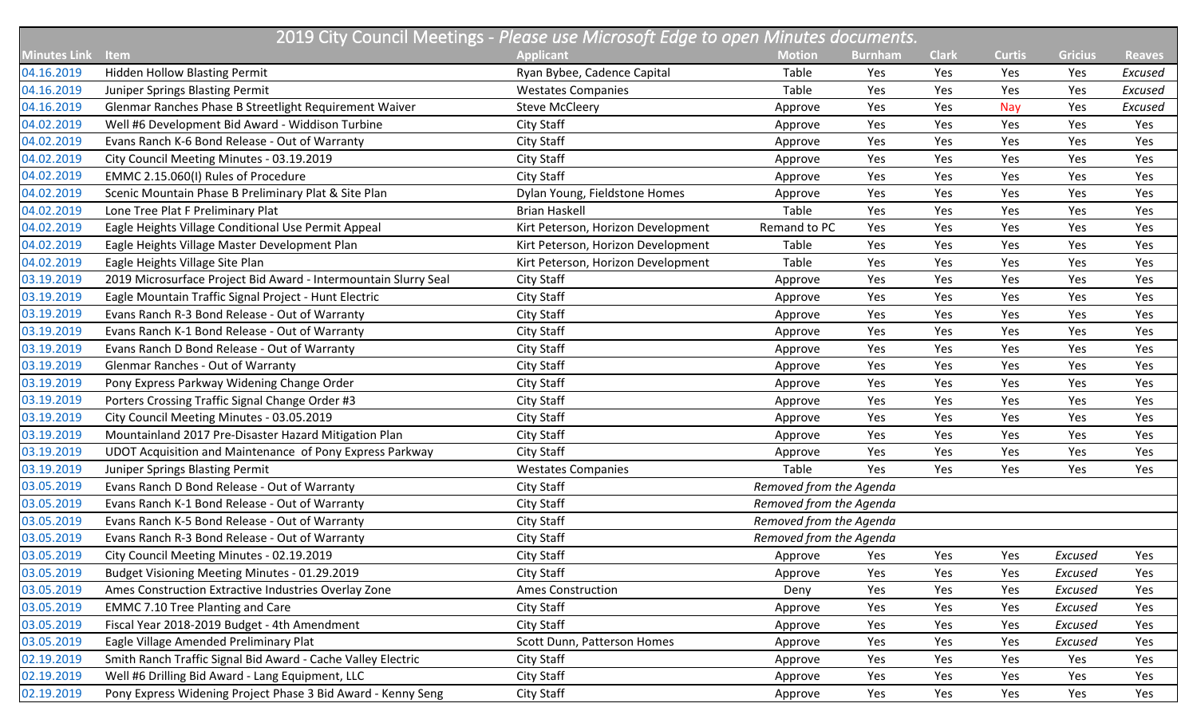| 2019 City Council Meetings - *Please use Microsoft Edge to open Minutes documents.* | | | | | | | | |
|---|---|---|---|---|---|---|---|---|
| **Minutes Link** | **Item** | **Applicant** | **Motion** | **Burnham** | **Clark** | **Curtis** | **Gricius** | **Reaves** |
| 04.16.2019 | Hidden Hollow Blasting Permit | Ryan Bybee, Cadence Capital | Table | Yes | Yes | Yes | Yes | *Excused* |
| 04.16.2019 | Juniper Springs Blasting Permit | Westates Companies | Table | Yes | Yes | Yes | Yes | *Excused* |
| 04.16.2019 | Glenmar Ranches Phase B Streetlight Requirement Waiver | Steve McCleery | Approve | Yes | Yes | Nay | Yes | *Excused* |
| 04.02.2019 | Well #6 Development Bid Award - Widdison Turbine | City Staff | Approve | Yes | Yes | Yes | Yes | Yes |
| 04.02.2019 | Evans Ranch K-6 Bond Release - Out of Warranty | City Staff | Approve | Yes | Yes | Yes | Yes | Yes |
| 04.02.2019 | City Council Meeting Minutes - 03.19.2019 | City Staff | Approve | Yes | Yes | Yes | Yes | Yes |
| 04.02.2019 | EMMC 2.15.060(I) Rules of Procedure | City Staff | Approve | Yes | Yes | Yes | Yes | Yes |
| 04.02.2019 | Scenic Mountain Phase B Preliminary Plat & Site Plan | Dylan Young, Fieldstone Homes | Approve | Yes | Yes | Yes | Yes | Yes |
| 04.02.2019 | Lone Tree Plat F Preliminary Plat | Brian Haskell | Table | Yes | Yes | Yes | Yes | Yes |
| 04.02.2019 | Eagle Heights Village Conditional Use Permit Appeal | Kirt Peterson, Horizon Development | Remand to PC | Yes | Yes | Yes | Yes | Yes |
| 04.02.2019 | Eagle Heights Village Master Development Plan | Kirt Peterson, Horizon Development | Table | Yes | Yes | Yes | Yes | Yes |
| 04.02.2019 | Eagle Heights Village Site Plan | Kirt Peterson, Horizon Development | Table | Yes | Yes | Yes | Yes | Yes |
| 03.19.2019 | 2019 Microsurface Project Bid Award - Intermountain Slurry Seal | City Staff | Approve | Yes | Yes | Yes | Yes | Yes |
| 03.19.2019 | Eagle Mountain Traffic Signal Project - Hunt Electric | City Staff | Approve | Yes | Yes | Yes | Yes | Yes |
| 03.19.2019 | Evans Ranch R-3 Bond Release - Out of Warranty | City Staff | Approve | Yes | Yes | Yes | Yes | Yes |
| 03.19.2019 | Evans Ranch K-1 Bond Release - Out of Warranty | City Staff | Approve | Yes | Yes | Yes | Yes | Yes |
| 03.19.2019 | Evans Ranch D Bond Release - Out of Warranty | City Staff | Approve | Yes | Yes | Yes | Yes | Yes |
| 03.19.2019 | Glenmar Ranches - Out of Warranty | City Staff | Approve | Yes | Yes | Yes | Yes | Yes |
| 03.19.2019 | Pony Express Parkway Widening Change Order | City Staff | Approve | Yes | Yes | Yes | Yes | Yes |
| 03.19.2019 | Porters Crossing Traffic Signal Change Order #3 | City Staff | Approve | Yes | Yes | Yes | Yes | Yes |
| 03.19.2019 | City Council Meeting Minutes - 03.05.2019 | City Staff | Approve | Yes | Yes | Yes | Yes | Yes |
| 03.19.2019 | Mountainland 2017 Pre-Disaster Hazard Mitigation Plan | City Staff | Approve | Yes | Yes | Yes | Yes | Yes |
| 03.19.2019 | UDOT Acquisition and Maintenance of Pony Express Parkway | City Staff | Approve | Yes | Yes | Yes | Yes | Yes |
| 03.19.2019 | Juniper Springs Blasting Permit | Westates Companies | Table | Yes | Yes | Yes | Yes | Yes |
| 03.05.2019 | Evans Ranch D Bond Release - Out of Warranty | City Staff | *Removed from the Agenda* | | | | | |
| 03.05.2019 | Evans Ranch K-1 Bond Release - Out of Warranty | City Staff | *Removed from the Agenda* | | | | | |
| 03.05.2019 | Evans Ranch K-5 Bond Release - Out of Warranty | City Staff | *Removed from the Agenda* | | | | | |
| 03.05.2019 | Evans Ranch R-3 Bond Release - Out of Warranty | City Staff | *Removed from the Agenda* | | | | | |
| 03.05.2019 | City Council Meeting Minutes - 02.19.2019 | City Staff | Approve | Yes | Yes | Yes | *Excused* | Yes |
| 03.05.2019 | Budget Visioning Meeting Minutes - 01.29.2019 | City Staff | Approve | Yes | Yes | Yes | *Excused* | Yes |
| 03.05.2019 | Ames Construction Extractive Industries Overlay Zone | Ames Construction | Deny | Yes | Yes | Yes | *Excused* | Yes |
| 03.05.2019 | EMMC 7.10 Tree Planting and Care | City Staff | Approve | Yes | Yes | Yes | *Excused* | Yes |
| 03.05.2019 | Fiscal Year 2018-2019 Budget - 4th Amendment | City Staff | Approve | Yes | Yes | Yes | *Excused* | Yes |
| 03.05.2019 | Eagle Village Amended Preliminary Plat | Scott Dunn, Patterson Homes | Approve | Yes | Yes | Yes | *Excused* | Yes |
| 02.19.2019 | Smith Ranch Traffic Signal Bid Award - Cache Valley Electric | City Staff | Approve | Yes | Yes | Yes | Yes | Yes |
| 02.19.2019 | Well #6 Drilling Bid Award - Lang Equipment, LLC | City Staff | Approve | Yes | Yes | Yes | Yes | Yes |
| 02.19.2019 | Pony Express Widening Project Phase 3 Bid Award - Kenny Seng | City Staff | Approve | Yes | Yes | Yes | Yes | Yes |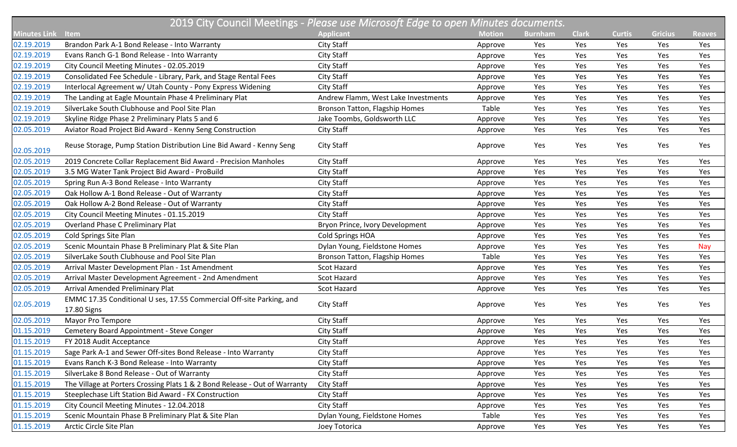| 2019 City Council Meetings - *Please use Microsoft Edge to open Minutes documents.* | | | | | | | | |
|---|---|---|---|---|---|---|---|---|
| **Minutes Link** | **Item** | **Applicant** | **Motion** | **Burnham** | **Clark** | **Curtis** | **Gricius** | **Reaves** |
| 02.19.2019 | Brandon Park A-1 Bond Release - Into Warranty | City Staff | Approve | Yes | Yes | Yes | Yes | Yes |
| 02.19.2019 | Evans Ranch G-1 Bond Release - Into Warranty | City Staff | Approve | Yes | Yes | Yes | Yes | Yes |
| 02.19.2019 | City Council Meeting Minutes - 02.05.2019 | City Staff | Approve | Yes | Yes | Yes | Yes | Yes |
| 02.19.2019 | Consolidated Fee Schedule - Library, Park, and Stage Rental Fees | City Staff | Approve | Yes | Yes | Yes | Yes | Yes |
| 02.19.2019 | Interlocal Agreement w/ Utah County - Pony Express Widening | City Staff | Approve | Yes | Yes | Yes | Yes | Yes |
| 02.19.2019 | The Landing at Eagle Mountain Phase 4 Preliminary Plat | Andrew Flamm, West Lake Investments | Approve | Yes | Yes | Yes | Yes | Yes |
| 02.19.2019 | SilverLake South Clubhouse and Pool Site Plan | Bronson Tatton, Flagship Homes | Table | Yes | Yes | Yes | Yes | Yes |
| 02.19.2019 | Skyline Ridge Phase 2 Preliminary Plats 5 and 6 | Jake Toombs, Goldsworth LLC | Approve | Yes | Yes | Yes | Yes | Yes |
| 02.05.2019 | Aviator Road Project Bid Award - Kenny Seng Construction | City Staff | Approve | Yes | Yes | Yes | Yes | Yes |
| 02.05.2019 | Reuse Storage, Pump Station Distribution Line Bid Award - Kenny Seng | City Staff | Approve | Yes | Yes | Yes | Yes | Yes |
| 02.05.2019 | 2019 Concrete Collar Replacement Bid Award - Precision Manholes | City Staff | Approve | Yes | Yes | Yes | Yes | Yes |
| 02.05.2019 | 3.5 MG Water Tank Project Bid Award - ProBuild | City Staff | Approve | Yes | Yes | Yes | Yes | Yes |
| 02.05.2019 | Spring Run A-3 Bond Release - Into Warranty | City Staff | Approve | Yes | Yes | Yes | Yes | Yes |
| 02.05.2019 | Oak Hollow A-1 Bond Release - Out of Warranty | City Staff | Approve | Yes | Yes | Yes | Yes | Yes |
| 02.05.2019 | Oak Hollow A-2 Bond Release - Out of Warranty | City Staff | Approve | Yes | Yes | Yes | Yes | Yes |
| 02.05.2019 | City Council Meeting Minutes - 01.15.2019 | City Staff | Approve | Yes | Yes | Yes | Yes | Yes |
| 02.05.2019 | Overland Phase C Preliminary Plat | Bryon Prince, Ivory Development | Approve | Yes | Yes | Yes | Yes | Yes |
| 02.05.2019 | Cold Springs Site Plan | Cold Springs HOA | Approve | Yes | Yes | Yes | Yes | Yes |
| 02.05.2019 | Scenic Mountain Phase B Preliminary Plat & Site Plan | Dylan Young, Fieldstone Homes | Approve | Yes | Yes | Yes | Yes | Nay |
| 02.05.2019 | SilverLake South Clubhouse and Pool Site Plan | Bronson Tatton, Flagship Homes | Table | Yes | Yes | Yes | Yes | Yes |
| 02.05.2019 | Arrival Master Development Plan - 1st Amendment | Scot Hazard | Approve | Yes | Yes | Yes | Yes | Yes |
| 02.05.2019 | Arrival Master Development Agreement - 2nd Amendment | Scot Hazard | Approve | Yes | Yes | Yes | Yes | Yes |
| 02.05.2019 | Arrival Amended Preliminary Plat | Scot Hazard | Approve | Yes | Yes | Yes | Yes | Yes |
| 02.05.2019 | EMMC 17.35 Conditional U ses, 17.55 Commercial Off-site Parking, and 17.80 Signs | City Staff | Approve | Yes | Yes | Yes | Yes | Yes |
| 02.05.2019 | Mayor Pro Tempore | City Staff | Approve | Yes | Yes | Yes | Yes | Yes |
| 01.15.2019 | Cemetery Board Appointment - Steve Conger | City Staff | Approve | Yes | Yes | Yes | Yes | Yes |
| 01.15.2019 | FY 2018 Audit Acceptance | City Staff | Approve | Yes | Yes | Yes | Yes | Yes |
| 01.15.2019 | Sage Park A-1 and Sewer Off-sites Bond Release - Into Warranty | City Staff | Approve | Yes | Yes | Yes | Yes | Yes |
| 01.15.2019 | Evans Ranch K-3 Bond Release - Into Warranty | City Staff | Approve | Yes | Yes | Yes | Yes | Yes |
| 01.15.2019 | SilverLake 8 Bond Release - Out of Warranty | City Staff | Approve | Yes | Yes | Yes | Yes | Yes |
| 01.15.2019 | The Village at Porters Crossing Plats 1 & 2 Bond Release - Out of Warranty | City Staff | Approve | Yes | Yes | Yes | Yes | Yes |
| 01.15.2019 | Steeplechase Lift Station Bid Award - FX Construction | City Staff | Approve | Yes | Yes | Yes | Yes | Yes |
| 01.15.2019 | City Council Meeting Minutes - 12.04.2018 | City Staff | Approve | Yes | Yes | Yes | Yes | Yes |
| 01.15.2019 | Scenic Mountain Phase B Preliminary Plat & Site Plan | Dylan Young, Fieldstone Homes | Table | Yes | Yes | Yes | Yes | Yes |
| 01.15.2019 | Arctic Circle Site Plan | Joey Totorica | Approve | Yes | Yes | Yes | Yes | Yes |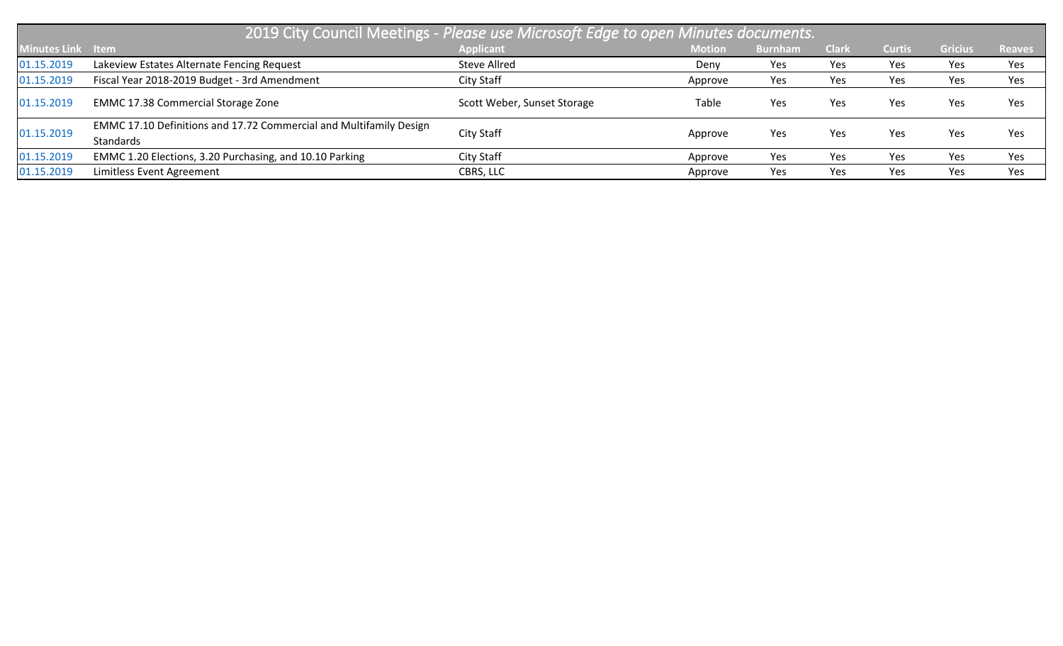| 2019 City Council Meetings - *Please use Microsoft Edge to open Minutes documents.* | | | | | | | | |
|---|---|---|---|---|---|---|---|---|
| **Minutes Link** | **Item** | **Applicant** | **Motion** | **Burnham** | **Clark** | **Curtis** | **Gricius** | **Reaves** |
| 01.15.2019 | Lakeview Estates Alternate Fencing Request | Steve Allred | Deny | Yes | Yes | Yes | Yes | Yes |
| 01.15.2019 | Fiscal Year 2018-2019 Budget - 3rd Amendment | City Staff | Approve | Yes | Yes | Yes | Yes | Yes |
| 01.15.2019 | EMMC 17.38 Commercial Storage Zone | Scott Weber, Sunset Storage | Table | Yes | Yes | Yes | Yes | Yes |
| 01.15.2019 | EMMC 17.10 Definitions and 17.72 Commercial and Multifamily Design Standards | City Staff | Approve | Yes | Yes | Yes | Yes | Yes |
| 01.15.2019 | EMMC 1.20 Elections, 3.20 Purchasing, and 10.10 Parking | City Staff | Approve | Yes | Yes | Yes | Yes | Yes |
| 01.15.2019 | Limitless Event Agreement | CBRS, LLC | Approve | Yes | Yes | Yes | Yes | Yes |